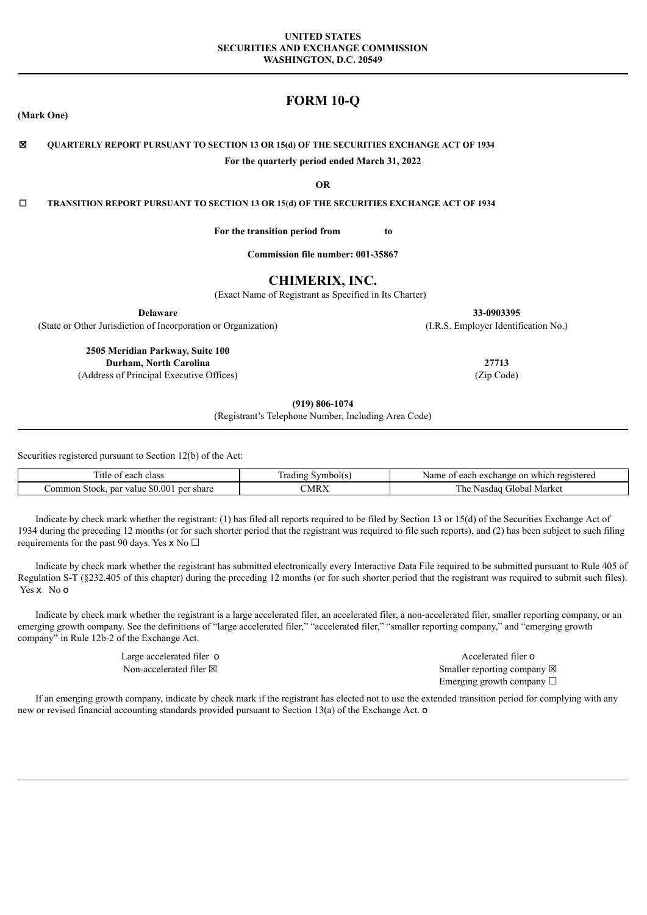**UNITED STATES**
**SECURITIES AND EXCHANGE COMMISSION**
**WASHINGTON, D.C. 20549**

# FORM 10-Q

**(Mark One)**

☒ **QUARTERLY REPORT PURSUANT TO SECTION 13 OR 15(d) OF THE SECURITIES EXCHANGE ACT OF 1934**

**For the quarterly period ended March 31, 2022**

**OR**

☐ **TRANSITION REPORT PURSUANT TO SECTION 13 OR 15(d) OF THE SECURITIES EXCHANGE ACT OF 1934**

**For the transition period from to**

**Commission file number: 001-35867**

# CHIMERIX, INC.

(Exact Name of Registrant as Specified in Its Charter)

| **Delaware** | **33-0903395** |
|---|---|
| (State or Other Jurisdiction of Incorporation or Organization) | (I.R.S. Employer Identification No.) |
| **2505 Meridian Parkway, Suite 100** **Durham, North Carolina** | **27713** |
| (Address of Principal Executive Offices) | (Zip Code) |

**(919) 806-1074**

(Registrant's Telephone Number, Including Area Code)

Securities registered pursuant to Section 12(b) of the Act:

| Title of each class | Trading Symbol(s) | Name of each exchange on which registered |
|---|---|---|
| Common Stock, par value $0.001 per share | CMRX | The Nasdaq Global Market |

Indicate by check mark whether the registrant: (1) has filed all reports required to be filed by Section 13 or 15(d) of the Securities Exchange Act of 1934 during the preceding 12 months (or for such shorter period that the registrant was required to file such reports), and (2) has been subject to such filing requirements for the past 90 days. Yes x No ☐

Indicate by check mark whether the registrant has submitted electronically every Interactive Data File required to be submitted pursuant to Rule 405 of Regulation S-T (§232.405 of this chapter) during the preceding 12 months (or for such shorter period that the registrant was required to submit such files). Yes x No o

Indicate by check mark whether the registrant is a large accelerated filer, an accelerated filer, a non-accelerated filer, smaller reporting company, or an emerging growth company. See the definitions of "large accelerated filer," "accelerated filer," "smaller reporting company," and "emerging growth company" in Rule 12b-2 of the Exchange Act.

| | |
|---|---|
| Large accelerated filer o | Accelerated filer o |
| Non-accelerated filer ☒ | Smaller reporting company ☒ |
| | Emerging growth company ☐ |

If an emerging growth company, indicate by check mark if the registrant has elected not to use the extended transition period for complying with any new or revised financial accounting standards provided pursuant to Section 13(a) of the Exchange Act. o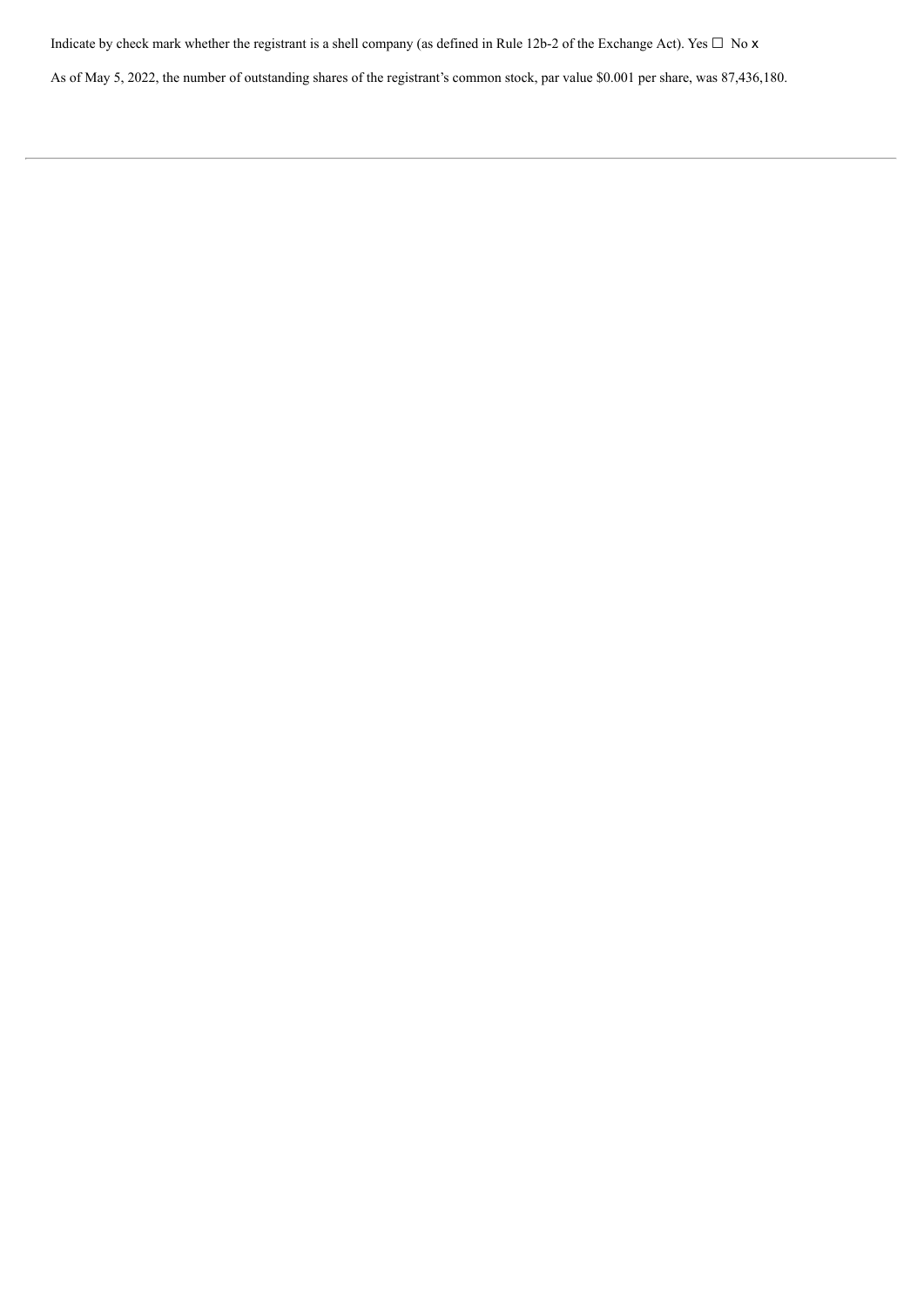Indicate by check mark whether the registrant is a shell company (as defined in Rule 12b-2 of the Exchange Act). Yes ☐ No x

As of May 5, 2022, the number of outstanding shares of the registrant's common stock, par value $0.001 per share, was 87,436,180.

---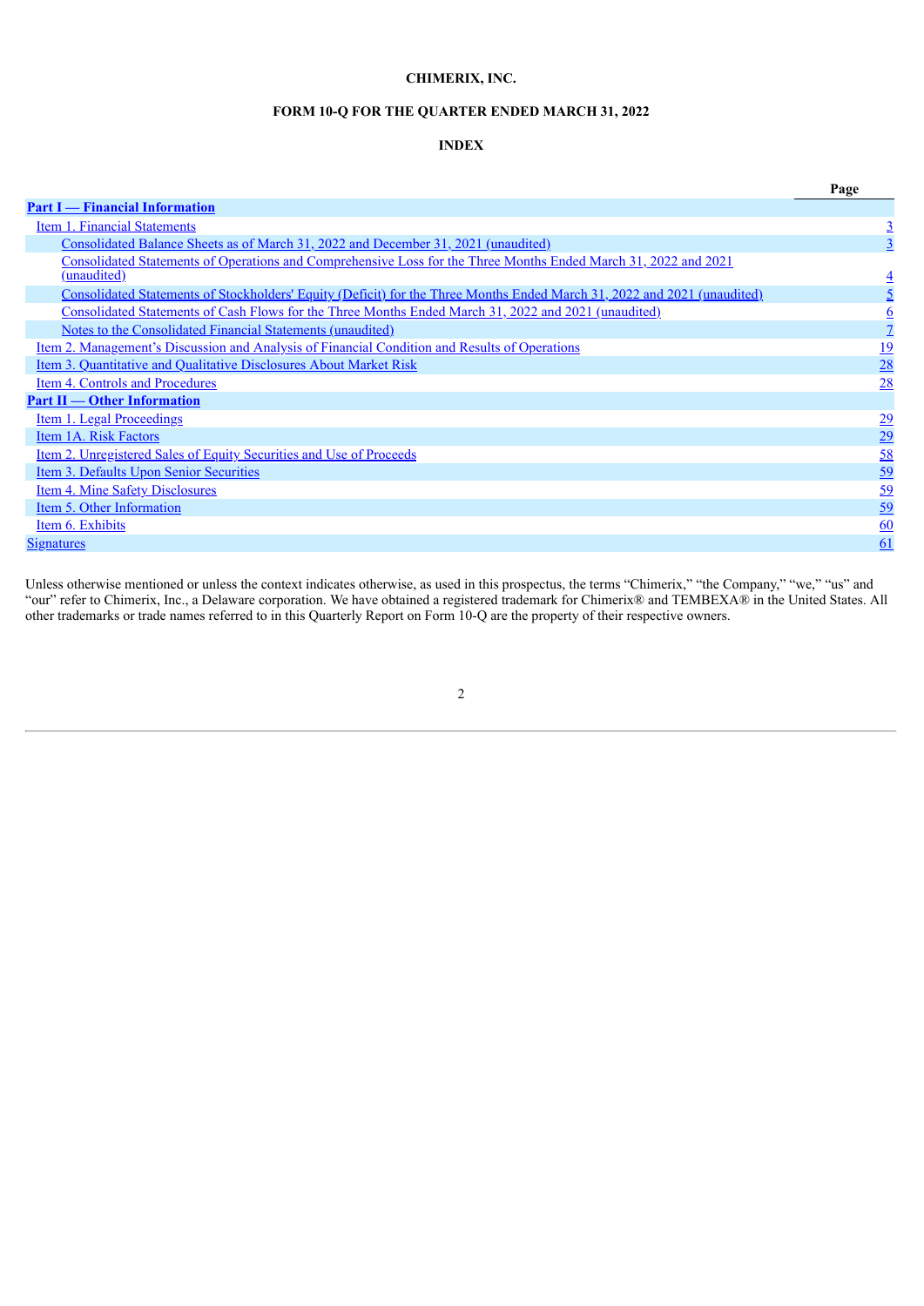**CHIMERIX, INC.**

**FORM 10-Q FOR THE QUARTER ENDED MARCH 31, 2022**

**INDEX**

| | Page |
|---|---|
| **Part I — Financial Information** | |
| Item 1. Financial Statements | 3 |
| Consolidated Balance Sheets as of March 31, 2022 and December 31, 2021 (unaudited) | 3 |
| Consolidated Statements of Operations and Comprehensive Loss for the Three Months Ended March 31, 2022 and 2021 (unaudited) | 4 |
| Consolidated Statements of Stockholders' Equity (Deficit) for the Three Months Ended March 31, 2022 and 2021 (unaudited) | 5 |
| Consolidated Statements of Cash Flows for the Three Months Ended March 31, 2022 and 2021 (unaudited) | 6 |
| Notes to the Consolidated Financial Statements (unaudited) | 7 |
| Item 2. Management's Discussion and Analysis of Financial Condition and Results of Operations | 19 |
| Item 3. Quantitative and Qualitative Disclosures About Market Risk | 28 |
| Item 4. Controls and Procedures | 28 |
| **Part II — Other Information** | |
| Item 1. Legal Proceedings | 29 |
| Item 1A. Risk Factors | 29 |
| Item 2. Unregistered Sales of Equity Securities and Use of Proceeds | 58 |
| Item 3. Defaults Upon Senior Securities | 59 |
| Item 4. Mine Safety Disclosures | 59 |
| Item 5. Other Information | 59 |
| Item 6. Exhibits | 60 |
| Signatures | 61 |

Unless otherwise mentioned or unless the context indicates otherwise, as used in this prospectus, the terms "Chimerix," "the Company," "we," "us" and "our" refer to Chimerix, Inc., a Delaware corporation. We have obtained a registered trademark for Chimerix® and TEMBEXA® in the United States. All other trademarks or trade names referred to in this Quarterly Report on Form 10-Q are the property of their respective owners.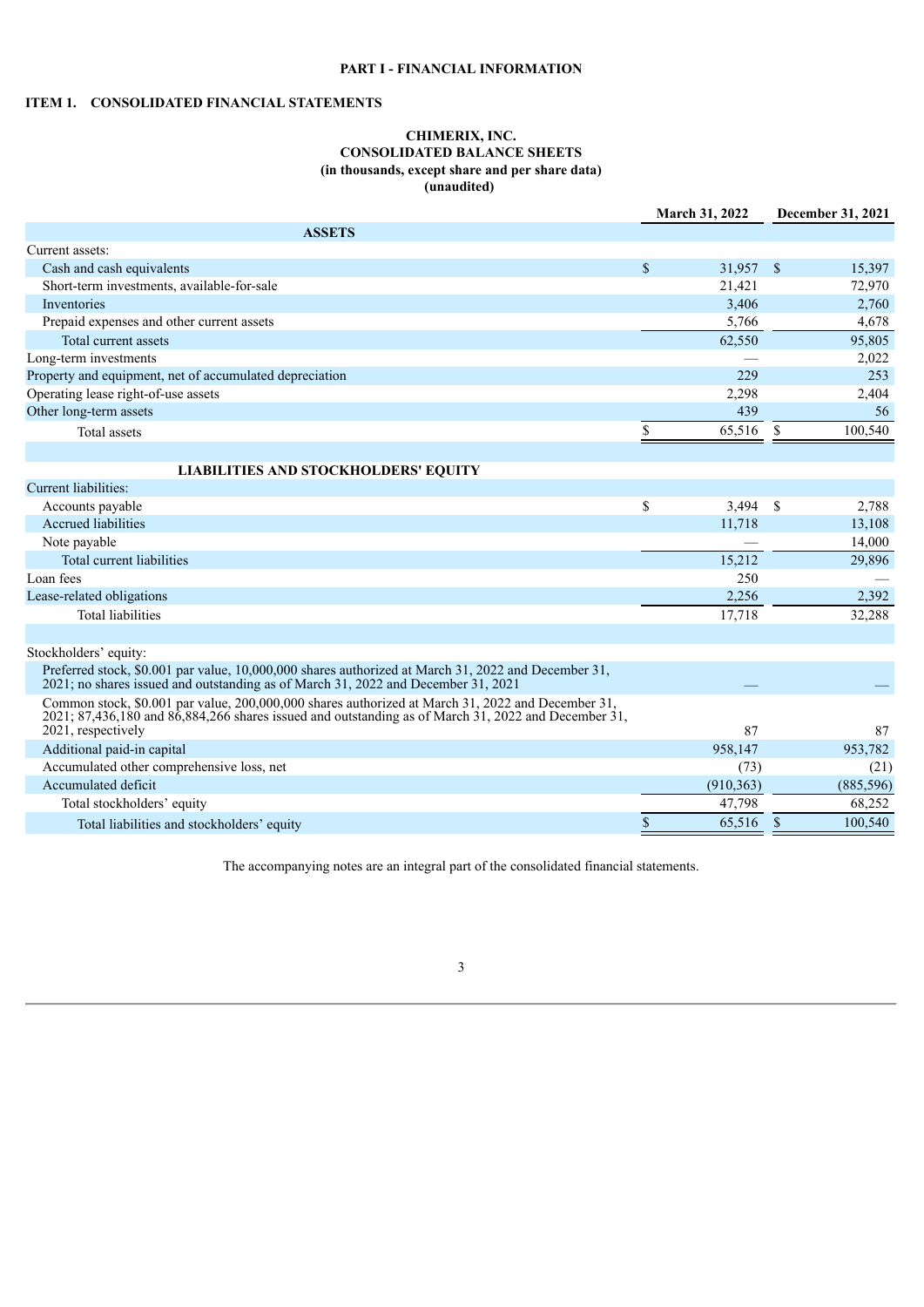**PART I - FINANCIAL INFORMATION**

**ITEM 1. CONSOLIDATED FINANCIAL STATEMENTS**

**CHIMERIX, INC.**
**CONSOLIDATED BALANCE SHEETS**
**(in thousands, except share and per share data)**
**(unaudited)**

| | March 31, 2022 | December 31, 2021 |
|---|---|---|
| **ASSETS** | | |
| Current assets: | | |
| Cash and cash equivalents | $ 31,957 | $ 15,397 |
| Short-term investments, available-for-sale | 21,421 | 72,970 |
| Inventories | 3,406 | 2,760 |
| Prepaid expenses and other current assets | 5,766 | 4,678 |
| Total current assets | 62,550 | 95,805 |
| Long-term investments | — | 2,022 |
| Property and equipment, net of accumulated depreciation | 229 | 253 |
| Operating lease right-of-use assets | 2,298 | 2,404 |
| Other long-term assets | 439 | 56 |
| Total assets | $ 65,516 | $ 100,540 |
| | | |
| **LIABILITIES AND STOCKHOLDERS' EQUITY** | | |
| Current liabilities: | | |
| Accounts payable | $ 3,494 | $ 2,788 |
| Accrued liabilities | 11,718 | 13,108 |
| Note payable | — | 14,000 |
| Total current liabilities | 15,212 | 29,896 |
| Loan fees | 250 | — |
| Lease-related obligations | 2,256 | 2,392 |
| Total liabilities | 17,718 | 32,288 |
| | | |
| Stockholders' equity: | | |
| Preferred stock, $0.001 par value, 10,000,000 shares authorized at March 31, 2022 and December 31, 2021; no shares issued and outstanding as of March 31, 2022 and December 31, 2021 | — | — |
| Common stock, $0.001 par value, 200,000,000 shares authorized at March 31, 2022 and December 31, 2021; 87,436,180 and 86,884,266 shares issued and outstanding as of March 31, 2022 and December 31, 2021, respectively | 87 | 87 |
| Additional paid-in capital | 958,147 | 953,782 |
| Accumulated other comprehensive loss, net | (73) | (21) |
| Accumulated deficit | (910,363) | (885,596) |
| Total stockholders' equity | 47,798 | 68,252 |
| Total liabilities and stockholders' equity | $ 65,516 | $ 100,540 |

The accompanying notes are an integral part of the consolidated financial statements.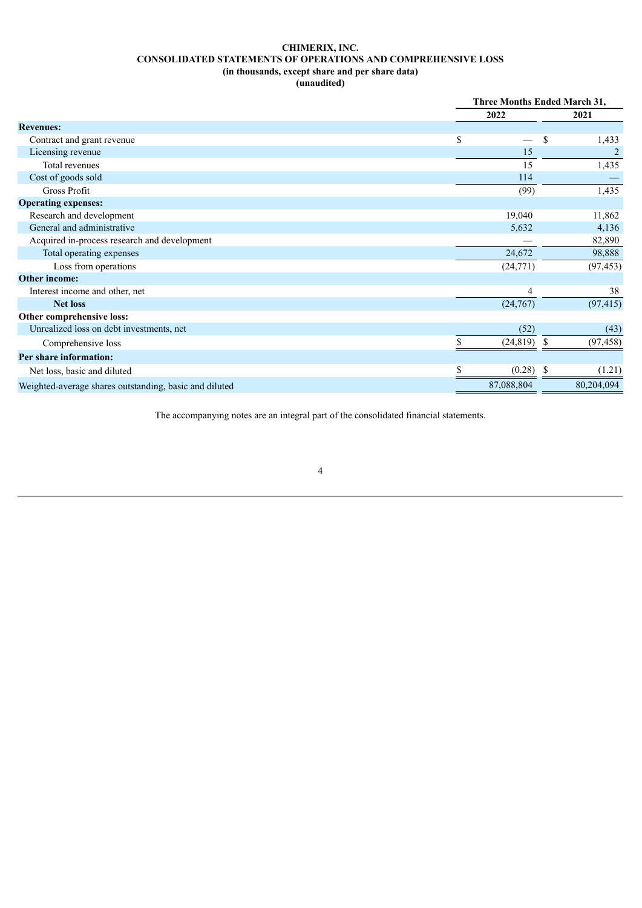**CHIMERIX, INC.**
**CONSOLIDATED STATEMENTS OF OPERATIONS AND COMPREHENSIVE LOSS**
**(in thousands, except share and per share data)**
**(unaudited)**

| | Three Months Ended March 31, | |
|---|---|---|
| | 2022 | 2021 |
| **Revenues:** | | |
| Contract and grant revenue | $ — | $ 1,433 |
| Licensing revenue | 15 | 2 |
| Total revenues | 15 | 1,435 |
| Cost of goods sold | 114 | — |
| Gross Profit | (99) | 1,435 |
| **Operating expenses:** | | |
| Research and development | 19,040 | 11,862 |
| General and administrative | 5,632 | 4,136 |
| Acquired in-process research and development | — | 82,890 |
| Total operating expenses | 24,672 | 98,888 |
| Loss from operations | (24,771) | (97,453) |
| **Other income:** | | |
| Interest income and other, net | 4 | 38 |
| **Net loss** | (24,767) | (97,415) |
| **Other comprehensive loss:** | | |
| Unrealized loss on debt investments, net | (52) | (43) |
| Comprehensive loss | $ (24,819) | $ (97,458) |
| **Per share information:** | | |
| Net loss, basic and diluted | $ (0.28) | $ (1.21) |
| Weighted-average shares outstanding, basic and diluted | 87,088,804 | 80,204,094 |

The accompanying notes are an integral part of the consolidated financial statements.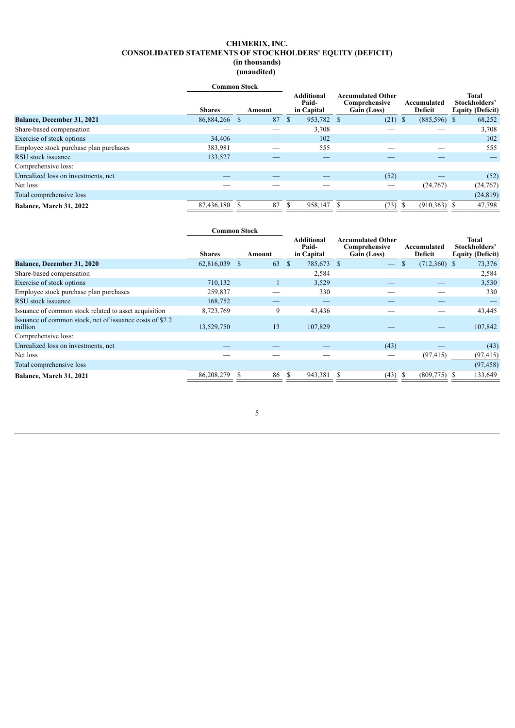# CHIMERIX, INC.
## CONSOLIDATED STATEMENTS OF STOCKHOLDERS' EQUITY (DEFICIT)
### (in thousands)
### (unaudited)

| | Common Stock | | Additional Paid-in Capital | Accumulated Other Comprehensive Gain (Loss) | Accumulated Deficit | Total Stockholders' Equity (Deficit) |
|---|---|---|---|---|---|---|
| | Shares | Amount | | | | |
| **Balance, December 31, 2021** | 86,884,266 | $ 87 | $ 953,782 | $ (21) | $ (885,596) | $ 68,252 |
| Share-based compensation | — | — | 3,708 | — | — | 3,708 |
| Exercise of stock options | 34,406 | — | 102 | — | — | 102 |
| Employee stock purchase plan purchases | 383,981 | — | 555 | — | — | 555 |
| RSU stock issuance | 133,527 | — | — | — | — | — |
| Comprehensive loss: | | | | | | |
| Unrealized loss on investments, net | — | — | — | (52) | — | (52) |
| Net loss | — | — | — | — | (24,767) | (24,767) |
| Total comprehensive loss | | | | | | (24,819) |
| **Balance, March 31, 2022** | 87,436,180 | $ 87 | $ 958,147 | $ (73) | $ (910,363) | $ 47,798 |

| | Common Stock | | Additional Paid-in Capital | Accumulated Other Comprehensive Gain (Loss) | Accumulated Deficit | Total Stockholders' Equity (Deficit) |
|---|---|---|---|---|---|---|
| | Shares | Amount | | | | |
| **Balance, December 31, 2020** | 62,816,039 | $ 63 | $ 785,673 | $ — | $ (712,360) | $ 73,376 |
| Share-based compensation | — | — | 2,584 | — | — | 2,584 |
| Exercise of stock options | 710,132 | 1 | 3,529 | — | — | 3,530 |
| Employee stock purchase plan purchases | 259,837 | — | 330 | — | — | 330 |
| RSU stock issuance | 168,752 | — | — | — | — | — |
| Issuance of common stock related to asset acquisition | 8,723,769 | 9 | 43,436 | — | — | 43,445 |
| Issuance of common stock, net of issuance costs of $7.2 million | 13,529,750 | 13 | 107,829 | — | — | 107,842 |
| Comprehensive loss: | | | | | | |
| Unrealized loss on investments, net | — | — | — | (43) | — | (43) |
| Net loss | — | — | — | — | (97,415) | (97,415) |
| Total comprehensive loss | | | | | | (97,458) |
| **Balance, March 31, 2021** | 86,208,279 | $ 86 | $ 943,381 | $ (43) | $ (809,775) | $ 133,649 |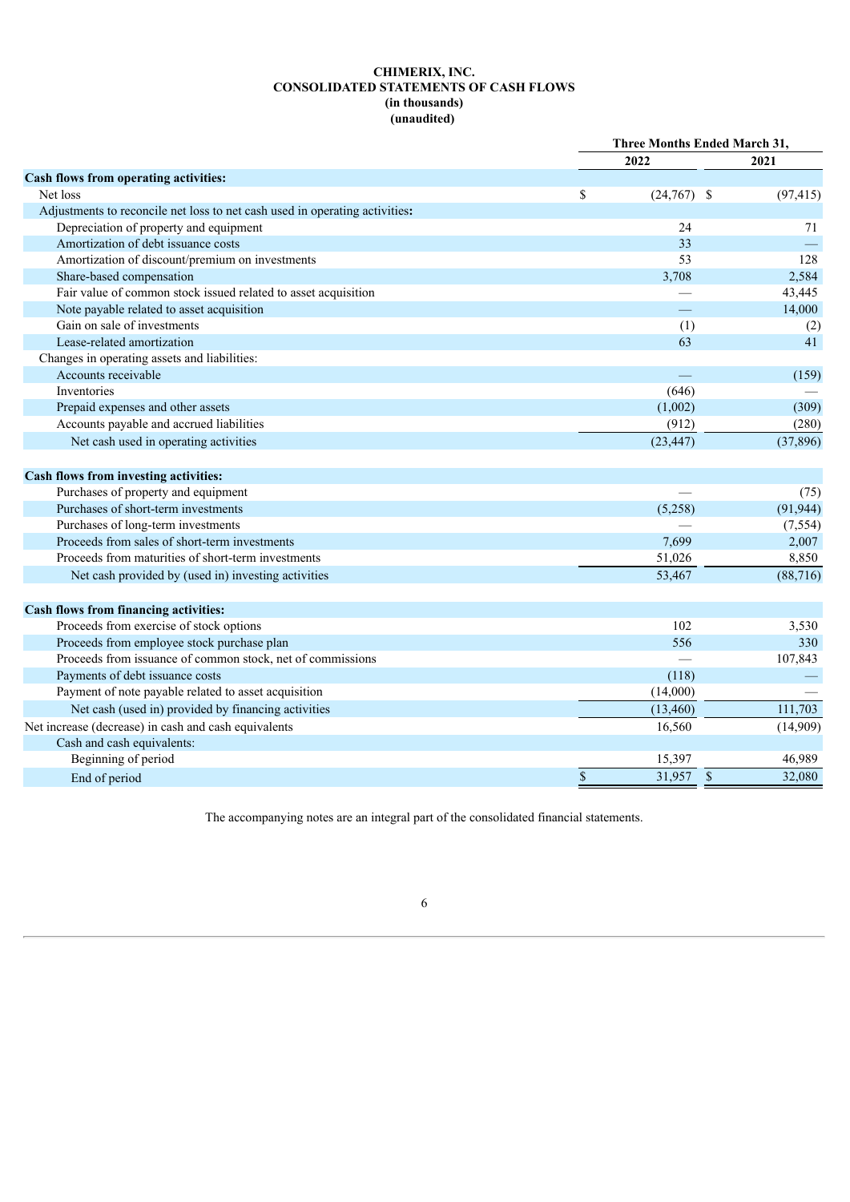**CHIMERIX, INC.**
**CONSOLIDATED STATEMENTS OF CASH FLOWS**
**(in thousands)**
**(unaudited)**

| | Three Months Ended March 31, | |
|---|---|---|
| | 2022 | 2021 |
| **Cash flows from operating activities:** | | |
| Net loss | $ (24,767) | $ (97,415) |
| Adjustments to reconcile net loss to net cash used in operating activities: | | |
| Depreciation of property and equipment | 24 | 71 |
| Amortization of debt issuance costs | 33 | — |
| Amortization of discount/premium on investments | 53 | 128 |
| Share-based compensation | 3,708 | 2,584 |
| Fair value of common stock issued related to asset acquisition | — | 43,445 |
| Note payable related to asset acquisition | — | 14,000 |
| Gain on sale of investments | (1) | (2) |
| Lease-related amortization | 63 | 41 |
| Changes in operating assets and liabilities: | | |
| Accounts receivable | — | (159) |
| Inventories | (646) | — |
| Prepaid expenses and other assets | (1,002) | (309) |
| Accounts payable and accrued liabilities | (912) | (280) |
| Net cash used in operating activities | (23,447) | (37,896) |
| **Cash flows from investing activities:** | | |
| Purchases of property and equipment | — | (75) |
| Purchases of short-term investments | (5,258) | (91,944) |
| Purchases of long-term investments | — | (7,554) |
| Proceeds from sales of short-term investments | 7,699 | 2,007 |
| Proceeds from maturities of short-term investments | 51,026 | 8,850 |
| Net cash provided by (used in) investing activities | 53,467 | (88,716) |
| **Cash flows from financing activities:** | | |
| Proceeds from exercise of stock options | 102 | 3,530 |
| Proceeds from employee stock purchase plan | 556 | 330 |
| Proceeds from issuance of common stock, net of commissions | — | 107,843 |
| Payments of debt issuance costs | (118) | — |
| Payment of note payable related to asset acquisition | (14,000) | — |
| Net cash (used in) provided by financing activities | (13,460) | 111,703 |
| Net increase (decrease) in cash and cash equivalents | 16,560 | (14,909) |
| Cash and cash equivalents: | | |
| Beginning of period | 15,397 | 46,989 |
| End of period | $ 31,957 | $ 32,080 |

The accompanying notes are an integral part of the consolidated financial statements.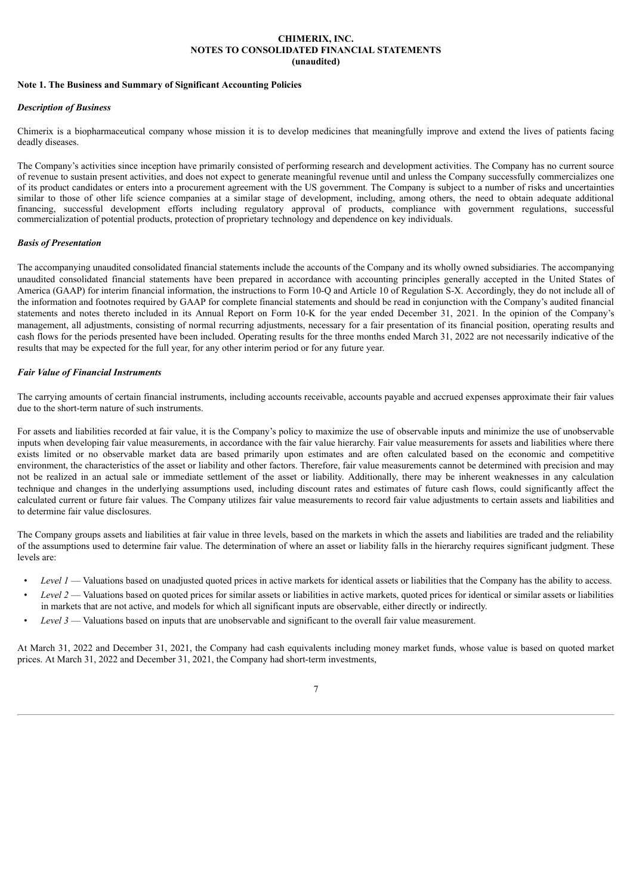**CHIMERIX, INC.**
**NOTES TO CONSOLIDATED FINANCIAL STATEMENTS**
**(unaudited)**

**Note 1. The Business and Summary of Significant Accounting Policies**

***Description of Business***

Chimerix is a biopharmaceutical company whose mission it is to develop medicines that meaningfully improve and extend the lives of patients facing deadly diseases.

The Company's activities since inception have primarily consisted of performing research and development activities. The Company has no current source of revenue to sustain present activities, and does not expect to generate meaningful revenue until and unless the Company successfully commercializes one of its product candidates or enters into a procurement agreement with the US government. The Company is subject to a number of risks and uncertainties similar to those of other life science companies at a similar stage of development, including, among others, the need to obtain adequate additional financing, successful development efforts including regulatory approval of products, compliance with government regulations, successful commercialization of potential products, protection of proprietary technology and dependence on key individuals.

***Basis of Presentation***

The accompanying unaudited consolidated financial statements include the accounts of the Company and its wholly owned subsidiaries. The accompanying unaudited consolidated financial statements have been prepared in accordance with accounting principles generally accepted in the United States of America (GAAP) for interim financial information, the instructions to Form 10-Q and Article 10 of Regulation S-X. Accordingly, they do not include all of the information and footnotes required by GAAP for complete financial statements and should be read in conjunction with the Company's audited financial statements and notes thereto included in its Annual Report on Form 10-K for the year ended December 31, 2021. In the opinion of the Company's management, all adjustments, consisting of normal recurring adjustments, necessary for a fair presentation of its financial position, operating results and cash flows for the periods presented have been included. Operating results for the three months ended March 31, 2022 are not necessarily indicative of the results that may be expected for the full year, for any other interim period or for any future year.

***Fair Value of Financial Instruments***

The carrying amounts of certain financial instruments, including accounts receivable, accounts payable and accrued expenses approximate their fair values due to the short-term nature of such instruments.

For assets and liabilities recorded at fair value, it is the Company's policy to maximize the use of observable inputs and minimize the use of unobservable inputs when developing fair value measurements, in accordance with the fair value hierarchy. Fair value measurements for assets and liabilities where there exists limited or no observable market data are based primarily upon estimates and are often calculated based on the economic and competitive environment, the characteristics of the asset or liability and other factors. Therefore, fair value measurements cannot be determined with precision and may not be realized in an actual sale or immediate settlement of the asset or liability. Additionally, there may be inherent weaknesses in any calculation technique and changes in the underlying assumptions used, including discount rates and estimates of future cash flows, could significantly affect the calculated current or future fair values. The Company utilizes fair value measurements to record fair value adjustments to certain assets and liabilities and to determine fair value disclosures.

The Company groups assets and liabilities at fair value in three levels, based on the markets in which the assets and liabilities are traded and the reliability of the assumptions used to determine fair value. The determination of where an asset or liability falls in the hierarchy requires significant judgment. These levels are:

- *Level 1* — Valuations based on unadjusted quoted prices in active markets for identical assets or liabilities that the Company has the ability to access.
- *Level 2* — Valuations based on quoted prices for similar assets or liabilities in active markets, quoted prices for identical or similar assets or liabilities in markets that are not active, and models for which all significant inputs are observable, either directly or indirectly.
- *Level 3* — Valuations based on inputs that are unobservable and significant to the overall fair value measurement.

At March 31, 2022 and December 31, 2021, the Company had cash equivalents including money market funds, whose value is based on quoted market prices. At March 31, 2022 and December 31, 2021, the Company had short-term investments,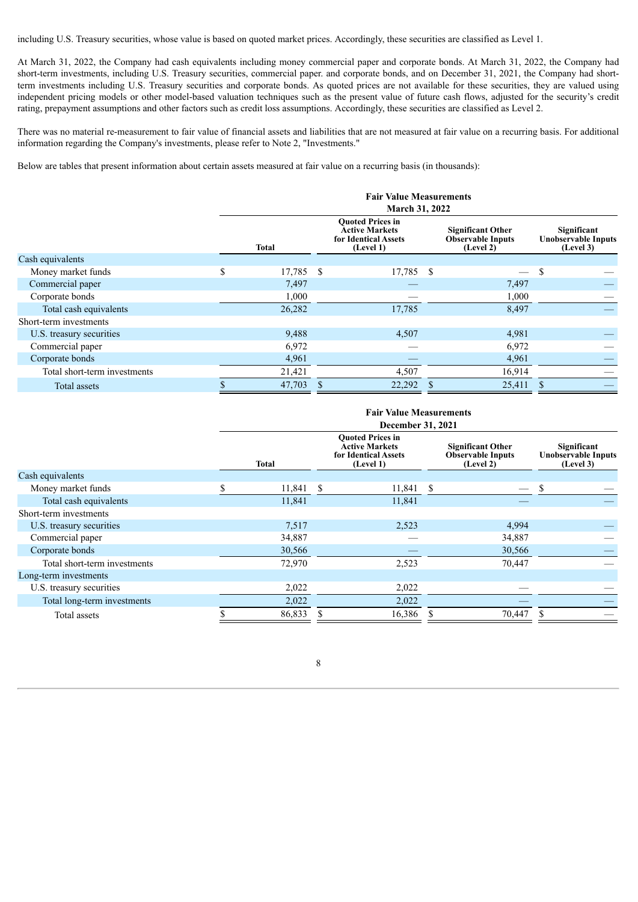including U.S. Treasury securities, whose value is based on quoted market prices. Accordingly, these securities are classified as Level 1.

At March 31, 2022, the Company had cash equivalents including money commercial paper and corporate bonds. At March 31, 2022, the Company had short-term investments, including U.S. Treasury securities, commercial paper. and corporate bonds, and on December 31, 2021, the Company had short-term investments including U.S. Treasury securities and corporate bonds. As quoted prices are not available for these securities, they are valued using independent pricing models or other model-based valuation techniques such as the present value of future cash flows, adjusted for the security's credit rating, prepayment assumptions and other factors such as credit loss assumptions. Accordingly, these securities are classified as Level 2.

There was no material re-measurement to fair value of financial assets and liabilities that are not measured at fair value on a recurring basis. For additional information regarding the Company's investments, please refer to Note 2, "Investments."

Below are tables that present information about certain assets measured at fair value on a recurring basis (in thousands):

| | Fair Value Measurements March 31, 2022 | | | |
|---|---|---|---|---|
| | Total | Quoted Prices in Active Markets for Identical Assets (Level 1) | Significant Other Observable Inputs (Level 2) | Significant Unobservable Inputs (Level 3) |
| Cash equivalents | | | | |
| Money market funds | $ 17,785 | $ 17,785 | $ — | $ — |
| Commercial paper | 7,497 | — | 7,497 | — |
| Corporate bonds | 1,000 | — | 1,000 | — |
| Total cash equivalents | 26,282 | 17,785 | 8,497 | — |
| Short-term investments | | | | |
| U.S. treasury securities | 9,488 | 4,507 | 4,981 | — |
| Commercial paper | 6,972 | — | 6,972 | — |
| Corporate bonds | 4,961 | — | 4,961 | — |
| Total short-term investments | 21,421 | 4,507 | 16,914 | — |
| Total assets | $ 47,703 | $ 22,292 | $ 25,411 | $ — |

| | Fair Value Measurements December 31, 2021 | | | |
|---|---|---|---|---|
| | Total | Quoted Prices in Active Markets for Identical Assets (Level 1) | Significant Other Observable Inputs (Level 2) | Significant Unobservable Inputs (Level 3) |
| Cash equivalents | | | | |
| Money market funds | $ 11,841 | $ 11,841 | $ — | $ — |
| Total cash equivalents | 11,841 | 11,841 | — | — |
| Short-term investments | | | | |
| U.S. treasury securities | 7,517 | 2,523 | 4,994 | — |
| Commercial paper | 34,887 | — | 34,887 | — |
| Corporate bonds | 30,566 | — | 30,566 | — |
| Total short-term investments | 72,970 | 2,523 | 70,447 | — |
| Long-term investments | | | | |
| U.S. treasury securities | 2,022 | 2,022 | — | — |
| Total long-term investments | 2,022 | 2,022 | — | — |
| Total assets | $ 86,833 | $ 16,386 | $ 70,447 | $ — |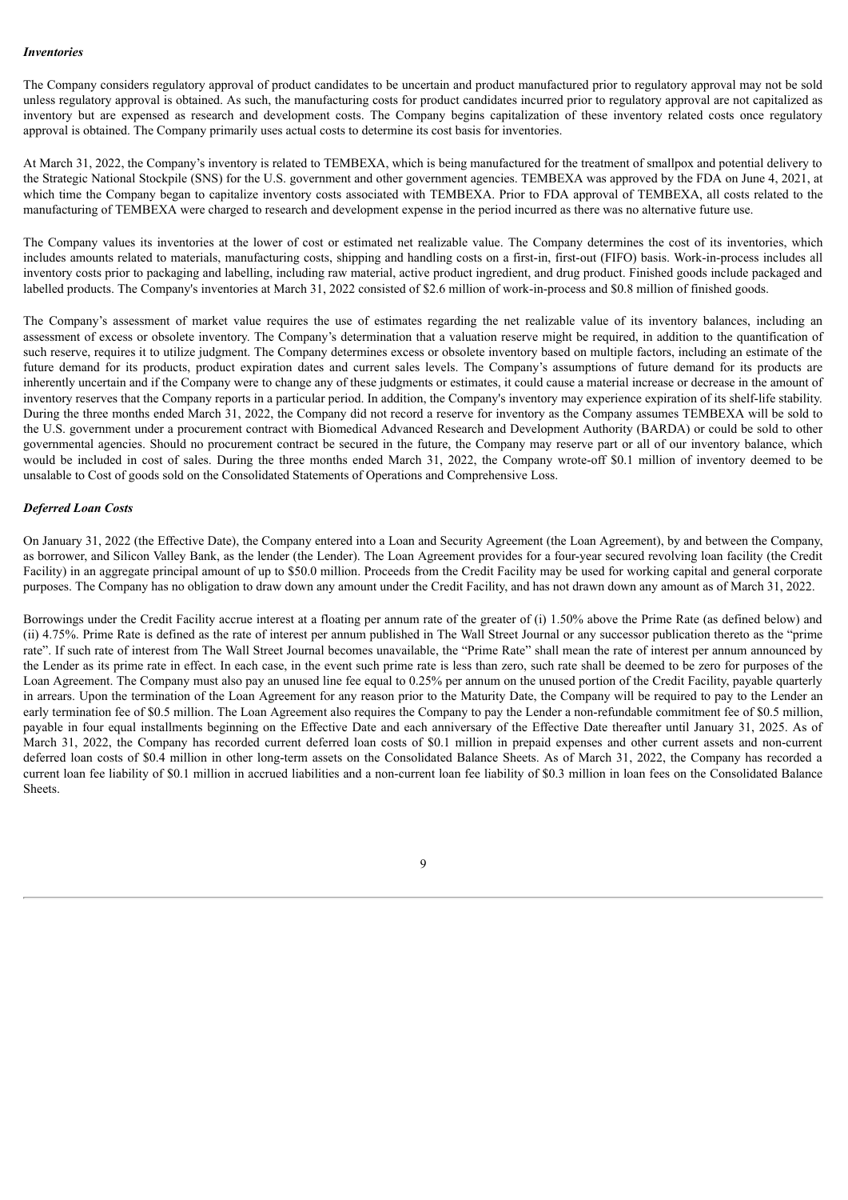***Inventories***

The Company considers regulatory approval of product candidates to be uncertain and product manufactured prior to regulatory approval may not be sold unless regulatory approval is obtained. As such, the manufacturing costs for product candidates incurred prior to regulatory approval are not capitalized as inventory but are expensed as research and development costs. The Company begins capitalization of these inventory related costs once regulatory approval is obtained. The Company primarily uses actual costs to determine its cost basis for inventories.

At March 31, 2022, the Company's inventory is related to TEMBEXA, which is being manufactured for the treatment of smallpox and potential delivery to the Strategic National Stockpile (SNS) for the U.S. government and other government agencies. TEMBEXA was approved by the FDA on June 4, 2021, at which time the Company began to capitalize inventory costs associated with TEMBEXA. Prior to FDA approval of TEMBEXA, all costs related to the manufacturing of TEMBEXA were charged to research and development expense in the period incurred as there was no alternative future use.

The Company values its inventories at the lower of cost or estimated net realizable value. The Company determines the cost of its inventories, which includes amounts related to materials, manufacturing costs, shipping and handling costs on a first-in, first-out (FIFO) basis. Work-in-process includes all inventory costs prior to packaging and labelling, including raw material, active product ingredient, and drug product. Finished goods include packaged and labelled products. The Company's inventories at March 31, 2022 consisted of $2.6 million of work-in-process and $0.8 million of finished goods.

The Company's assessment of market value requires the use of estimates regarding the net realizable value of its inventory balances, including an assessment of excess or obsolete inventory. The Company's determination that a valuation reserve might be required, in addition to the quantification of such reserve, requires it to utilize judgment. The Company determines excess or obsolete inventory based on multiple factors, including an estimate of the future demand for its products, product expiration dates and current sales levels. The Company's assumptions of future demand for its products are inherently uncertain and if the Company were to change any of these judgments or estimates, it could cause a material increase or decrease in the amount of inventory reserves that the Company reports in a particular period. In addition, the Company's inventory may experience expiration of its shelf-life stability. During the three months ended March 31, 2022, the Company did not record a reserve for inventory as the Company assumes TEMBEXA will be sold to the U.S. government under a procurement contract with Biomedical Advanced Research and Development Authority (BARDA) or could be sold to other governmental agencies. Should no procurement contract be secured in the future, the Company may reserve part or all of our inventory balance, which would be included in cost of sales. During the three months ended March 31, 2022, the Company wrote-off $0.1 million of inventory deemed to be unsalable to Cost of goods sold on the Consolidated Statements of Operations and Comprehensive Loss.

***Deferred Loan Costs***

On January 31, 2022 (the Effective Date), the Company entered into a Loan and Security Agreement (the Loan Agreement), by and between the Company, as borrower, and Silicon Valley Bank, as the lender (the Lender). The Loan Agreement provides for a four-year secured revolving loan facility (the Credit Facility) in an aggregate principal amount of up to $50.0 million. Proceeds from the Credit Facility may be used for working capital and general corporate purposes. The Company has no obligation to draw down any amount under the Credit Facility, and has not drawn down any amount as of March 31, 2022.

Borrowings under the Credit Facility accrue interest at a floating per annum rate of the greater of (i) 1.50% above the Prime Rate (as defined below) and (ii) 4.75%. Prime Rate is defined as the rate of interest per annum published in The Wall Street Journal or any successor publication thereto as the "prime rate". If such rate of interest from The Wall Street Journal becomes unavailable, the "Prime Rate" shall mean the rate of interest per annum announced by the Lender as its prime rate in effect. In each case, in the event such prime rate is less than zero, such rate shall be deemed to be zero for purposes of the Loan Agreement. The Company must also pay an unused line fee equal to 0.25% per annum on the unused portion of the Credit Facility, payable quarterly in arrears. Upon the termination of the Loan Agreement for any reason prior to the Maturity Date, the Company will be required to pay to the Lender an early termination fee of $0.5 million. The Loan Agreement also requires the Company to pay the Lender a non-refundable commitment fee of $0.5 million, payable in four equal installments beginning on the Effective Date and each anniversary of the Effective Date thereafter until January 31, 2025. As of March 31, 2022, the Company has recorded current deferred loan costs of $0.1 million in prepaid expenses and other current assets and non-current deferred loan costs of $0.4 million in other long-term assets on the Consolidated Balance Sheets. As of March 31, 2022, the Company has recorded a current loan fee liability of $0.1 million in accrued liabilities and a non-current loan fee liability of $0.3 million in loan fees on the Consolidated Balance Sheets.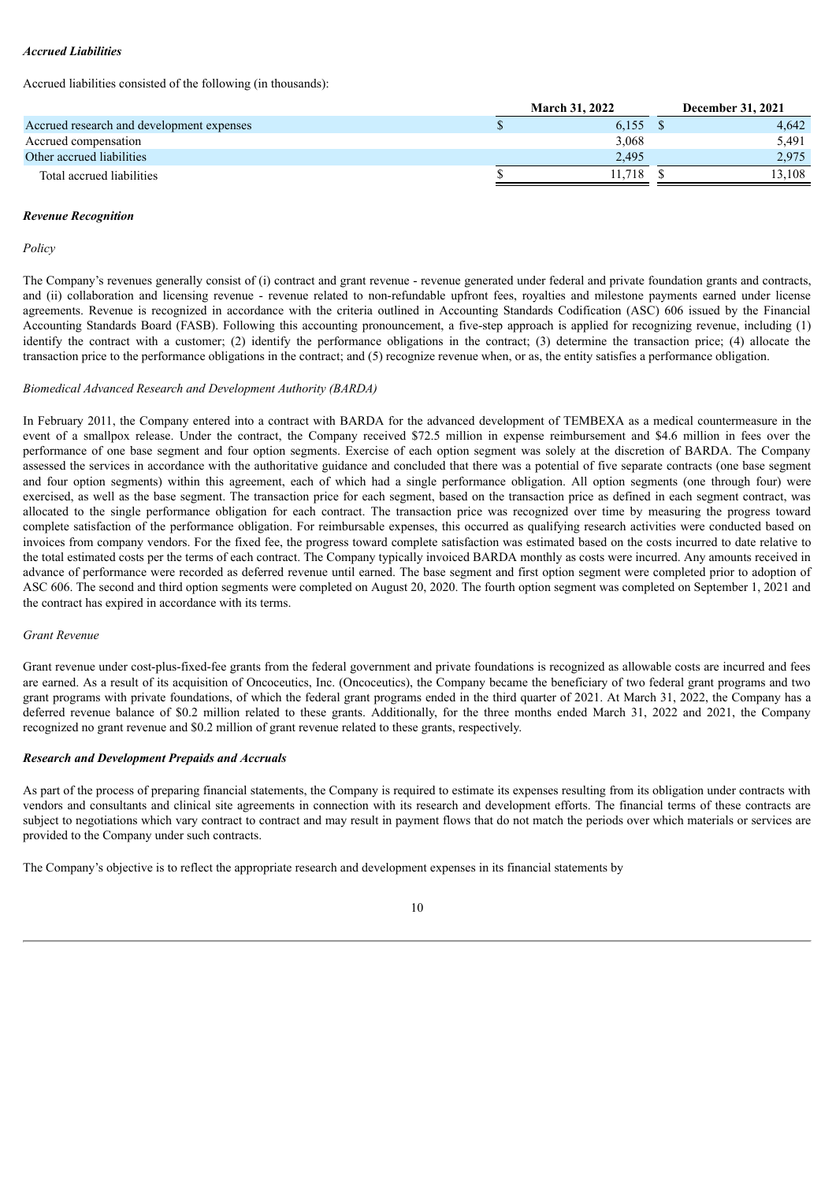***Accrued Liabilities***

Accrued liabilities consisted of the following (in thousands):

| | March 31, 2022 | December 31, 2021 |
|---|---|---|
| Accrued research and development expenses | $ 6,155 | $ 4,642 |
| Accrued compensation | 3,068 | 5,491 |
| Other accrued liabilities | 2,495 | 2,975 |
| Total accrued liabilities | $ 11,718 | $ 13,108 |

***Revenue Recognition***

*Policy*

The Company's revenues generally consist of (i) contract and grant revenue - revenue generated under federal and private foundation grants and contracts, and (ii) collaboration and licensing revenue - revenue related to non-refundable upfront fees, royalties and milestone payments earned under license agreements. Revenue is recognized in accordance with the criteria outlined in Accounting Standards Codification (ASC) 606 issued by the Financial Accounting Standards Board (FASB). Following this accounting pronouncement, a five-step approach is applied for recognizing revenue, including (1) identify the contract with a customer; (2) identify the performance obligations in the contract; (3) determine the transaction price; (4) allocate the transaction price to the performance obligations in the contract; and (5) recognize revenue when, or as, the entity satisfies a performance obligation.

*Biomedical Advanced Research and Development Authority (BARDA)*

In February 2011, the Company entered into a contract with BARDA for the advanced development of TEMBEXA as a medical countermeasure in the event of a smallpox release. Under the contract, the Company received $72.5 million in expense reimbursement and $4.6 million in fees over the performance of one base segment and four option segments. Exercise of each option segment was solely at the discretion of BARDA. The Company assessed the services in accordance with the authoritative guidance and concluded that there was a potential of five separate contracts (one base segment and four option segments) within this agreement, each of which had a single performance obligation. All option segments (one through four) were exercised, as well as the base segment. The transaction price for each segment, based on the transaction price as defined in each segment contract, was allocated to the single performance obligation for each contract. The transaction price was recognized over time by measuring the progress toward complete satisfaction of the performance obligation. For reimbursable expenses, this occurred as qualifying research activities were conducted based on invoices from company vendors. For the fixed fee, the progress toward complete satisfaction was estimated based on the costs incurred to date relative to the total estimated costs per the terms of each contract. The Company typically invoiced BARDA monthly as costs were incurred. Any amounts received in advance of performance were recorded as deferred revenue until earned. The base segment and first option segment were completed prior to adoption of ASC 606. The second and third option segments were completed on August 20, 2020. The fourth option segment was completed on September 1, 2021 and the contract has expired in accordance with its terms.

*Grant Revenue*

Grant revenue under cost-plus-fixed-fee grants from the federal government and private foundations is recognized as allowable costs are incurred and fees are earned. As a result of its acquisition of Oncoceutics, Inc. (Oncoceutics), the Company became the beneficiary of two federal grant programs and two grant programs with private foundations, of which the federal grant programs ended in the third quarter of 2021. At March 31, 2022, the Company has a deferred revenue balance of $0.2 million related to these grants. Additionally, for the three months ended March 31, 2022 and 2021, the Company recognized no grant revenue and $0.2 million of grant revenue related to these grants, respectively.

***Research and Development Prepaids and Accruals***

As part of the process of preparing financial statements, the Company is required to estimate its expenses resulting from its obligation under contracts with vendors and consultants and clinical site agreements in connection with its research and development efforts. The financial terms of these contracts are subject to negotiations which vary contract to contract and may result in payment flows that do not match the periods over which materials or services are provided to the Company under such contracts.

The Company's objective is to reflect the appropriate research and development expenses in its financial statements by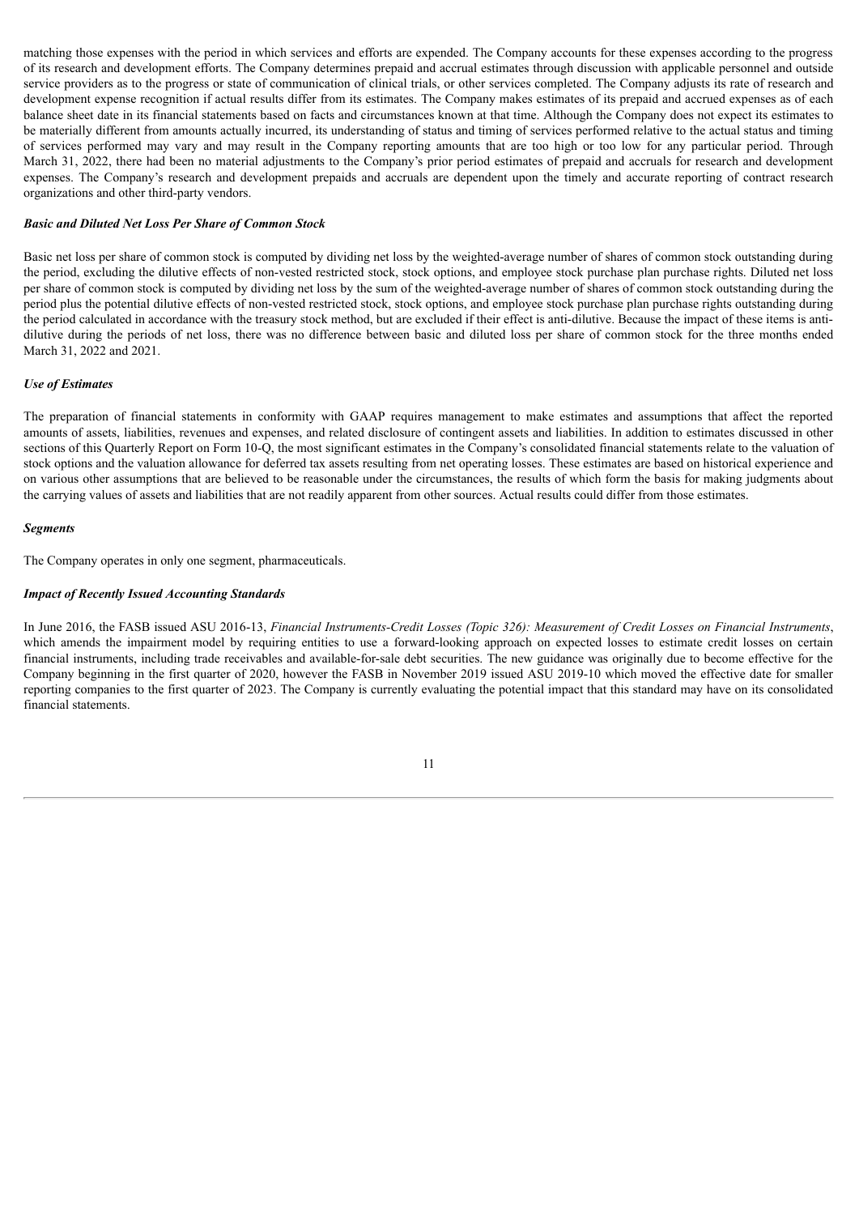matching those expenses with the period in which services and efforts are expended. The Company accounts for these expenses according to the progress of its research and development efforts. The Company determines prepaid and accrual estimates through discussion with applicable personnel and outside service providers as to the progress or state of communication of clinical trials, or other services completed. The Company adjusts its rate of research and development expense recognition if actual results differ from its estimates. The Company makes estimates of its prepaid and accrued expenses as of each balance sheet date in its financial statements based on facts and circumstances known at that time. Although the Company does not expect its estimates to be materially different from amounts actually incurred, its understanding of status and timing of services performed relative to the actual status and timing of services performed may vary and may result in the Company reporting amounts that are too high or too low for any particular period. Through March 31, 2022, there had been no material adjustments to the Company's prior period estimates of prepaid and accruals for research and development expenses. The Company's research and development prepaids and accruals are dependent upon the timely and accurate reporting of contract research organizations and other third-party vendors.

***Basic and Diluted Net Loss Per Share of Common Stock***

Basic net loss per share of common stock is computed by dividing net loss by the weighted-average number of shares of common stock outstanding during the period, excluding the dilutive effects of non-vested restricted stock, stock options, and employee stock purchase plan purchase rights. Diluted net loss per share of common stock is computed by dividing net loss by the sum of the weighted-average number of shares of common stock outstanding during the period plus the potential dilutive effects of non-vested restricted stock, stock options, and employee stock purchase plan purchase rights outstanding during the period calculated in accordance with the treasury stock method, but are excluded if their effect is anti-dilutive. Because the impact of these items is anti-dilutive during the periods of net loss, there was no difference between basic and diluted loss per share of common stock for the three months ended March 31, 2022 and 2021.

***Use of Estimates***

The preparation of financial statements in conformity with GAAP requires management to make estimates and assumptions that affect the reported amounts of assets, liabilities, revenues and expenses, and related disclosure of contingent assets and liabilities. In addition to estimates discussed in other sections of this Quarterly Report on Form 10-Q, the most significant estimates in the Company's consolidated financial statements relate to the valuation of stock options and the valuation allowance for deferred tax assets resulting from net operating losses. These estimates are based on historical experience and on various other assumptions that are believed to be reasonable under the circumstances, the results of which form the basis for making judgments about the carrying values of assets and liabilities that are not readily apparent from other sources. Actual results could differ from those estimates.

***Segments***

The Company operates in only one segment, pharmaceuticals.

***Impact of Recently Issued Accounting Standards***

In June 2016, the FASB issued ASU 2016-13, *Financial Instruments-Credit Losses (Topic 326): Measurement of Credit Losses on Financial Instruments*, which amends the impairment model by requiring entities to use a forward-looking approach on expected losses to estimate credit losses on certain financial instruments, including trade receivables and available-for-sale debt securities. The new guidance was originally due to become effective for the Company beginning in the first quarter of 2020, however the FASB in November 2019 issued ASU 2019-10 which moved the effective date for smaller reporting companies to the first quarter of 2023. The Company is currently evaluating the potential impact that this standard may have on its consolidated financial statements.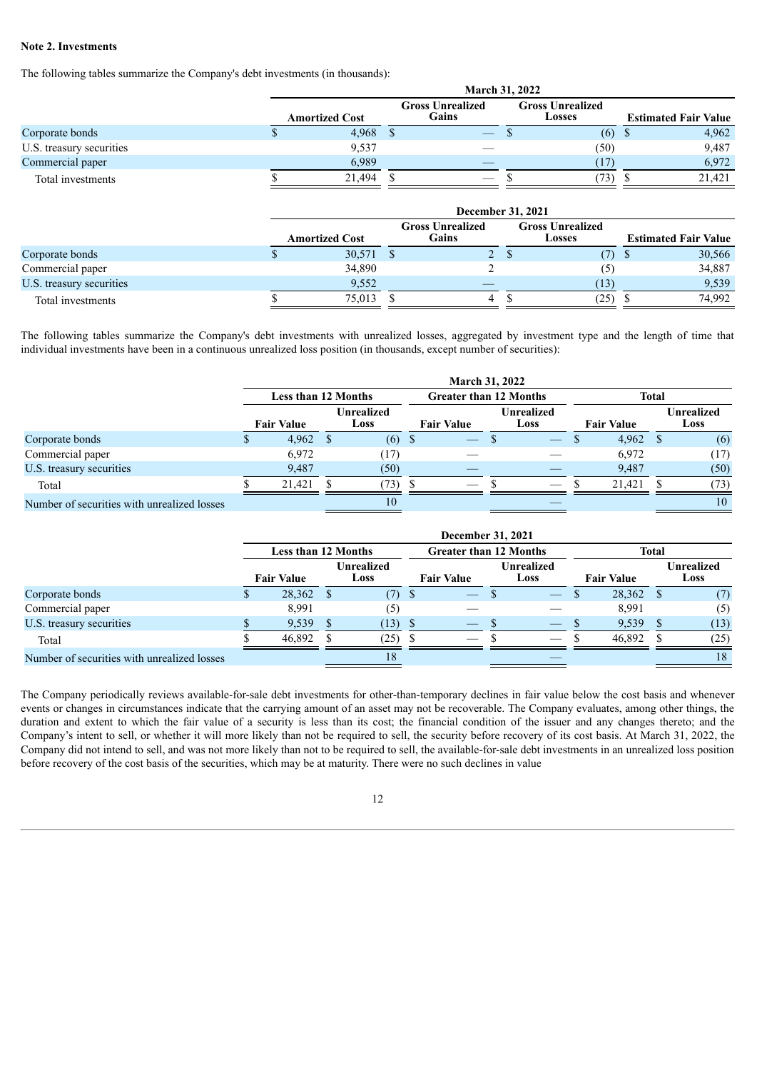**Note 2. Investments**

The following tables summarize the Company's debt investments (in thousands):

| | March 31, 2022 | | | |
|---|---|---|---|---|
| | Amortized Cost | Gross Unrealized Gains | Gross Unrealized Losses | Estimated Fair Value |
| Corporate bonds | $ 4,968 | $ — | $ (6) | $ 4,962 |
| U.S. treasury securities | 9,537 | — | (50) | 9,487 |
| Commercial paper | 6,989 | — | (17) | 6,972 |
| Total investments | $ 21,494 | $ — | $ (73) | $ 21,421 |

| | December 31, 2021 | | | |
|---|---|---|---|---|
| | Amortized Cost | Gross Unrealized Gains | Gross Unrealized Losses | Estimated Fair Value |
| Corporate bonds | $ 30,571 | $ 2 | $ (7) | $ 30,566 |
| Commercial paper | 34,890 | 2 | (5) | 34,887 |
| U.S. treasury securities | 9,552 | — | (13) | 9,539 |
| Total investments | $ 75,013 | $ 4 | $ (25) | $ 74,992 |

The following tables summarize the Company's debt investments with unrealized losses, aggregated by investment type and the length of time that individual investments have been in a continuous unrealized loss position (in thousands, except number of securities):

| | March 31, 2022 | | | | | |
|---|---|---|---|---|---|---|
| | Less than 12 Months | | Greater than 12 Months | | Total | |
| | Fair Value | Unrealized Loss | Fair Value | Unrealized Loss | Fair Value | Unrealized Loss |
| Corporate bonds | $ 4,962 | $ (6) | $ — | $ — | $ 4,962 | $ (6) |
| Commercial paper | 6,972 | (17) | — | — | 6,972 | (17) |
| U.S. treasury securities | 9,487 | (50) | — | — | 9,487 | (50) |
| Total | $ 21,421 | $ (73) | $ — | $ — | $ 21,421 | $ (73) |
| Number of securities with unrealized losses | | 10 | | — | | 10 |

| | December 31, 2021 | | | | | |
|---|---|---|---|---|---|---|
| | Less than 12 Months | | Greater than 12 Months | | Total | |
| | Fair Value | Unrealized Loss | Fair Value | Unrealized Loss | Fair Value | Unrealized Loss |
| Corporate bonds | $ 28,362 | $ (7) | $ — | $ — | $ 28,362 | $ (7) |
| Commercial paper | 8,991 | (5) | — | — | 8,991 | (5) |
| U.S. treasury securities | $ 9,539 | $ (13) | $ — | $ — | $ 9,539 | $ (13) |
| Total | $ 46,892 | $ (25) | $ — | $ — | $ 46,892 | $ (25) |
| Number of securities with unrealized losses | | 18 | | — | | 18 |

The Company periodically reviews available-for-sale debt investments for other-than-temporary declines in fair value below the cost basis and whenever events or changes in circumstances indicate that the carrying amount of an asset may not be recoverable. The Company evaluates, among other things, the duration and extent to which the fair value of a security is less than its cost; the financial condition of the issuer and any changes thereto; and the Company's intent to sell, or whether it will more likely than not be required to sell, the security before recovery of its cost basis. At March 31, 2022, the Company did not intend to sell, and was not more likely than not to be required to sell, the available-for-sale debt investments in an unrealized loss position before recovery of the cost basis of the securities, which may be at maturity. There were no such declines in value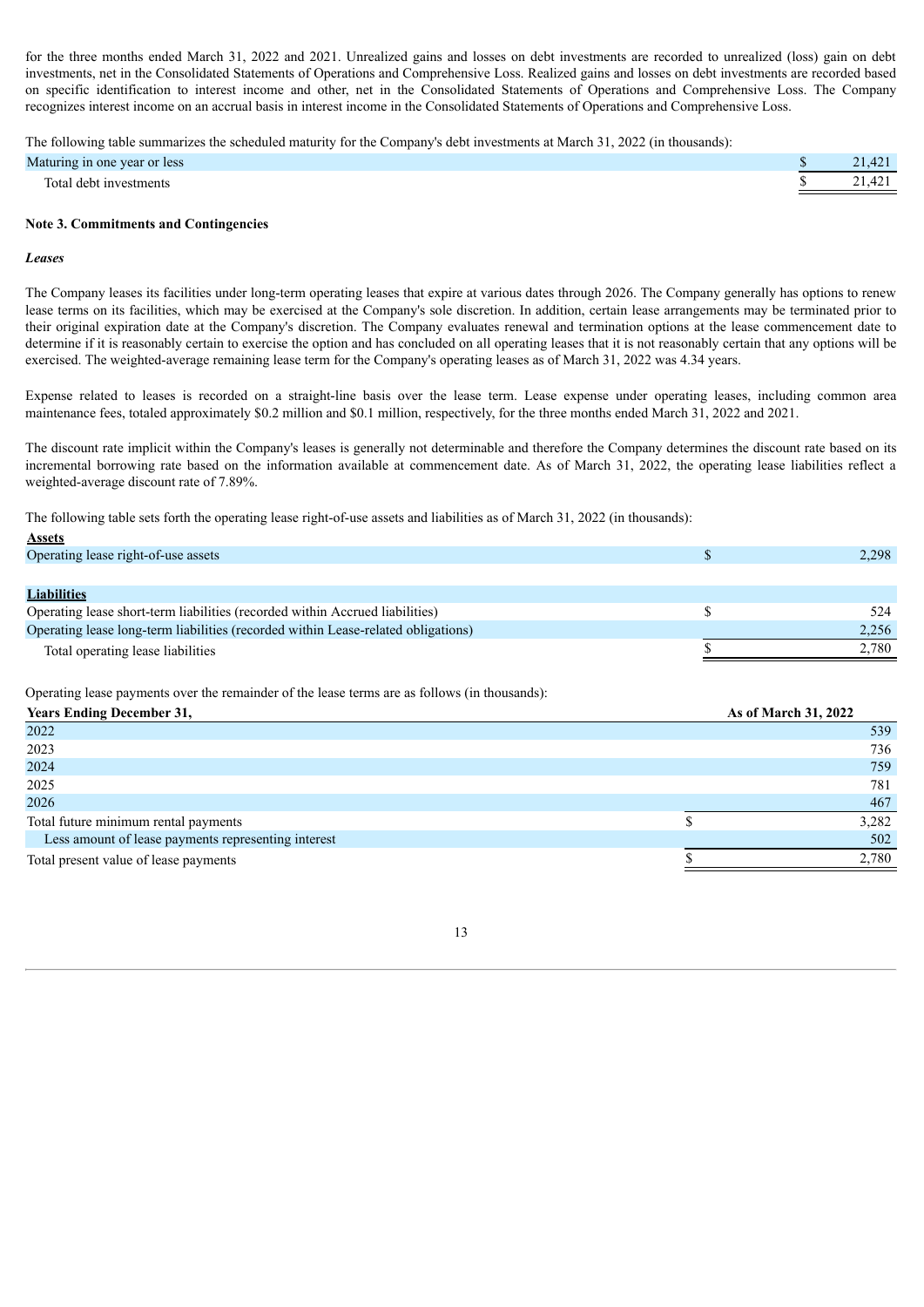for the three months ended March 31, 2022 and 2021. Unrealized gains and losses on debt investments are recorded to unrealized (loss) gain on debt investments, net in the Consolidated Statements of Operations and Comprehensive Loss. Realized gains and losses on debt investments are recorded based on specific identification to interest income and other, net in the Consolidated Statements of Operations and Comprehensive Loss. The Company recognizes interest income on an accrual basis in interest income in the Consolidated Statements of Operations and Comprehensive Loss.

The following table summarizes the scheduled maturity for the Company's debt investments at March 31, 2022 (in thousands):

| | |
|---|---|
| Maturing in one year or less | $ 21,421 |
| Total debt investments | $ 21,421 |

**Note 3. Commitments and Contingencies**

***Leases***

The Company leases its facilities under long-term operating leases that expire at various dates through 2026. The Company generally has options to renew lease terms on its facilities, which may be exercised at the Company's sole discretion. In addition, certain lease arrangements may be terminated prior to their original expiration date at the Company's discretion. The Company evaluates renewal and termination options at the lease commencement date to determine if it is reasonably certain to exercise the option and has concluded on all operating leases that it is not reasonably certain that any options will be exercised. The weighted-average remaining lease term for the Company's operating leases as of March 31, 2022 was 4.34 years.

Expense related to leases is recorded on a straight-line basis over the lease term. Lease expense under operating leases, including common area maintenance fees, totaled approximately $0.2 million and $0.1 million, respectively, for the three months ended March 31, 2022 and 2021.

The discount rate implicit within the Company's leases is generally not determinable and therefore the Company determines the discount rate based on its incremental borrowing rate based on the information available at commencement date. As of March 31, 2022, the operating lease liabilities reflect a weighted-average discount rate of 7.89%.

The following table sets forth the operating lease right-of-use assets and liabilities as of March 31, 2022 (in thousands):

| | |
|---|---|
| **Assets** | |
| Operating lease right-of-use assets | $ 2,298 |
| | |
| **Liabilities** | |
| Operating lease short-term liabilities (recorded within Accrued liabilities) | $ 524 |
| Operating lease long-term liabilities (recorded within Lease-related obligations) | 2,256 |
| Total operating lease liabilities | $ 2,780 |

Operating lease payments over the remainder of the lease terms are as follows (in thousands):

| Years Ending December 31, | As of March 31, 2022 |
|---|---|
| 2022 | 539 |
| 2023 | 736 |
| 2024 | 759 |
| 2025 | 781 |
| 2026 | 467 |
| Total future minimum rental payments | $ 3,282 |
| Less amount of lease payments representing interest | 502 |
| Total present value of lease payments | $ 2,780 |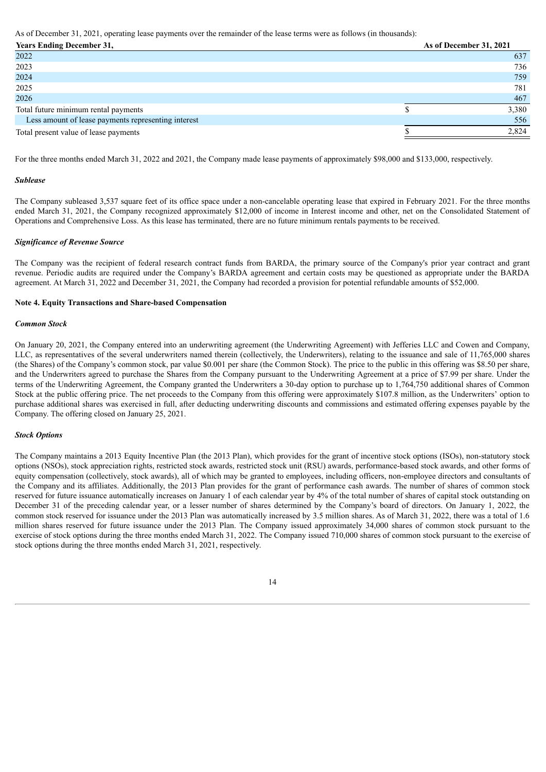As of December 31, 2021, operating lease payments over the remainder of the lease terms were as follows (in thousands):

| Years Ending December 31, | As of December 31, 2021 |
|---|---|
| 2022 | 637 |
| 2023 | 736 |
| 2024 | 759 |
| 2025 | 781 |
| 2026 | 467 |
| Total future minimum rental payments | $ 3,380 |
| Less amount of lease payments representing interest | 556 |
| Total present value of lease payments | $ 2,824 |

For the three months ended March 31, 2022 and 2021, the Company made lease payments of approximately $98,000 and $133,000, respectively.

***Sublease***

The Company subleased 3,537 square feet of its office space under a non-cancelable operating lease that expired in February 2021. For the three months ended March 31, 2021, the Company recognized approximately $12,000 of income in Interest income and other, net on the Consolidated Statement of Operations and Comprehensive Loss. As this lease has terminated, there are no future minimum rentals payments to be received.

***Significance of Revenue Source***

The Company was the recipient of federal research contract funds from BARDA, the primary source of the Company's prior year contract and grant revenue. Periodic audits are required under the Company's BARDA agreement and certain costs may be questioned as appropriate under the BARDA agreement. At March 31, 2022 and December 31, 2021, the Company had recorded a provision for potential refundable amounts of $52,000.

**Note 4. Equity Transactions and Share-based Compensation**

***Common Stock***

On January 20, 2021, the Company entered into an underwriting agreement (the Underwriting Agreement) with Jefferies LLC and Cowen and Company, LLC, as representatives of the several underwriters named therein (collectively, the Underwriters), relating to the issuance and sale of 11,765,000 shares (the Shares) of the Company's common stock, par value $0.001 per share (the Common Stock). The price to the public in this offering was $8.50 per share, and the Underwriters agreed to purchase the Shares from the Company pursuant to the Underwriting Agreement at a price of $7.99 per share. Under the terms of the Underwriting Agreement, the Company granted the Underwriters a 30-day option to purchase up to 1,764,750 additional shares of Common Stock at the public offering price. The net proceeds to the Company from this offering were approximately $107.8 million, as the Underwriters' option to purchase additional shares was exercised in full, after deducting underwriting discounts and commissions and estimated offering expenses payable by the Company. The offering closed on January 25, 2021.

***Stock Options***

The Company maintains a 2013 Equity Incentive Plan (the 2013 Plan), which provides for the grant of incentive stock options (ISOs), non-statutory stock options (NSOs), stock appreciation rights, restricted stock awards, restricted stock unit (RSU) awards, performance-based stock awards, and other forms of equity compensation (collectively, stock awards), all of which may be granted to employees, including officers, non-employee directors and consultants of the Company and its affiliates. Additionally, the 2013 Plan provides for the grant of performance cash awards. The number of shares of common stock reserved for future issuance automatically increases on January 1 of each calendar year by 4% of the total number of shares of capital stock outstanding on December 31 of the preceding calendar year, or a lesser number of shares determined by the Company's board of directors. On January 1, 2022, the common stock reserved for issuance under the 2013 Plan was automatically increased by 3.5 million shares. As of March 31, 2022, there was a total of 1.6 million shares reserved for future issuance under the 2013 Plan. The Company issued approximately 34,000 shares of common stock pursuant to the exercise of stock options during the three months ended March 31, 2022. The Company issued 710,000 shares of common stock pursuant to the exercise of stock options during the three months ended March 31, 2021, respectively.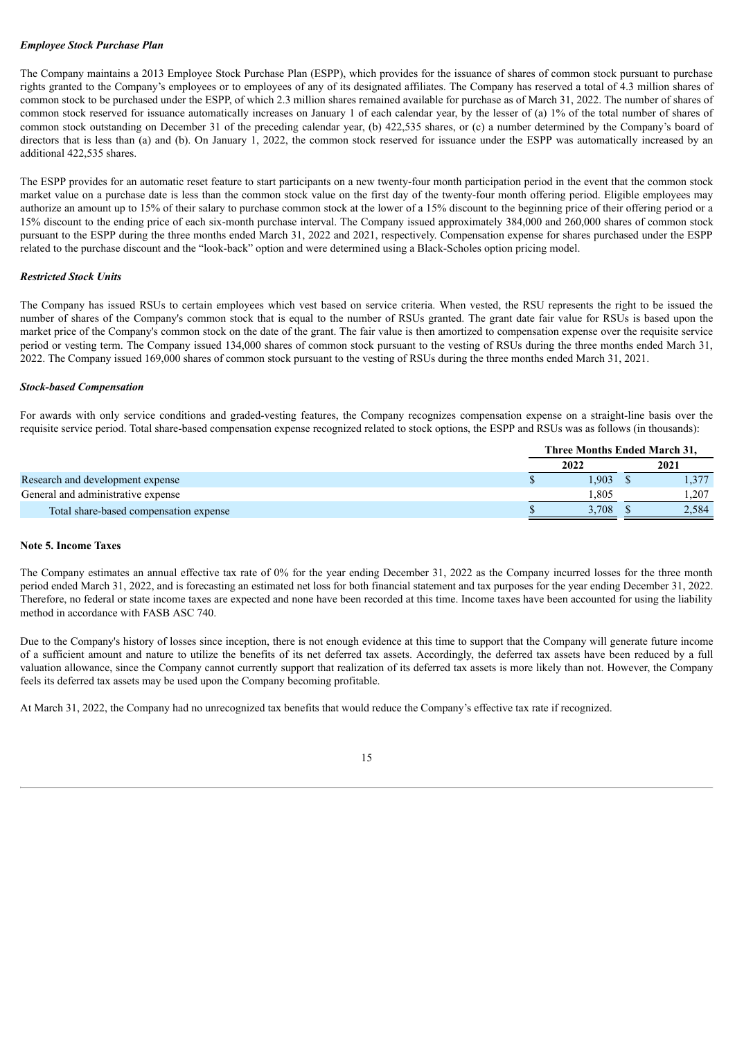***Employee Stock Purchase Plan***

The Company maintains a 2013 Employee Stock Purchase Plan (ESPP), which provides for the issuance of shares of common stock pursuant to purchase rights granted to the Company's employees or to employees of any of its designated affiliates. The Company has reserved a total of 4.3 million shares of common stock to be purchased under the ESPP, of which 2.3 million shares remained available for purchase as of March 31, 2022. The number of shares of common stock reserved for issuance automatically increases on January 1 of each calendar year, by the lesser of (a) 1% of the total number of shares of common stock outstanding on December 31 of the preceding calendar year, (b) 422,535 shares, or (c) a number determined by the Company's board of directors that is less than (a) and (b). On January 1, 2022, the common stock reserved for issuance under the ESPP was automatically increased by an additional 422,535 shares.

The ESPP provides for an automatic reset feature to start participants on a new twenty-four month participation period in the event that the common stock market value on a purchase date is less than the common stock value on the first day of the twenty-four month offering period. Eligible employees may authorize an amount up to 15% of their salary to purchase common stock at the lower of a 15% discount to the beginning price of their offering period or a 15% discount to the ending price of each six-month purchase interval. The Company issued approximately 384,000 and 260,000 shares of common stock pursuant to the ESPP during the three months ended March 31, 2022 and 2021, respectively. Compensation expense for shares purchased under the ESPP related to the purchase discount and the "look-back" option and were determined using a Black-Scholes option pricing model.

***Restricted Stock Units***

The Company has issued RSUs to certain employees which vest based on service criteria. When vested, the RSU represents the right to be issued the number of shares of the Company's common stock that is equal to the number of RSUs granted. The grant date fair value for RSUs is based upon the market price of the Company's common stock on the date of the grant. The fair value is then amortized to compensation expense over the requisite service period or vesting term. The Company issued 134,000 shares of common stock pursuant to the vesting of RSUs during the three months ended March 31, 2022. The Company issued 169,000 shares of common stock pursuant to the vesting of RSUs during the three months ended March 31, 2021.

***Stock-based Compensation***

For awards with only service conditions and graded-vesting features, the Company recognizes compensation expense on a straight-line basis over the requisite service period. Total share-based compensation expense recognized related to stock options, the ESPP and RSUs was as follows (in thousands):

| | Three Months Ended March 31, | |
|---|---|---|
| | 2022 | 2021 |
| Research and development expense | $ 1,903 | $ 1,377 |
| General and administrative expense | 1,805 | 1,207 |
| Total share-based compensation expense | $ 3,708 | $ 2,584 |

**Note 5. Income Taxes**

The Company estimates an annual effective tax rate of 0% for the year ending December 31, 2022 as the Company incurred losses for the three month period ended March 31, 2022, and is forecasting an estimated net loss for both financial statement and tax purposes for the year ending December 31, 2022. Therefore, no federal or state income taxes are expected and none have been recorded at this time. Income taxes have been accounted for using the liability method in accordance with FASB ASC 740.

Due to the Company's history of losses since inception, there is not enough evidence at this time to support that the Company will generate future income of a sufficient amount and nature to utilize the benefits of its net deferred tax assets. Accordingly, the deferred tax assets have been reduced by a full valuation allowance, since the Company cannot currently support that realization of its deferred tax assets is more likely than not. However, the Company feels its deferred tax assets may be used upon the Company becoming profitable.

At March 31, 2022, the Company had no unrecognized tax benefits that would reduce the Company's effective tax rate if recognized.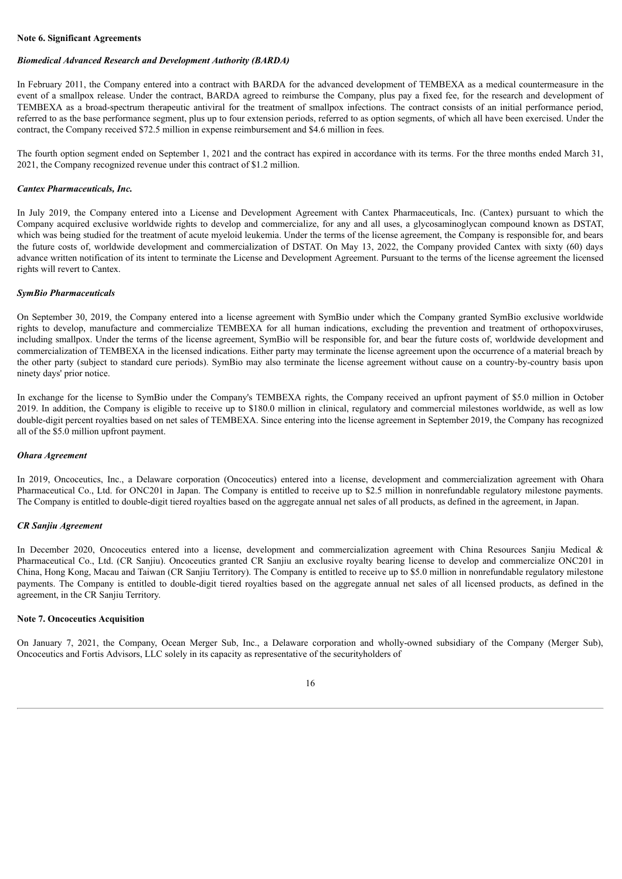**Note 6. Significant Agreements**

***Biomedical Advanced Research and Development Authority (BARDA)***

In February 2011, the Company entered into a contract with BARDA for the advanced development of TEMBEXA as a medical countermeasure in the event of a smallpox release. Under the contract, BARDA agreed to reimburse the Company, plus pay a fixed fee, for the research and development of TEMBEXA as a broad-spectrum therapeutic antiviral for the treatment of smallpox infections. The contract consists of an initial performance period, referred to as the base performance segment, plus up to four extension periods, referred to as option segments, of which all have been exercised. Under the contract, the Company received $72.5 million in expense reimbursement and $4.6 million in fees.

The fourth option segment ended on September 1, 2021 and the contract has expired in accordance with its terms. For the three months ended March 31, 2021, the Company recognized revenue under this contract of $1.2 million.

***Cantex Pharmaceuticals, Inc.***

In July 2019, the Company entered into a License and Development Agreement with Cantex Pharmaceuticals, Inc. (Cantex) pursuant to which the Company acquired exclusive worldwide rights to develop and commercialize, for any and all uses, a glycosaminoglycan compound known as DSTAT, which was being studied for the treatment of acute myeloid leukemia. Under the terms of the license agreement, the Company is responsible for, and bears the future costs of, worldwide development and commercialization of DSTAT. On May 13, 2022, the Company provided Cantex with sixty (60) days advance written notification of its intent to terminate the License and Development Agreement. Pursuant to the terms of the license agreement the licensed rights will revert to Cantex.

***SymBio Pharmaceuticals***

On September 30, 2019, the Company entered into a license agreement with SymBio under which the Company granted SymBio exclusive worldwide rights to develop, manufacture and commercialize TEMBEXA for all human indications, excluding the prevention and treatment of orthopoxviruses, including smallpox. Under the terms of the license agreement, SymBio will be responsible for, and bear the future costs of, worldwide development and commercialization of TEMBEXA in the licensed indications. Either party may terminate the license agreement upon the occurrence of a material breach by the other party (subject to standard cure periods). SymBio may also terminate the license agreement without cause on a country-by-country basis upon ninety days' prior notice.

In exchange for the license to SymBio under the Company's TEMBEXA rights, the Company received an upfront payment of $5.0 million in October 2019. In addition, the Company is eligible to receive up to $180.0 million in clinical, regulatory and commercial milestones worldwide, as well as low double-digit percent royalties based on net sales of TEMBEXA. Since entering into the license agreement in September 2019, the Company has recognized all of the $5.0 million upfront payment.

***Ohara Agreement***

In 2019, Oncoceutics, Inc., a Delaware corporation (Oncoceutics) entered into a license, development and commercialization agreement with Ohara Pharmaceutical Co., Ltd. for ONC201 in Japan. The Company is entitled to receive up to $2.5 million in nonrefundable regulatory milestone payments. The Company is entitled to double-digit tiered royalties based on the aggregate annual net sales of all products, as defined in the agreement, in Japan.

***CR Sanjiu Agreement***

In December 2020, Oncoceutics entered into a license, development and commercialization agreement with China Resources Sanjiu Medical & Pharmaceutical Co., Ltd. (CR Sanjiu). Oncoceutics granted CR Sanjiu an exclusive royalty bearing license to develop and commercialize ONC201 in China, Hong Kong, Macau and Taiwan (CR Sanjiu Territory). The Company is entitled to receive up to $5.0 million in nonrefundable regulatory milestone payments. The Company is entitled to double-digit tiered royalties based on the aggregate annual net sales of all licensed products, as defined in the agreement, in the CR Sanjiu Territory.

**Note 7. Oncoceutics Acquisition**

On January 7, 2021, the Company, Ocean Merger Sub, Inc., a Delaware corporation and wholly-owned subsidiary of the Company (Merger Sub), Oncoceutics and Fortis Advisors, LLC solely in its capacity as representative of the securityholders of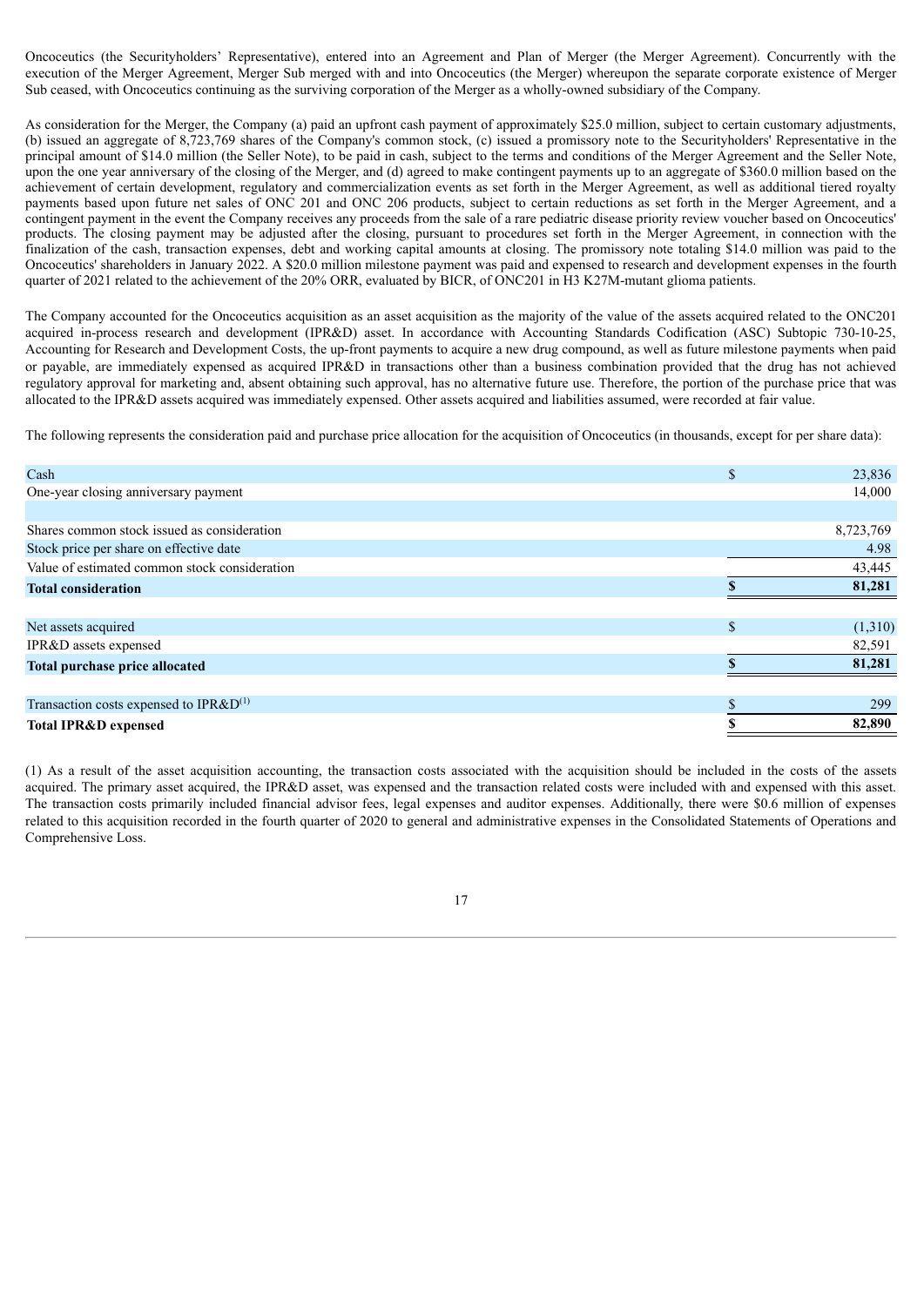Oncoceutics (the Securityholders' Representative), entered into an Agreement and Plan of Merger (the Merger Agreement). Concurrently with the execution of the Merger Agreement, Merger Sub merged with and into Oncoceutics (the Merger) whereupon the separate corporate existence of Merger Sub ceased, with Oncoceutics continuing as the surviving corporation of the Merger as a wholly-owned subsidiary of the Company.

As consideration for the Merger, the Company (a) paid an upfront cash payment of approximately $25.0 million, subject to certain customary adjustments, (b) issued an aggregate of 8,723,769 shares of the Company's common stock, (c) issued a promissory note to the Securityholders' Representative in the principal amount of $14.0 million (the Seller Note), to be paid in cash, subject to the terms and conditions of the Merger Agreement and the Seller Note, upon the one year anniversary of the closing of the Merger, and (d) agreed to make contingent payments up to an aggregate of $360.0 million based on the achievement of certain development, regulatory and commercialization events as set forth in the Merger Agreement, as well as additional tiered royalty payments based upon future net sales of ONC 201 and ONC 206 products, subject to certain reductions as set forth in the Merger Agreement, and a contingent payment in the event the Company receives any proceeds from the sale of a rare pediatric disease priority review voucher based on Oncoceutics' products. The closing payment may be adjusted after the closing, pursuant to procedures set forth in the Merger Agreement, in connection with the finalization of the cash, transaction expenses, debt and working capital amounts at closing. The promissory note totaling $14.0 million was paid to the Oncoceutics' shareholders in January 2022. A $20.0 million milestone payment was paid and expensed to research and development expenses in the fourth quarter of 2021 related to the achievement of the 20% ORR, evaluated by BICR, of ONC201 in H3 K27M-mutant glioma patients.

The Company accounted for the Oncoceutics acquisition as an asset acquisition as the majority of the value of the assets acquired related to the ONC201 acquired in-process research and development (IPR&D) asset. In accordance with Accounting Standards Codification (ASC) Subtopic 730-10-25, Accounting for Research and Development Costs, the up-front payments to acquire a new drug compound, as well as future milestone payments when paid or payable, are immediately expensed as acquired IPR&D in transactions other than a business combination provided that the drug has not achieved regulatory approval for marketing and, absent obtaining such approval, has no alternative future use. Therefore, the portion of the purchase price that was allocated to the IPR&D assets acquired was immediately expensed. Other assets acquired and liabilities assumed, were recorded at fair value.

The following represents the consideration paid and purchase price allocation for the acquisition of Oncoceutics (in thousands, except for per share data):

| | | |
|---|---|---|
| Cash | $ | 23,836 |
| One-year closing anniversary payment | | 14,000 |
| | | |
| Shares common stock issued as consideration | | 8,723,769 |
| Stock price per share on effective date | | 4.98 |
| Value of estimated common stock consideration | | 43,445 |
| **Total consideration** | **$** | **81,281** |
| | | |
| Net assets acquired | $ | (1,310) |
| IPR&D assets expensed | | 82,591 |
| **Total purchase price allocated** | **$** | **81,281** |
| | | |
| Transaction costs expensed to IPR&D[(1)] | $ | 299 |
| **Total IPR&D expensed** | **$** | **82,890** |

(1) As a result of the asset acquisition accounting, the transaction costs associated with the acquisition should be included in the costs of the assets acquired. The primary asset acquired, the IPR&D asset, was expensed and the transaction related costs were included with and expensed with this asset. The transaction costs primarily included financial advisor fees, legal expenses and auditor expenses. Additionally, there were $0.6 million of expenses related to this acquisition recorded in the fourth quarter of 2020 to general and administrative expenses in the Consolidated Statements of Operations and Comprehensive Loss.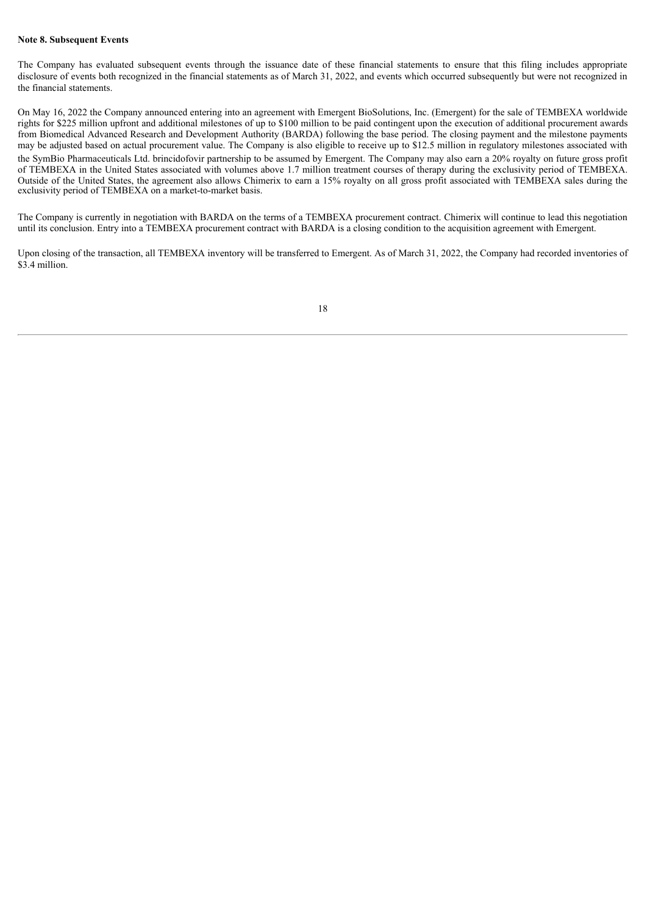**Note 8. Subsequent Events**

The Company has evaluated subsequent events through the issuance date of these financial statements to ensure that this filing includes appropriate disclosure of events both recognized in the financial statements as of March 31, 2022, and events which occurred subsequently but were not recognized in the financial statements.

On May 16, 2022 the Company announced entering into an agreement with Emergent BioSolutions, Inc. (Emergent) for the sale of TEMBEXA worldwide rights for $225 million upfront and additional milestones of up to $100 million to be paid contingent upon the execution of additional procurement awards from Biomedical Advanced Research and Development Authority (BARDA) following the base period. The closing payment and the milestone payments may be adjusted based on actual procurement value. The Company is also eligible to receive up to $12.5 million in regulatory milestones associated with the SymBio Pharmaceuticals Ltd. brincidofovir partnership to be assumed by Emergent. The Company may also earn a 20% royalty on future gross profit of TEMBEXA in the United States associated with volumes above 1.7 million treatment courses of therapy during the exclusivity period of TEMBEXA. Outside of the United States, the agreement also allows Chimerix to earn a 15% royalty on all gross profit associated with TEMBEXA sales during the exclusivity period of TEMBEXA on a market-to-market basis.

The Company is currently in negotiation with BARDA on the terms of a TEMBEXA procurement contract. Chimerix will continue to lead this negotiation until its conclusion. Entry into a TEMBEXA procurement contract with BARDA is a closing condition to the acquisition agreement with Emergent.

Upon closing of the transaction, all TEMBEXA inventory will be transferred to Emergent. As of March 31, 2022, the Company had recorded inventories of $3.4 million.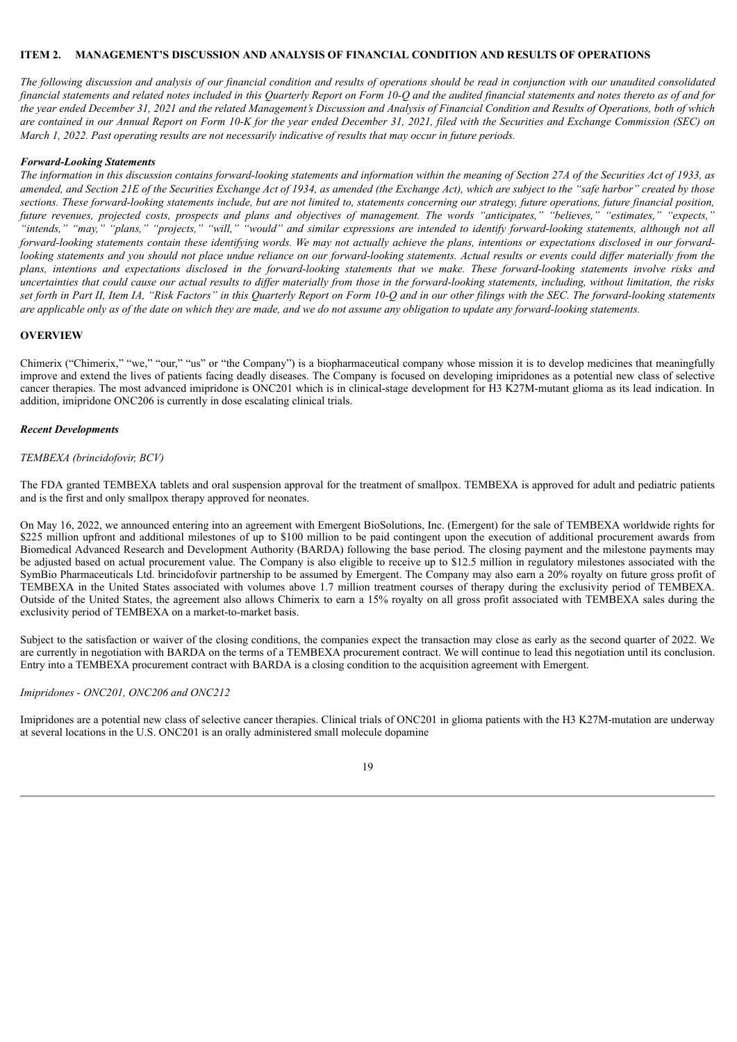## ITEM 2. MANAGEMENT'S DISCUSSION AND ANALYSIS OF FINANCIAL CONDITION AND RESULTS OF OPERATIONS

*The following discussion and analysis of our financial condition and results of operations should be read in conjunction with our unaudited consolidated financial statements and related notes included in this Quarterly Report on Form 10-Q and the audited financial statements and notes thereto as of and for the year ended December 31, 2021 and the related Management's Discussion and Analysis of Financial Condition and Results of Operations, both of which are contained in our Annual Report on Form 10-K for the year ended December 31, 2021, filed with the Securities and Exchange Commission (SEC) on March 1, 2022. Past operating results are not necessarily indicative of results that may occur in future periods.*

### *Forward-Looking Statements*

*The information in this discussion contains forward-looking statements and information within the meaning of Section 27A of the Securities Act of 1933, as amended, and Section 21E of the Securities Exchange Act of 1934, as amended (the Exchange Act), which are subject to the "safe harbor" created by those sections. These forward-looking statements include, but are not limited to, statements concerning our strategy, future operations, future financial position, future revenues, projected costs, prospects and plans and objectives of management. The words "anticipates," "believes," "estimates," "expects," "intends," "may," "plans," "projects," "will," "would" and similar expressions are intended to identify forward-looking statements, although not all forward-looking statements contain these identifying words. We may not actually achieve the plans, intentions or expectations disclosed in our forward-looking statements and you should not place undue reliance on our forward-looking statements. Actual results or events could differ materially from the plans, intentions and expectations disclosed in the forward-looking statements that we make. These forward-looking statements involve risks and uncertainties that could cause our actual results to differ materially from those in the forward-looking statements, including, without limitation, the risks set forth in Part II, Item IA, "Risk Factors" in this Quarterly Report on Form 10-Q and in our other filings with the SEC. The forward-looking statements are applicable only as of the date on which they are made, and we do not assume any obligation to update any forward-looking statements.*

## OVERVIEW

Chimerix ("Chimerix," "we," "our," "us" or "the Company") is a biopharmaceutical company whose mission it is to develop medicines that meaningfully improve and extend the lives of patients facing deadly diseases. The Company is focused on developing imipridones as a potential new class of selective cancer therapies. The most advanced imipridone is ONC201 which is in clinical-stage development for H3 K27M-mutant glioma as its lead indication. In addition, imipridone ONC206 is currently in dose escalating clinical trials.

### *Recent Developments*

*TEMBEXA (brincidofovir, BCV)*

The FDA granted TEMBEXA tablets and oral suspension approval for the treatment of smallpox. TEMBEXA is approved for adult and pediatric patients and is the first and only smallpox therapy approved for neonates.

On May 16, 2022, we announced entering into an agreement with Emergent BioSolutions, Inc. (Emergent) for the sale of TEMBEXA worldwide rights for $225 million upfront and additional milestones of up to $100 million to be paid contingent upon the execution of additional procurement awards from Biomedical Advanced Research and Development Authority (BARDA) following the base period. The closing payment and the milestone payments may be adjusted based on actual procurement value. The Company is also eligible to receive up to $12.5 million in regulatory milestones associated with the SymBio Pharmaceuticals Ltd. brincidofovir partnership to be assumed by Emergent. The Company may also earn a 20% royalty on future gross profit of TEMBEXA in the United States associated with volumes above 1.7 million treatment courses of therapy during the exclusivity period of TEMBEXA. Outside of the United States, the agreement also allows Chimerix to earn a 15% royalty on all gross profit associated with TEMBEXA sales during the exclusivity period of TEMBEXA on a market-to-market basis.

Subject to the satisfaction or waiver of the closing conditions, the companies expect the transaction may close as early as the second quarter of 2022. We are currently in negotiation with BARDA on the terms of a TEMBEXA procurement contract. We will continue to lead this negotiation until its conclusion. Entry into a TEMBEXA procurement contract with BARDA is a closing condition to the acquisition agreement with Emergent.

*Imipridones - ONC201, ONC206 and ONC212*

Imipridones are a potential new class of selective cancer therapies. Clinical trials of ONC201 in glioma patients with the H3 K27M-mutation are underway at several locations in the U.S. ONC201 is an orally administered small molecule dopamine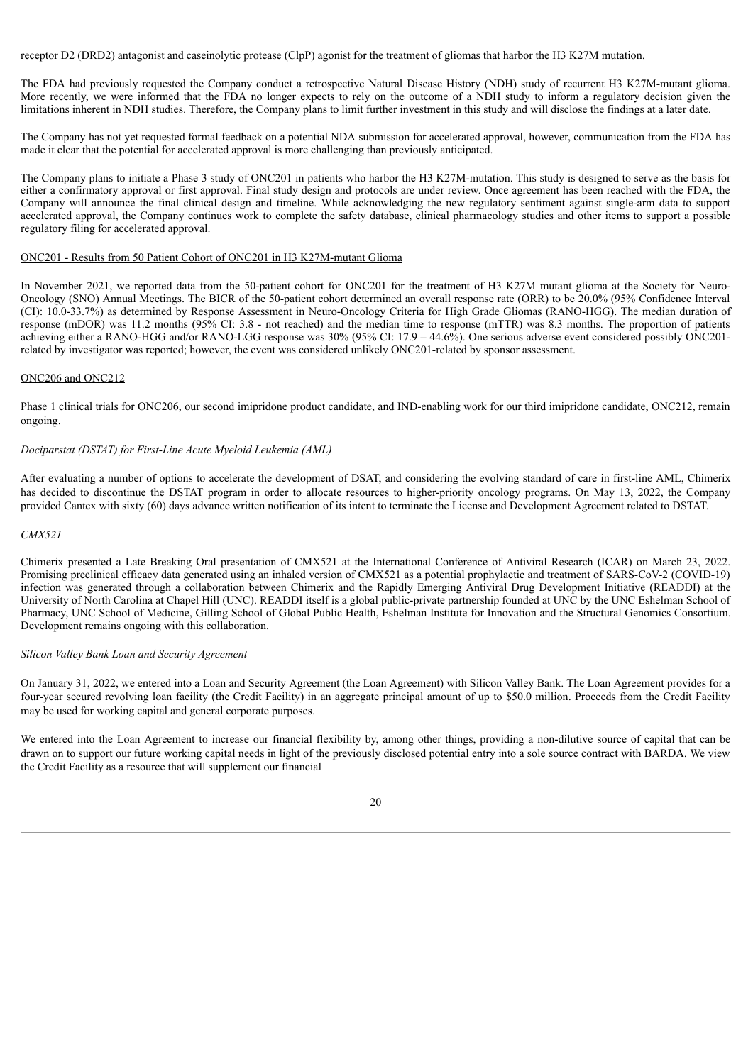receptor D2 (DRD2) antagonist and caseinolytic protease (ClpP) agonist for the treatment of gliomas that harbor the H3 K27M mutation.

The FDA had previously requested the Company conduct a retrospective Natural Disease History (NDH) study of recurrent H3 K27M-mutant glioma. More recently, we were informed that the FDA no longer expects to rely on the outcome of a NDH study to inform a regulatory decision given the limitations inherent in NDH studies. Therefore, the Company plans to limit further investment in this study and will disclose the findings at a later date.

The Company has not yet requested formal feedback on a potential NDA submission for accelerated approval, however, communication from the FDA has made it clear that the potential for accelerated approval is more challenging than previously anticipated.

The Company plans to initiate a Phase 3 study of ONC201 in patients who harbor the H3 K27M-mutation. This study is designed to serve as the basis for either a confirmatory approval or first approval. Final study design and protocols are under review. Once agreement has been reached with the FDA, the Company will announce the final clinical design and timeline. While acknowledging the new regulatory sentiment against single-arm data to support accelerated approval, the Company continues work to complete the safety database, clinical pharmacology studies and other items to support a possible regulatory filing for accelerated approval.

ONC201 - Results from 50 Patient Cohort of ONC201 in H3 K27M-mutant Glioma

In November 2021, we reported data from the 50-patient cohort for ONC201 for the treatment of H3 K27M mutant glioma at the Society for Neuro-Oncology (SNO) Annual Meetings. The BICR of the 50-patient cohort determined an overall response rate (ORR) to be 20.0% (95% Confidence Interval (CI): 10.0-33.7%) as determined by Response Assessment in Neuro-Oncology Criteria for High Grade Gliomas (RANO-HGG). The median duration of response (mDOR) was 11.2 months (95% CI: 3.8 - not reached) and the median time to response (mTTR) was 8.3 months. The proportion of patients achieving either a RANO-HGG and/or RANO-LGG response was 30% (95% CI: 17.9 – 44.6%). One serious adverse event considered possibly ONC201-related by investigator was reported; however, the event was considered unlikely ONC201-related by sponsor assessment.

ONC206 and ONC212

Phase 1 clinical trials for ONC206, our second imipridone product candidate, and IND-enabling work for our third imipridone candidate, ONC212, remain ongoing.

*Dociparstat (DSTAT) for First-Line Acute Myeloid Leukemia (AML)*

After evaluating a number of options to accelerate the development of DSAT, and considering the evolving standard of care in first-line AML, Chimerix has decided to discontinue the DSTAT program in order to allocate resources to higher-priority oncology programs. On May 13, 2022, the Company provided Cantex with sixty (60) days advance written notification of its intent to terminate the License and Development Agreement related to DSTAT.

*CMX521*

Chimerix presented a Late Breaking Oral presentation of CMX521 at the International Conference of Antiviral Research (ICAR) on March 23, 2022. Promising preclinical efficacy data generated using an inhaled version of CMX521 as a potential prophylactic and treatment of SARS-CoV-2 (COVID-19) infection was generated through a collaboration between Chimerix and the Rapidly Emerging Antiviral Drug Development Initiative (READDI) at the University of North Carolina at Chapel Hill (UNC). READDI itself is a global public-private partnership founded at UNC by the UNC Eshelman School of Pharmacy, UNC School of Medicine, Gilling School of Global Public Health, Eshelman Institute for Innovation and the Structural Genomics Consortium. Development remains ongoing with this collaboration.

*Silicon Valley Bank Loan and Security Agreement*

On January 31, 2022, we entered into a Loan and Security Agreement (the Loan Agreement) with Silicon Valley Bank. The Loan Agreement provides for a four-year secured revolving loan facility (the Credit Facility) in an aggregate principal amount of up to $50.0 million. Proceeds from the Credit Facility may be used for working capital and general corporate purposes.

We entered into the Loan Agreement to increase our financial flexibility by, among other things, providing a non-dilutive source of capital that can be drawn on to support our future working capital needs in light of the previously disclosed potential entry into a sole source contract with BARDA. We view the Credit Facility as a resource that will supplement our financial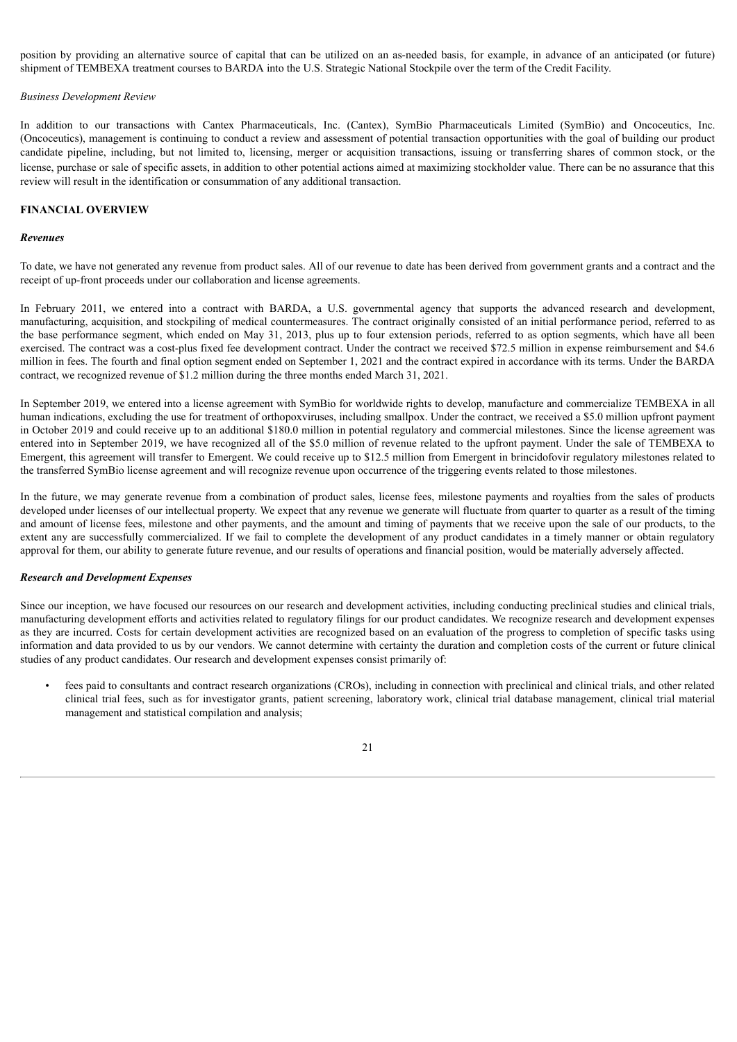position by providing an alternative source of capital that can be utilized on an as-needed basis, for example, in advance of an anticipated (or future) shipment of TEMBEXA treatment courses to BARDA into the U.S. Strategic National Stockpile over the term of the Credit Facility.

*Business Development Review*

In addition to our transactions with Cantex Pharmaceuticals, Inc. (Cantex), SymBio Pharmaceuticals Limited (SymBio) and Oncoceutics, Inc. (Oncoceutics), management is continuing to conduct a review and assessment of potential transaction opportunities with the goal of building our product candidate pipeline, including, but not limited to, licensing, merger or acquisition transactions, issuing or transferring shares of common stock, or the license, purchase or sale of specific assets, in addition to other potential actions aimed at maximizing stockholder value. There can be no assurance that this review will result in the identification or consummation of any additional transaction.

## FINANCIAL OVERVIEW

### *Revenues*

To date, we have not generated any revenue from product sales. All of our revenue to date has been derived from government grants and a contract and the receipt of up-front proceeds under our collaboration and license agreements.

In February 2011, we entered into a contract with BARDA, a U.S. governmental agency that supports the advanced research and development, manufacturing, acquisition, and stockpiling of medical countermeasures. The contract originally consisted of an initial performance period, referred to as the base performance segment, which ended on May 31, 2013, plus up to four extension periods, referred to as option segments, which have all been exercised. The contract was a cost-plus fixed fee development contract. Under the contract we received $72.5 million in expense reimbursement and $4.6 million in fees. The fourth and final option segment ended on September 1, 2021 and the contract expired in accordance with its terms. Under the BARDA contract, we recognized revenue of $1.2 million during the three months ended March 31, 2021.

In September 2019, we entered into a license agreement with SymBio for worldwide rights to develop, manufacture and commercialize TEMBEXA in all human indications, excluding the use for treatment of orthopoxviruses, including smallpox. Under the contract, we received a $5.0 million upfront payment in October 2019 and could receive up to an additional $180.0 million in potential regulatory and commercial milestones. Since the license agreement was entered into in September 2019, we have recognized all of the $5.0 million of revenue related to the upfront payment. Under the sale of TEMBEXA to Emergent, this agreement will transfer to Emergent. We could receive up to $12.5 million from Emergent in brincidofovir regulatory milestones related to the transferred SymBio license agreement and will recognize revenue upon occurrence of the triggering events related to those milestones.

In the future, we may generate revenue from a combination of product sales, license fees, milestone payments and royalties from the sales of products developed under licenses of our intellectual property. We expect that any revenue we generate will fluctuate from quarter to quarter as a result of the timing and amount of license fees, milestone and other payments, and the amount and timing of payments that we receive upon the sale of our products, to the extent any are successfully commercialized. If we fail to complete the development of any product candidates in a timely manner or obtain regulatory approval for them, our ability to generate future revenue, and our results of operations and financial position, would be materially adversely affected.

### *Research and Development Expenses*

Since our inception, we have focused our resources on our research and development activities, including conducting preclinical studies and clinical trials, manufacturing development efforts and activities related to regulatory filings for our product candidates. We recognize research and development expenses as they are incurred. Costs for certain development activities are recognized based on an evaluation of the progress to completion of specific tasks using information and data provided to us by our vendors. We cannot determine with certainty the duration and completion costs of the current or future clinical studies of any product candidates. Our research and development expenses consist primarily of:

- fees paid to consultants and contract research organizations (CROs), including in connection with preclinical and clinical trials, and other related clinical trial fees, such as for investigator grants, patient screening, laboratory work, clinical trial database management, clinical trial material management and statistical compilation and analysis;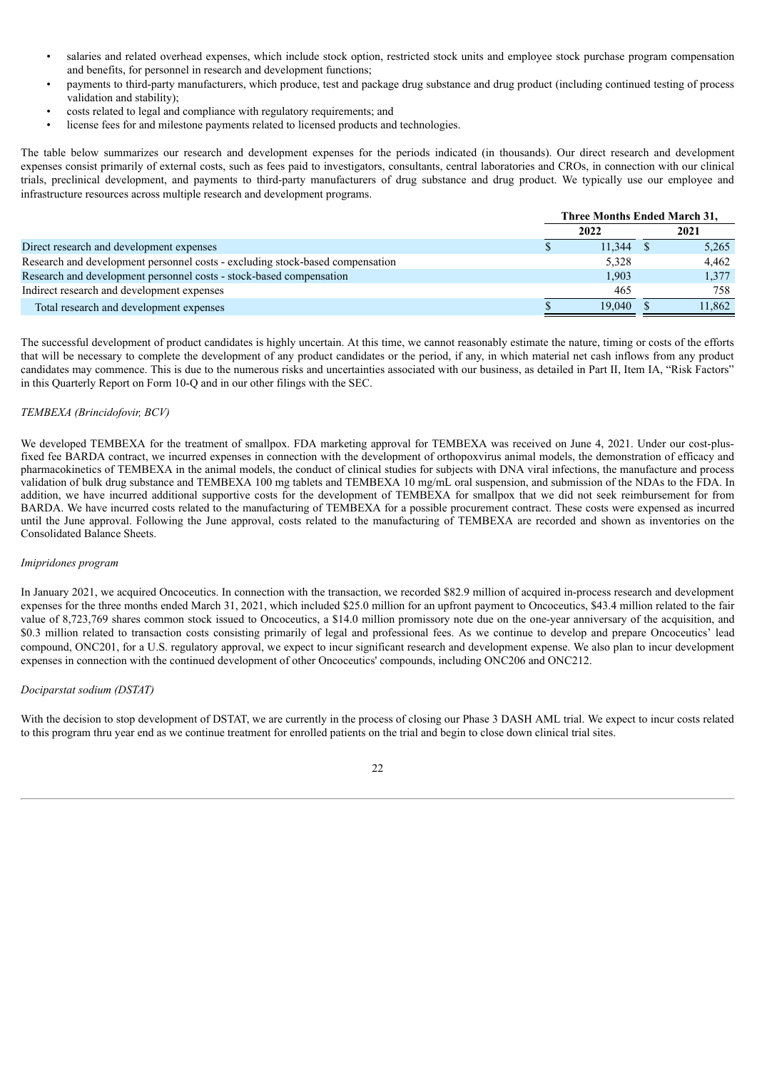- salaries and related overhead expenses, which include stock option, restricted stock units and employee stock purchase program compensation and benefits, for personnel in research and development functions;
- payments to third-party manufacturers, which produce, test and package drug substance and drug product (including continued testing of process validation and stability);
- costs related to legal and compliance with regulatory requirements; and
- license fees for and milestone payments related to licensed products and technologies.

The table below summarizes our research and development expenses for the periods indicated (in thousands). Our direct research and development expenses consist primarily of external costs, such as fees paid to investigators, consultants, central laboratories and CROs, in connection with our clinical trials, preclinical development, and payments to third-party manufacturers of drug substance and drug product. We typically use our employee and infrastructure resources across multiple research and development programs.

| | Three Months Ended March 31, | |
|---|---|---|
| | 2022 | 2021 |
| Direct research and development expenses | $ 11,344 | $ 5,265 |
| Research and development personnel costs - excluding stock-based compensation | 5,328 | 4,462 |
| Research and development personnel costs - stock-based compensation | 1,903 | 1,377 |
| Indirect research and development expenses | 465 | 758 |
| Total research and development expenses | $ 19,040 | $ 11,862 |

The successful development of product candidates is highly uncertain. At this time, we cannot reasonably estimate the nature, timing or costs of the efforts that will be necessary to complete the development of any product candidates or the period, if any, in which material net cash inflows from any product candidates may commence. This is due to the numerous risks and uncertainties associated with our business, as detailed in Part II, Item IA, "Risk Factors" in this Quarterly Report on Form 10-Q and in our other filings with the SEC.

*TEMBEXA (Brincidofovir, BCV)*

We developed TEMBEXA for the treatment of smallpox. FDA marketing approval for TEMBEXA was received on June 4, 2021. Under our cost-plus-fixed fee BARDA contract, we incurred expenses in connection with the development of orthopoxvirus animal models, the demonstration of efficacy and pharmacokinetics of TEMBEXA in the animal models, the conduct of clinical studies for subjects with DNA viral infections, the manufacture and process validation of bulk drug substance and TEMBEXA 100 mg tablets and TEMBEXA 10 mg/mL oral suspension, and submission of the NDAs to the FDA. In addition, we have incurred additional supportive costs for the development of TEMBEXA for smallpox that we did not seek reimbursement for from BARDA. We have incurred costs related to the manufacturing of TEMBEXA for a possible procurement contract. These costs were expensed as incurred until the June approval. Following the June approval, costs related to the manufacturing of TEMBEXA are recorded and shown as inventories on the Consolidated Balance Sheets.

*Imipridones program*

In January 2021, we acquired Oncoceutics. In connection with the transaction, we recorded $82.9 million of acquired in-process research and development expenses for the three months ended March 31, 2021, which included $25.0 million for an upfront payment to Oncoceutics, $43.4 million related to the fair value of 8,723,769 shares common stock issued to Oncoceutics, a $14.0 million promissory note due on the one-year anniversary of the acquisition, and $0.3 million related to transaction costs consisting primarily of legal and professional fees. As we continue to develop and prepare Oncoceutics' lead compound, ONC201, for a U.S. regulatory approval, we expect to incur significant research and development expense. We also plan to incur development expenses in connection with the continued development of other Oncoceutics' compounds, including ONC206 and ONC212.

*Dociparstat sodium (DSTAT)*

With the decision to stop development of DSTAT, we are currently in the process of closing our Phase 3 DASH AML trial. We expect to incur costs related to this program thru year end as we continue treatment for enrolled patients on the trial and begin to close down clinical trial sites.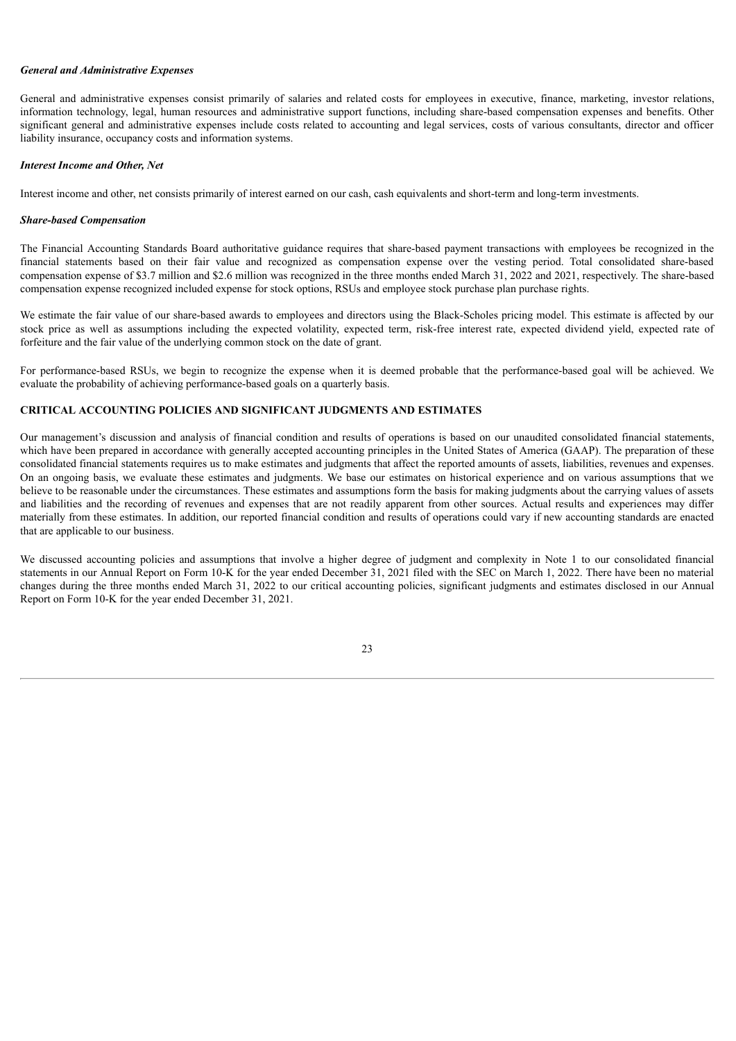### *General and Administrative Expenses*

General and administrative expenses consist primarily of salaries and related costs for employees in executive, finance, marketing, investor relations, information technology, legal, human resources and administrative support functions, including share-based compensation expenses and benefits. Other significant general and administrative expenses include costs related to accounting and legal services, costs of various consultants, director and officer liability insurance, occupancy costs and information systems.

### *Interest Income and Other, Net*

Interest income and other, net consists primarily of interest earned on our cash, cash equivalents and short-term and long-term investments.

### *Share-based Compensation*

The Financial Accounting Standards Board authoritative guidance requires that share-based payment transactions with employees be recognized in the financial statements based on their fair value and recognized as compensation expense over the vesting period. Total consolidated share-based compensation expense of $3.7 million and $2.6 million was recognized in the three months ended March 31, 2022 and 2021, respectively. The share-based compensation expense recognized included expense for stock options, RSUs and employee stock purchase plan purchase rights.

We estimate the fair value of our share-based awards to employees and directors using the Black-Scholes pricing model. This estimate is affected by our stock price as well as assumptions including the expected volatility, expected term, risk-free interest rate, expected dividend yield, expected rate of forfeiture and the fair value of the underlying common stock on the date of grant.

For performance-based RSUs, we begin to recognize the expense when it is deemed probable that the performance-based goal will be achieved. We evaluate the probability of achieving performance-based goals on a quarterly basis.

## CRITICAL ACCOUNTING POLICIES AND SIGNIFICANT JUDGMENTS AND ESTIMATES

Our management's discussion and analysis of financial condition and results of operations is based on our unaudited consolidated financial statements, which have been prepared in accordance with generally accepted accounting principles in the United States of America (GAAP). The preparation of these consolidated financial statements requires us to make estimates and judgments that affect the reported amounts of assets, liabilities, revenues and expenses. On an ongoing basis, we evaluate these estimates and judgments. We base our estimates on historical experience and on various assumptions that we believe to be reasonable under the circumstances. These estimates and assumptions form the basis for making judgments about the carrying values of assets and liabilities and the recording of revenues and expenses that are not readily apparent from other sources. Actual results and experiences may differ materially from these estimates. In addition, our reported financial condition and results of operations could vary if new accounting standards are enacted that are applicable to our business.

We discussed accounting policies and assumptions that involve a higher degree of judgment and complexity in Note 1 to our consolidated financial statements in our Annual Report on Form 10-K for the year ended December 31, 2021 filed with the SEC on March 1, 2022. There have been no material changes during the three months ended March 31, 2022 to our critical accounting policies, significant judgments and estimates disclosed in our Annual Report on Form 10-K for the year ended December 31, 2021.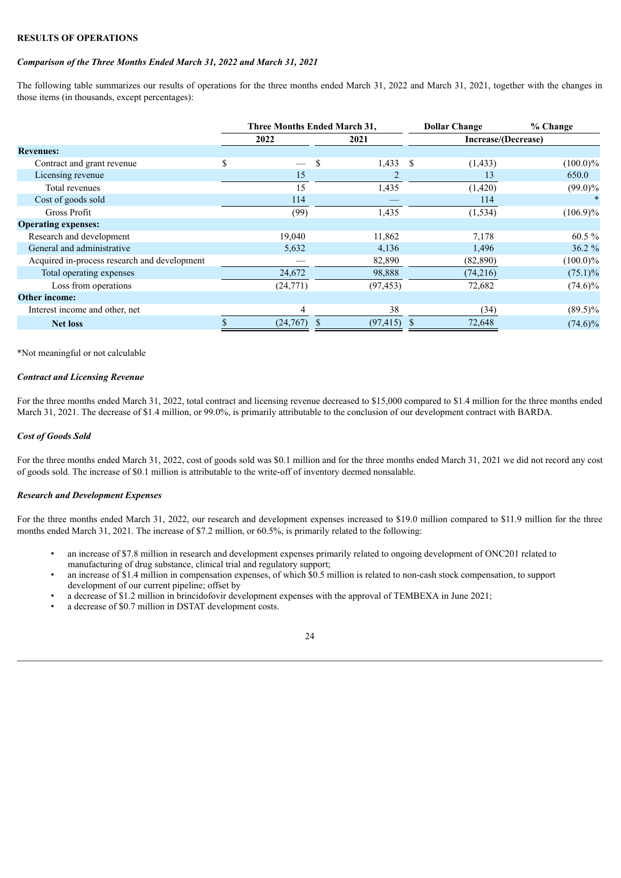**RESULTS OF OPERATIONS**

***Comparison of the Three Months Ended March 31, 2022 and March 31, 2021***

The following table summarizes our results of operations for the three months ended March 31, 2022 and March 31, 2021, together with the changes in those items (in thousands, except percentages):

| | Three Months Ended March 31, | | Dollar Change | % Change |
|---|---|---|---|---|
| | 2022 | 2021 | Increase/(Decrease) | |
| **Revenues:** | | | | |
| Contract and grant revenue | $ — | $ 1,433 | $ (1,433) | (100.0)% |
| Licensing revenue | 15 | 2 | 13 | 650.0 |
| Total revenues | 15 | 1,435 | (1,420) | (99.0)% |
| Cost of goods sold | 114 | — | 114 | * |
| Gross Profit | (99) | 1,435 | (1,534) | (106.9)% |
| **Operating expenses:** | | | | |
| Research and development | 19,040 | 11,862 | 7,178 | 60.5 % |
| General and administrative | 5,632 | 4,136 | 1,496 | 36.2 % |
| Acquired in-process research and development | — | 82,890 | (82,890) | (100.0)% |
| Total operating expenses | 24,672 | 98,888 | (74,216) | (75.1)% |
| Loss from operations | (24,771) | (97,453) | 72,682 | (74.6)% |
| **Other income:** | | | | |
| Interest income and other, net | 4 | 38 | (34) | (89.5)% |
| **Net loss** | $ (24,767) | $ (97,415) | $ 72,648 | (74.6)% |

*Not meaningful or not calculable

***Contract and Licensing Revenue***

For the three months ended March 31, 2022, total contract and licensing revenue decreased to $15,000 compared to $1.4 million for the three months ended March 31, 2021. The decrease of $1.4 million, or 99.0%, is primarily attributable to the conclusion of our development contract with BARDA.

***Cost of Goods Sold***

For the three months ended March 31, 2022, cost of goods sold was $0.1 million and for the three months ended March 31, 2021 we did not record any cost of goods sold. The increase of $0.1 million is attributable to the write-off of inventory deemed nonsalable.

***Research and Development Expenses***

For the three months ended March 31, 2022, our research and development expenses increased to $19.0 million compared to $11.9 million for the three months ended March 31, 2021. The increase of $7.2 million, or 60.5%, is primarily related to the following:

- an increase of $7.8 million in research and development expenses primarily related to ongoing development of ONC201 related to manufacturing of drug substance, clinical trial and regulatory support;
- an increase of $1.4 million in compensation expenses, of which $0.5 million is related to non-cash stock compensation, to support development of our current pipeline; offset by
- a decrease of $1.2 million in brincidofovir development expenses with the approval of TEMBEXA in June 2021;
- a decrease of $0.7 million in DSTAT development costs.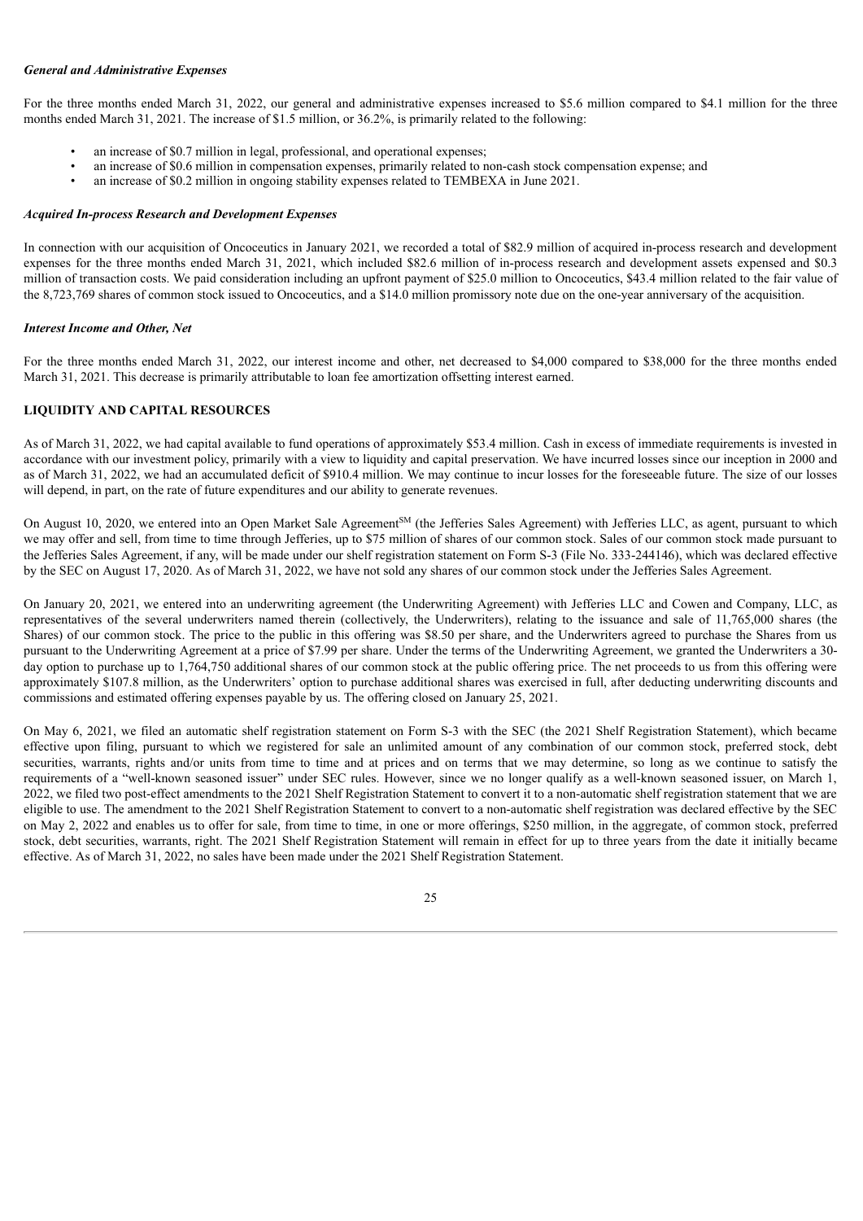### *General and Administrative Expenses*

For the three months ended March 31, 2022, our general and administrative expenses increased to $5.6 million compared to $4.1 million for the three months ended March 31, 2021. The increase of $1.5 million, or 36.2%, is primarily related to the following:

- an increase of $0.7 million in legal, professional, and operational expenses;
- an increase of $0.6 million in compensation expenses, primarily related to non-cash stock compensation expense; and
- an increase of $0.2 million in ongoing stability expenses related to TEMBEXA in June 2021.

### *Acquired In-process Research and Development Expenses*

In connection with our acquisition of Oncoceutics in January 2021, we recorded a total of $82.9 million of acquired in-process research and development expenses for the three months ended March 31, 2021, which included $82.6 million of in-process research and development assets expensed and $0.3 million of transaction costs. We paid consideration including an upfront payment of $25.0 million to Oncoceutics, $43.4 million related to the fair value of the 8,723,769 shares of common stock issued to Oncoceutics, and a $14.0 million promissory note due on the one-year anniversary of the acquisition.

### *Interest Income and Other, Net*

For the three months ended March 31, 2022, our interest income and other, net decreased to $4,000 compared to $38,000 for the three months ended March 31, 2021. This decrease is primarily attributable to loan fee amortization offsetting interest earned.

## LIQUIDITY AND CAPITAL RESOURCES

As of March 31, 2022, we had capital available to fund operations of approximately $53.4 million. Cash in excess of immediate requirements is invested in accordance with our investment policy, primarily with a view to liquidity and capital preservation. We have incurred losses since our inception in 2000 and as of March 31, 2022, we had an accumulated deficit of $910.4 million. We may continue to incur losses for the foreseeable future. The size of our losses will depend, in part, on the rate of future expenditures and our ability to generate revenues.

On August 10, 2020, we entered into an Open Market Sale Agreement[SM] (the Jefferies Sales Agreement) with Jefferies LLC, as agent, pursuant to which we may offer and sell, from time to time through Jefferies, up to $75 million of shares of our common stock. Sales of our common stock made pursuant to the Jefferies Sales Agreement, if any, will be made under our shelf registration statement on Form S-3 (File No. 333-244146), which was declared effective by the SEC on August 17, 2020. As of March 31, 2022, we have not sold any shares of our common stock under the Jefferies Sales Agreement.

On January 20, 2021, we entered into an underwriting agreement (the Underwriting Agreement) with Jefferies LLC and Cowen and Company, LLC, as representatives of the several underwriters named therein (collectively, the Underwriters), relating to the issuance and sale of 11,765,000 shares (the Shares) of our common stock. The price to the public in this offering was $8.50 per share, and the Underwriters agreed to purchase the Shares from us pursuant to the Underwriting Agreement at a price of $7.99 per share. Under the terms of the Underwriting Agreement, we granted the Underwriters a 30-day option to purchase up to 1,764,750 additional shares of our common stock at the public offering price. The net proceeds to us from this offering were approximately $107.8 million, as the Underwriters' option to purchase additional shares was exercised in full, after deducting underwriting discounts and commissions and estimated offering expenses payable by us. The offering closed on January 25, 2021.

On May 6, 2021, we filed an automatic shelf registration statement on Form S-3 with the SEC (the 2021 Shelf Registration Statement), which became effective upon filing, pursuant to which we registered for sale an unlimited amount of any combination of our common stock, preferred stock, debt securities, warrants, rights and/or units from time to time and at prices and on terms that we may determine, so long as we continue to satisfy the requirements of a "well-known seasoned issuer" under SEC rules. However, since we no longer qualify as a well-known seasoned issuer, on March 1, 2022, we filed two post-effect amendments to the 2021 Shelf Registration Statement to convert it to a non-automatic shelf registration statement that we are eligible to use. The amendment to the 2021 Shelf Registration Statement to convert to a non-automatic shelf registration was declared effective by the SEC on May 2, 2022 and enables us to offer for sale, from time to time, in one or more offerings, $250 million, in the aggregate, of common stock, preferred stock, debt securities, warrants, right. The 2021 Shelf Registration Statement will remain in effect for up to three years from the date it initially became effective. As of March 31, 2022, no sales have been made under the 2021 Shelf Registration Statement.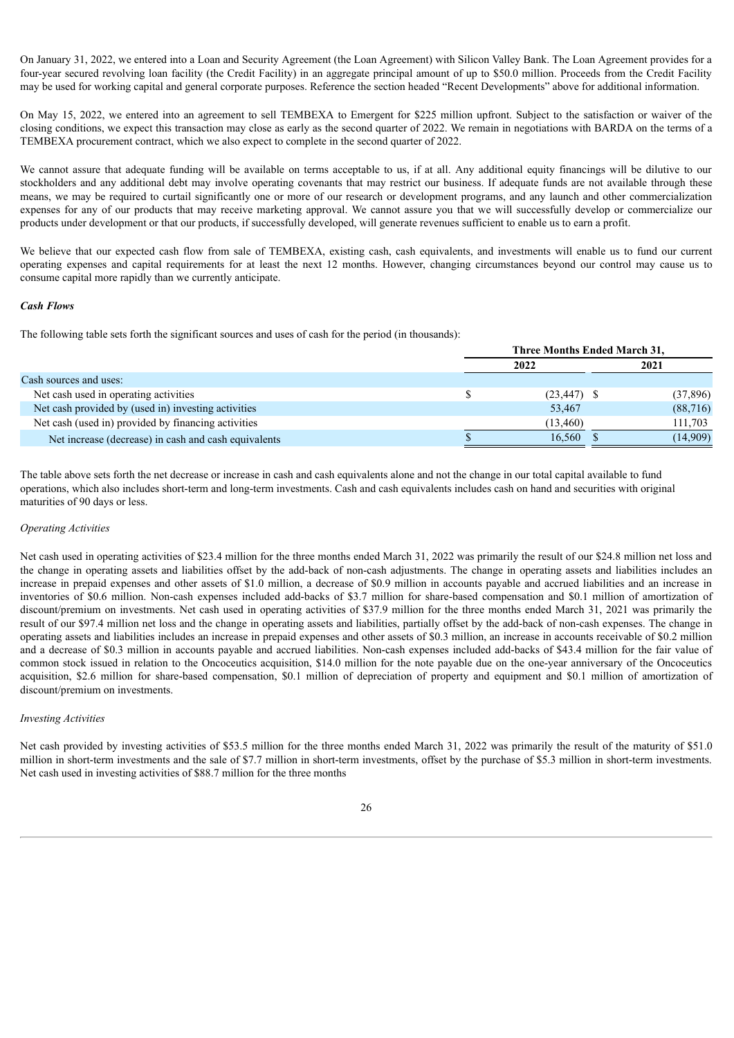On January 31, 2022, we entered into a Loan and Security Agreement (the Loan Agreement) with Silicon Valley Bank. The Loan Agreement provides for a four-year secured revolving loan facility (the Credit Facility) in an aggregate principal amount of up to $50.0 million. Proceeds from the Credit Facility may be used for working capital and general corporate purposes. Reference the section headed "Recent Developments" above for additional information.

On May 15, 2022, we entered into an agreement to sell TEMBEXA to Emergent for $225 million upfront. Subject to the satisfaction or waiver of the closing conditions, we expect this transaction may close as early as the second quarter of 2022. We remain in negotiations with BARDA on the terms of a TEMBEXA procurement contract, which we also expect to complete in the second quarter of 2022.

We cannot assure that adequate funding will be available on terms acceptable to us, if at all. Any additional equity financings will be dilutive to our stockholders and any additional debt may involve operating covenants that may restrict our business. If adequate funds are not available through these means, we may be required to curtail significantly one or more of our research or development programs, and any launch and other commercialization expenses for any of our products that may receive marketing approval. We cannot assure you that we will successfully develop or commercialize our products under development or that our products, if successfully developed, will generate revenues sufficient to enable us to earn a profit.

We believe that our expected cash flow from sale of TEMBEXA, existing cash, cash equivalents, and investments will enable us to fund our current operating expenses and capital requirements for at least the next 12 months. However, changing circumstances beyond our control may cause us to consume capital more rapidly than we currently anticipate.

***Cash Flows***

The following table sets forth the significant sources and uses of cash for the period (in thousands):

| | Three Months Ended March 31, | |
|---|---|---|
| | 2022 | 2021 |
| Cash sources and uses: | | |
| Net cash used in operating activities | $ (23,447) | $ (37,896) |
| Net cash provided by (used in) investing activities | 53,467 | (88,716) |
| Net cash (used in) provided by financing activities | (13,460) | 111,703 |
| Net increase (decrease) in cash and cash equivalents | $ 16,560 | $ (14,909) |

The table above sets forth the net decrease or increase in cash and cash equivalents alone and not the change in our total capital available to fund operations, which also includes short-term and long-term investments. Cash and cash equivalents includes cash on hand and securities with original maturities of 90 days or less.

*Operating Activities*

Net cash used in operating activities of $23.4 million for the three months ended March 31, 2022 was primarily the result of our $24.8 million net loss and the change in operating assets and liabilities offset by the add-back of non-cash adjustments. The change in operating assets and liabilities includes an increase in prepaid expenses and other assets of $1.0 million, a decrease of $0.9 million in accounts payable and accrued liabilities and an increase in inventories of $0.6 million. Non-cash expenses included add-backs of $3.7 million for share-based compensation and $0.1 million of amortization of discount/premium on investments. Net cash used in operating activities of $37.9 million for the three months ended March 31, 2021 was primarily the result of our $97.4 million net loss and the change in operating assets and liabilities, partially offset by the add-back of non-cash expenses. The change in operating assets and liabilities includes an increase in prepaid expenses and other assets of $0.3 million, an increase in accounts receivable of $0.2 million and a decrease of $0.3 million in accounts payable and accrued liabilities. Non-cash expenses included add-backs of $43.4 million for the fair value of common stock issued in relation to the Oncoceutics acquisition, $14.0 million for the note payable due on the one-year anniversary of the Oncoceutics acquisition, $2.6 million for share-based compensation, $0.1 million of depreciation of property and equipment and $0.1 million of amortization of discount/premium on investments.

*Investing Activities*

Net cash provided by investing activities of $53.5 million for the three months ended March 31, 2022 was primarily the result of the maturity of $51.0 million in short-term investments and the sale of $7.7 million in short-term investments, offset by the purchase of $5.3 million in short-term investments. Net cash used in investing activities of $88.7 million for the three months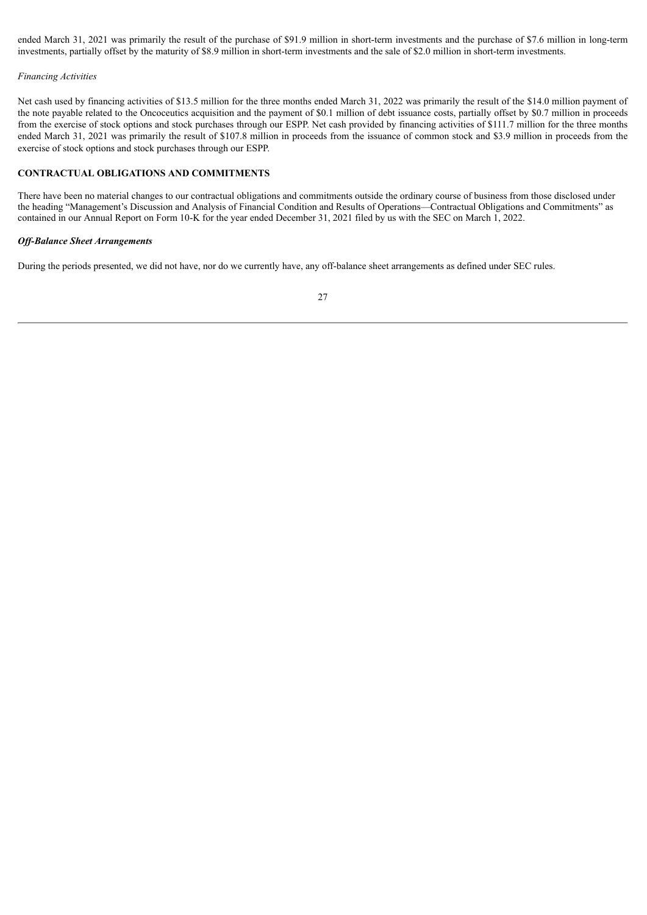ended March 31, 2021 was primarily the result of the purchase of $91.9 million in short-term investments and the purchase of $7.6 million in long-term investments, partially offset by the maturity of $8.9 million in short-term investments and the sale of $2.0 million in short-term investments.

*Financing Activities*

Net cash used by financing activities of $13.5 million for the three months ended March 31, 2022 was primarily the result of the $14.0 million payment of the note payable related to the Oncoceutics acquisition and the payment of $0.1 million of debt issuance costs, partially offset by $0.7 million in proceeds from the exercise of stock options and stock purchases through our ESPP. Net cash provided by financing activities of $111.7 million for the three months ended March 31, 2021 was primarily the result of $107.8 million in proceeds from the issuance of common stock and $3.9 million in proceeds from the exercise of stock options and stock purchases through our ESPP.

## CONTRACTUAL OBLIGATIONS AND COMMITMENTS

There have been no material changes to our contractual obligations and commitments outside the ordinary course of business from those disclosed under the heading "Management's Discussion and Analysis of Financial Condition and Results of Operations—Contractual Obligations and Commitments" as contained in our Annual Report on Form 10-K for the year ended December 31, 2021 filed by us with the SEC on March 1, 2022.

***Off-Balance Sheet Arrangements***

During the periods presented, we did not have, nor do we currently have, any off-balance sheet arrangements as defined under SEC rules.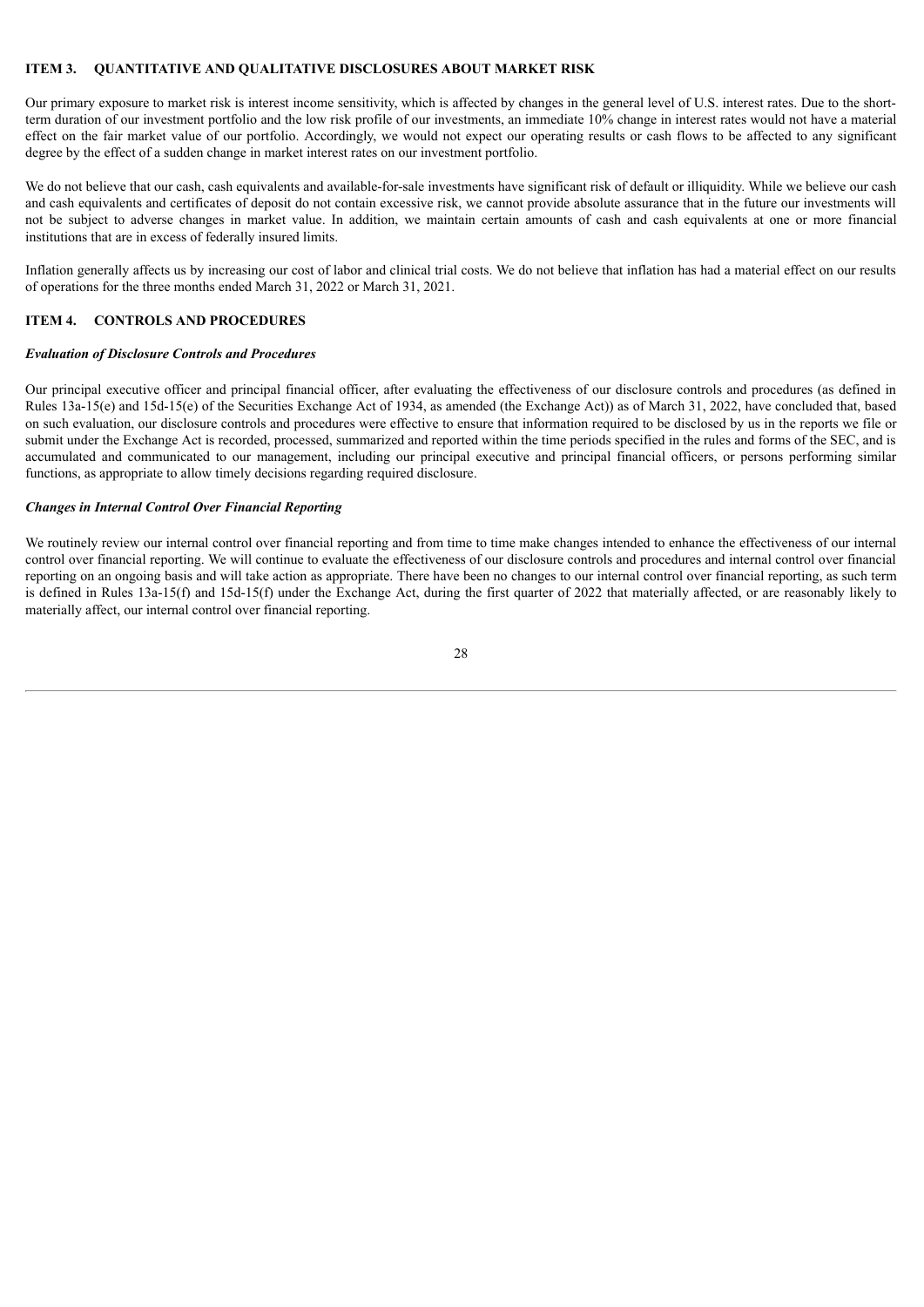## ITEM 3. QUANTITATIVE AND QUALITATIVE DISCLOSURES ABOUT MARKET RISK

Our primary exposure to market risk is interest income sensitivity, which is affected by changes in the general level of U.S. interest rates. Due to the short-term duration of our investment portfolio and the low risk profile of our investments, an immediate 10% change in interest rates would not have a material effect on the fair market value of our portfolio. Accordingly, we would not expect our operating results or cash flows to be affected to any significant degree by the effect of a sudden change in market interest rates on our investment portfolio.

We do not believe that our cash, cash equivalents and available-for-sale investments have significant risk of default or illiquidity. While we believe our cash and cash equivalents and certificates of deposit do not contain excessive risk, we cannot provide absolute assurance that in the future our investments will not be subject to adverse changes in market value. In addition, we maintain certain amounts of cash and cash equivalents at one or more financial institutions that are in excess of federally insured limits.

Inflation generally affects us by increasing our cost of labor and clinical trial costs. We do not believe that inflation has had a material effect on our results of operations for the three months ended March 31, 2022 or March 31, 2021.

## ITEM 4. CONTROLS AND PROCEDURES

### *Evaluation of Disclosure Controls and Procedures*

Our principal executive officer and principal financial officer, after evaluating the effectiveness of our disclosure controls and procedures (as defined in Rules 13a-15(e) and 15d-15(e) of the Securities Exchange Act of 1934, as amended (the Exchange Act)) as of March 31, 2022, have concluded that, based on such evaluation, our disclosure controls and procedures were effective to ensure that information required to be disclosed by us in the reports we file or submit under the Exchange Act is recorded, processed, summarized and reported within the time periods specified in the rules and forms of the SEC, and is accumulated and communicated to our management, including our principal executive and principal financial officers, or persons performing similar functions, as appropriate to allow timely decisions regarding required disclosure.

### *Changes in Internal Control Over Financial Reporting*

We routinely review our internal control over financial reporting and from time to time make changes intended to enhance the effectiveness of our internal control over financial reporting. We will continue to evaluate the effectiveness of our disclosure controls and procedures and internal control over financial reporting on an ongoing basis and will take action as appropriate. There have been no changes to our internal control over financial reporting, as such term is defined in Rules 13a-15(f) and 15d-15(f) under the Exchange Act, during the first quarter of 2022 that materially affected, or are reasonably likely to materially affect, our internal control over financial reporting.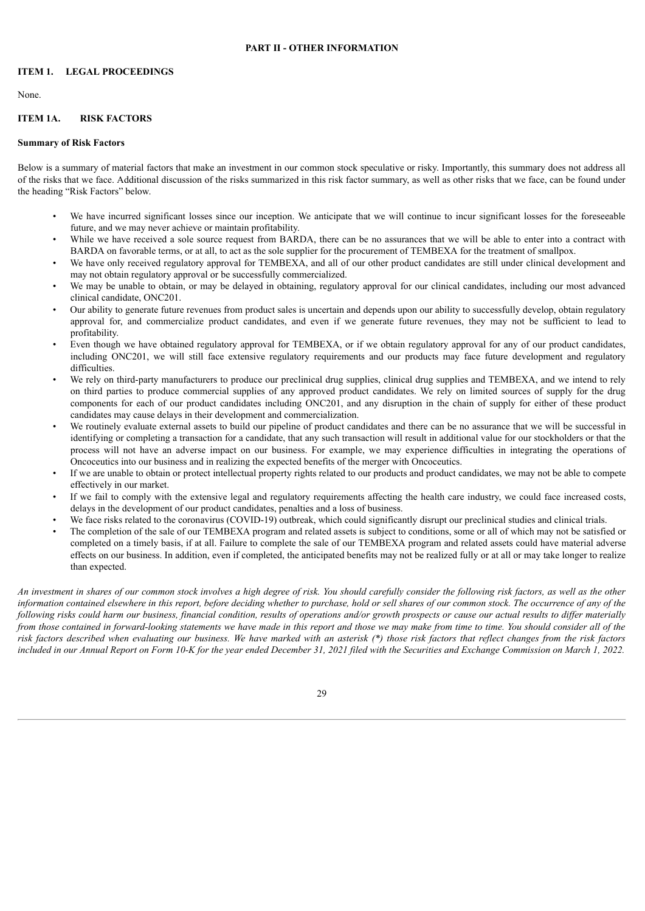## PART II - OTHER INFORMATION

### ITEM 1. LEGAL PROCEEDINGS

None.

### ITEM 1A. RISK FACTORS

**Summary of Risk Factors**

Below is a summary of material factors that make an investment in our common stock speculative or risky. Importantly, this summary does not address all of the risks that we face. Additional discussion of the risks summarized in this risk factor summary, as well as other risks that we face, can be found under the heading "Risk Factors" below.

- We have incurred significant losses since our inception. We anticipate that we will continue to incur significant losses for the foreseeable future, and we may never achieve or maintain profitability.
- While we have received a sole source request from BARDA, there can be no assurances that we will be able to enter into a contract with BARDA on favorable terms, or at all, to act as the sole supplier for the procurement of TEMBEXA for the treatment of smallpox.
- We have only received regulatory approval for TEMBEXA, and all of our other product candidates are still under clinical development and may not obtain regulatory approval or be successfully commercialized.
- We may be unable to obtain, or may be delayed in obtaining, regulatory approval for our clinical candidates, including our most advanced clinical candidate, ONC201.
- Our ability to generate future revenues from product sales is uncertain and depends upon our ability to successfully develop, obtain regulatory approval for, and commercialize product candidates, and even if we generate future revenues, they may not be sufficient to lead to profitability.
- Even though we have obtained regulatory approval for TEMBEXA, or if we obtain regulatory approval for any of our product candidates, including ONC201, we will still face extensive regulatory requirements and our products may face future development and regulatory difficulties.
- We rely on third-party manufacturers to produce our preclinical drug supplies, clinical drug supplies and TEMBEXA, and we intend to rely on third parties to produce commercial supplies of any approved product candidates. We rely on limited sources of supply for the drug components for each of our product candidates including ONC201, and any disruption in the chain of supply for either of these product candidates may cause delays in their development and commercialization.
- We routinely evaluate external assets to build our pipeline of product candidates and there can be no assurance that we will be successful in identifying or completing a transaction for a candidate, that any such transaction will result in additional value for our stockholders or that the process will not have an adverse impact on our business. For example, we may experience difficulties in integrating the operations of Oncoceutics into our business and in realizing the expected benefits of the merger with Oncoceutics.
- If we are unable to obtain or protect intellectual property rights related to our products and product candidates, we may not be able to compete effectively in our market.
- If we fail to comply with the extensive legal and regulatory requirements affecting the health care industry, we could face increased costs, delays in the development of our product candidates, penalties and a loss of business.
- We face risks related to the coronavirus (COVID-19) outbreak, which could significantly disrupt our preclinical studies and clinical trials.
- The completion of the sale of our TEMBEXA program and related assets is subject to conditions, some or all of which may not be satisfied or completed on a timely basis, if at all. Failure to complete the sale of our TEMBEXA program and related assets could have material adverse effects on our business. In addition, even if completed, the anticipated benefits may not be realized fully or at all or may take longer to realize than expected.

*An investment in shares of our common stock involves a high degree of risk. You should carefully consider the following risk factors, as well as the other information contained elsewhere in this report, before deciding whether to purchase, hold or sell shares of our common stock. The occurrence of any of the following risks could harm our business, financial condition, results of operations and/or growth prospects or cause our actual results to differ materially from those contained in forward-looking statements we have made in this report and those we may make from time to time. You should consider all of the risk factors described when evaluating our business. We have marked with an asterisk (*) those risk factors that reflect changes from the risk factors included in our Annual Report on Form 10-K for the year ended December 31, 2021 filed with the Securities and Exchange Commission on March 1, 2022.*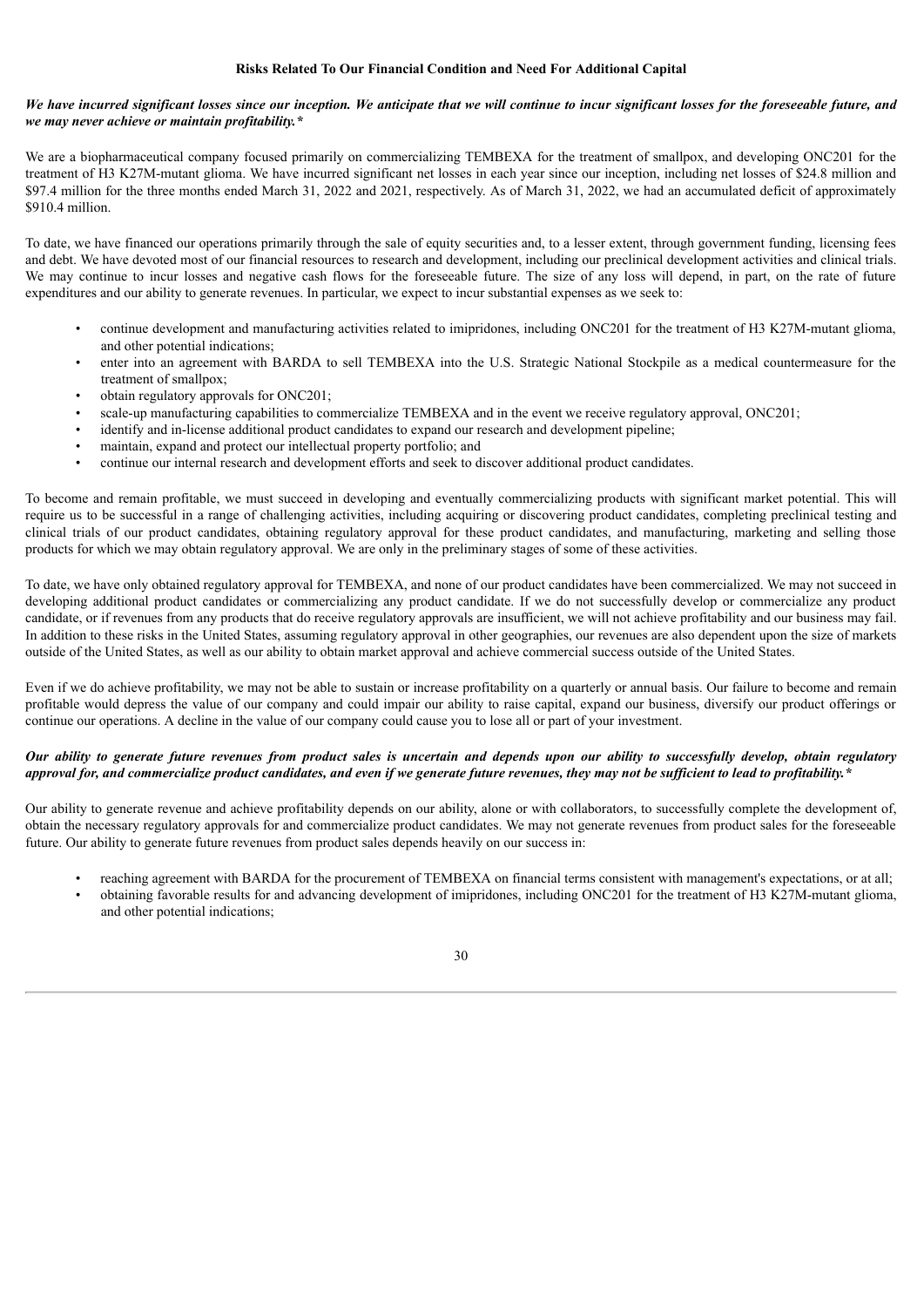### Risks Related To Our Financial Condition and Need For Additional Capital

***We have incurred significant losses since our inception. We anticipate that we will continue to incur significant losses for the foreseeable future, and we may never achieve or maintain profitability.****

We are a biopharmaceutical company focused primarily on commercializing TEMBEXA for the treatment of smallpox, and developing ONC201 for the treatment of H3 K27M-mutant glioma. We have incurred significant net losses in each year since our inception, including net losses of $24.8 million and $97.4 million for the three months ended March 31, 2022 and 2021, respectively. As of March 31, 2022, we had an accumulated deficit of approximately $910.4 million.

To date, we have financed our operations primarily through the sale of equity securities and, to a lesser extent, through government funding, licensing fees and debt. We have devoted most of our financial resources to research and development, including our preclinical development activities and clinical trials. We may continue to incur losses and negative cash flows for the foreseeable future. The size of any loss will depend, in part, on the rate of future expenditures and our ability to generate revenues. In particular, we expect to incur substantial expenses as we seek to:

- continue development and manufacturing activities related to imipridones, including ONC201 for the treatment of H3 K27M-mutant glioma, and other potential indications;
- enter into an agreement with BARDA to sell TEMBEXA into the U.S. Strategic National Stockpile as a medical countermeasure for the treatment of smallpox;
- obtain regulatory approvals for ONC201;
- scale-up manufacturing capabilities to commercialize TEMBEXA and in the event we receive regulatory approval, ONC201;
- identify and in-license additional product candidates to expand our research and development pipeline;
- maintain, expand and protect our intellectual property portfolio; and
- continue our internal research and development efforts and seek to discover additional product candidates.

To become and remain profitable, we must succeed in developing and eventually commercializing products with significant market potential. This will require us to be successful in a range of challenging activities, including acquiring or discovering product candidates, completing preclinical testing and clinical trials of our product candidates, obtaining regulatory approval for these product candidates, and manufacturing, marketing and selling those products for which we may obtain regulatory approval. We are only in the preliminary stages of some of these activities.

To date, we have only obtained regulatory approval for TEMBEXA, and none of our product candidates have been commercialized. We may not succeed in developing additional product candidates or commercializing any product candidate. If we do not successfully develop or commercialize any product candidate, or if revenues from any products that do receive regulatory approvals are insufficient, we will not achieve profitability and our business may fail. In addition to these risks in the United States, assuming regulatory approval in other geographies, our revenues are also dependent upon the size of markets outside of the United States, as well as our ability to obtain market approval and achieve commercial success outside of the United States.

Even if we do achieve profitability, we may not be able to sustain or increase profitability on a quarterly or annual basis. Our failure to become and remain profitable would depress the value of our company and could impair our ability to raise capital, expand our business, diversify our product offerings or continue our operations. A decline in the value of our company could cause you to lose all or part of your investment.

***Our ability to generate future revenues from product sales is uncertain and depends upon our ability to successfully develop, obtain regulatory approval for, and commercialize product candidates, and even if we generate future revenues, they may not be sufficient to lead to profitability.****

Our ability to generate revenue and achieve profitability depends on our ability, alone or with collaborators, to successfully complete the development of, obtain the necessary regulatory approvals for and commercialize product candidates. We may not generate revenues from product sales for the foreseeable future. Our ability to generate future revenues from product sales depends heavily on our success in:

- reaching agreement with BARDA for the procurement of TEMBEXA on financial terms consistent with management's expectations, or at all;
- obtaining favorable results for and advancing development of imipridones, including ONC201 for the treatment of H3 K27M-mutant glioma, and other potential indications;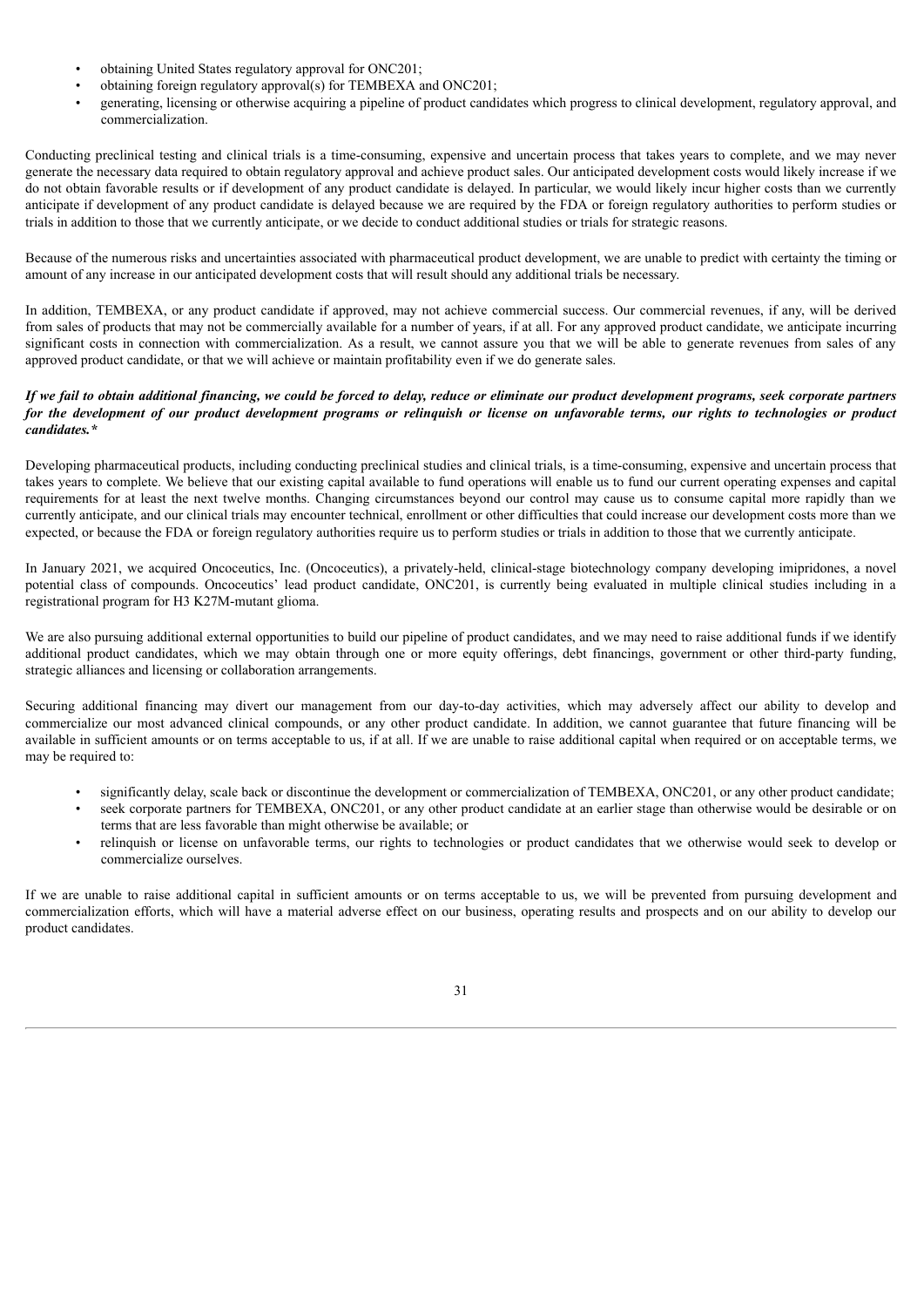- obtaining United States regulatory approval for ONC201;
- obtaining foreign regulatory approval(s) for TEMBEXA and ONC201;
- generating, licensing or otherwise acquiring a pipeline of product candidates which progress to clinical development, regulatory approval, and commercialization.

Conducting preclinical testing and clinical trials is a time-consuming, expensive and uncertain process that takes years to complete, and we may never generate the necessary data required to obtain regulatory approval and achieve product sales. Our anticipated development costs would likely increase if we do not obtain favorable results or if development of any product candidate is delayed. In particular, we would likely incur higher costs than we currently anticipate if development of any product candidate is delayed because we are required by the FDA or foreign regulatory authorities to perform studies or trials in addition to those that we currently anticipate, or we decide to conduct additional studies or trials for strategic reasons.

Because of the numerous risks and uncertainties associated with pharmaceutical product development, we are unable to predict with certainty the timing or amount of any increase in our anticipated development costs that will result should any additional trials be necessary.

In addition, TEMBEXA, or any product candidate if approved, may not achieve commercial success. Our commercial revenues, if any, will be derived from sales of products that may not be commercially available for a number of years, if at all. For any approved product candidate, we anticipate incurring significant costs in connection with commercialization. As a result, we cannot assure you that we will be able to generate revenues from sales of any approved product candidate, or that we will achieve or maintain profitability even if we do generate sales.

***If we fail to obtain additional financing, we could be forced to delay, reduce or eliminate our product development programs, seek corporate partners for the development of our product development programs or relinquish or license on unfavorable terms, our rights to technologies or product candidates.****

Developing pharmaceutical products, including conducting preclinical studies and clinical trials, is a time-consuming, expensive and uncertain process that takes years to complete. We believe that our existing capital available to fund operations will enable us to fund our current operating expenses and capital requirements for at least the next twelve months. Changing circumstances beyond our control may cause us to consume capital more rapidly than we currently anticipate, and our clinical trials may encounter technical, enrollment or other difficulties that could increase our development costs more than we expected, or because the FDA or foreign regulatory authorities require us to perform studies or trials in addition to those that we currently anticipate.

In January 2021, we acquired Oncoceutics, Inc. (Oncoceutics), a privately-held, clinical-stage biotechnology company developing imipridones, a novel potential class of compounds. Oncoceutics' lead product candidate, ONC201, is currently being evaluated in multiple clinical studies including in a registrational program for H3 K27M-mutant glioma.

We are also pursuing additional external opportunities to build our pipeline of product candidates, and we may need to raise additional funds if we identify additional product candidates, which we may obtain through one or more equity offerings, debt financings, government or other third-party funding, strategic alliances and licensing or collaboration arrangements.

Securing additional financing may divert our management from our day-to-day activities, which may adversely affect our ability to develop and commercialize our most advanced clinical compounds, or any other product candidate. In addition, we cannot guarantee that future financing will be available in sufficient amounts or on terms acceptable to us, if at all. If we are unable to raise additional capital when required or on acceptable terms, we may be required to:

- significantly delay, scale back or discontinue the development or commercialization of TEMBEXA, ONC201, or any other product candidate;
- seek corporate partners for TEMBEXA, ONC201, or any other product candidate at an earlier stage than otherwise would be desirable or on terms that are less favorable than might otherwise be available; or
- relinquish or license on unfavorable terms, our rights to technologies or product candidates that we otherwise would seek to develop or commercialize ourselves.

If we are unable to raise additional capital in sufficient amounts or on terms acceptable to us, we will be prevented from pursuing development and commercialization efforts, which will have a material adverse effect on our business, operating results and prospects and on our ability to develop our product candidates.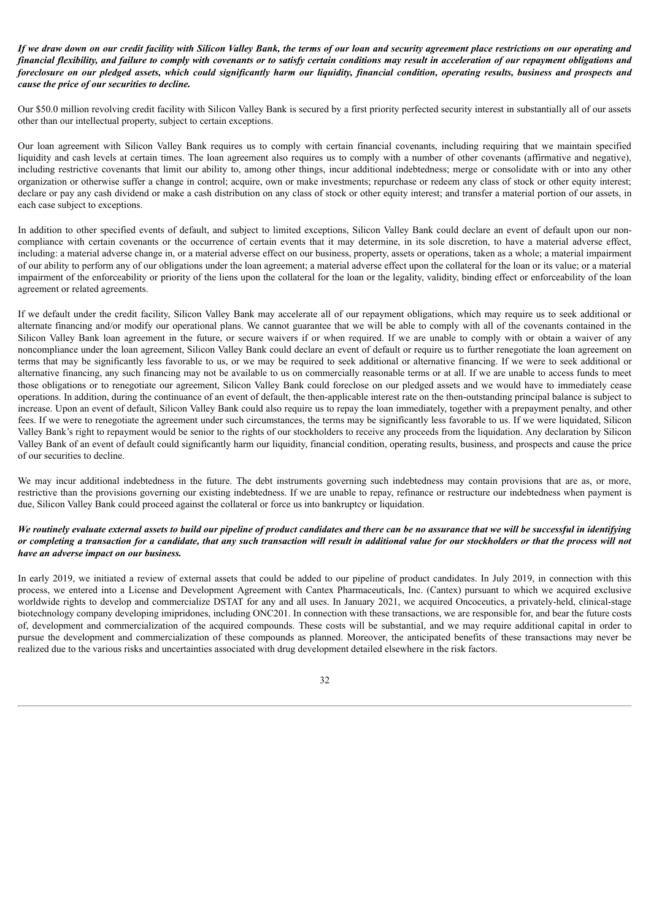***If we draw down on our credit facility with Silicon Valley Bank, the terms of our loan and security agreement place restrictions on our operating and financial flexibility, and failure to comply with covenants or to satisfy certain conditions may result in acceleration of our repayment obligations and foreclosure on our pledged assets, which could significantly harm our liquidity, financial condition, operating results, business and prospects and cause the price of our securities to decline.***

Our $50.0 million revolving credit facility with Silicon Valley Bank is secured by a first priority perfected security interest in substantially all of our assets other than our intellectual property, subject to certain exceptions.

Our loan agreement with Silicon Valley Bank requires us to comply with certain financial covenants, including requiring that we maintain specified liquidity and cash levels at certain times. The loan agreement also requires us to comply with a number of other covenants (affirmative and negative), including restrictive covenants that limit our ability to, among other things, incur additional indebtedness; merge or consolidate with or into any other organization or otherwise suffer a change in control; acquire, own or make investments; repurchase or redeem any class of stock or other equity interest; declare or pay any cash dividend or make a cash distribution on any class of stock or other equity interest; and transfer a material portion of our assets, in each case subject to exceptions.

In addition to other specified events of default, and subject to limited exceptions, Silicon Valley Bank could declare an event of default upon our non-compliance with certain covenants or the occurrence of certain events that it may determine, in its sole discretion, to have a material adverse effect, including: a material adverse change in, or a material adverse effect on our business, property, assets or operations, taken as a whole; a material impairment of our ability to perform any of our obligations under the loan agreement; a material adverse effect upon the collateral for the loan or its value; or a material impairment of the enforceability or priority of the liens upon the collateral for the loan or the legality, validity, binding effect or enforceability of the loan agreement or related agreements.

If we default under the credit facility, Silicon Valley Bank may accelerate all of our repayment obligations, which may require us to seek additional or alternate financing and/or modify our operational plans. We cannot guarantee that we will be able to comply with all of the covenants contained in the Silicon Valley Bank loan agreement in the future, or secure waivers if or when required. If we are unable to comply with or obtain a waiver of any noncompliance under the loan agreement, Silicon Valley Bank could declare an event of default or require us to further renegotiate the loan agreement on terms that may be significantly less favorable to us, or we may be required to seek additional or alternative financing. If we were to seek additional or alternative financing, any such financing may not be available to us on commercially reasonable terms or at all. If we are unable to access funds to meet those obligations or to renegotiate our agreement, Silicon Valley Bank could foreclose on our pledged assets and we would have to immediately cease operations. In addition, during the continuance of an event of default, the then-applicable interest rate on the then-outstanding principal balance is subject to increase. Upon an event of default, Silicon Valley Bank could also require us to repay the loan immediately, together with a prepayment penalty, and other fees. If we were to renegotiate the agreement under such circumstances, the terms may be significantly less favorable to us. If we were liquidated, Silicon Valley Bank's right to repayment would be senior to the rights of our stockholders to receive any proceeds from the liquidation. Any declaration by Silicon Valley Bank of an event of default could significantly harm our liquidity, financial condition, operating results, business, and prospects and cause the price of our securities to decline.

We may incur additional indebtedness in the future. The debt instruments governing such indebtedness may contain provisions that are as, or more, restrictive than the provisions governing our existing indebtedness. If we are unable to repay, refinance or restructure our indebtedness when payment is due, Silicon Valley Bank could proceed against the collateral or force us into bankruptcy or liquidation.

***We routinely evaluate external assets to build our pipeline of product candidates and there can be no assurance that we will be successful in identifying or completing a transaction for a candidate, that any such transaction will result in additional value for our stockholders or that the process will not have an adverse impact on our business.***

In early 2019, we initiated a review of external assets that could be added to our pipeline of product candidates. In July 2019, in connection with this process, we entered into a License and Development Agreement with Cantex Pharmaceuticals, Inc. (Cantex) pursuant to which we acquired exclusive worldwide rights to develop and commercialize DSTAT for any and all uses. In January 2021, we acquired Oncoceutics, a privately-held, clinical-stage biotechnology company developing imipridones, including ONC201. In connection with these transactions, we are responsible for, and bear the future costs of, development and commercialization of the acquired compounds. These costs will be substantial, and we may require additional capital in order to pursue the development and commercialization of these compounds as planned. Moreover, the anticipated benefits of these transactions may never be realized due to the various risks and uncertainties associated with drug development detailed elsewhere in the risk factors.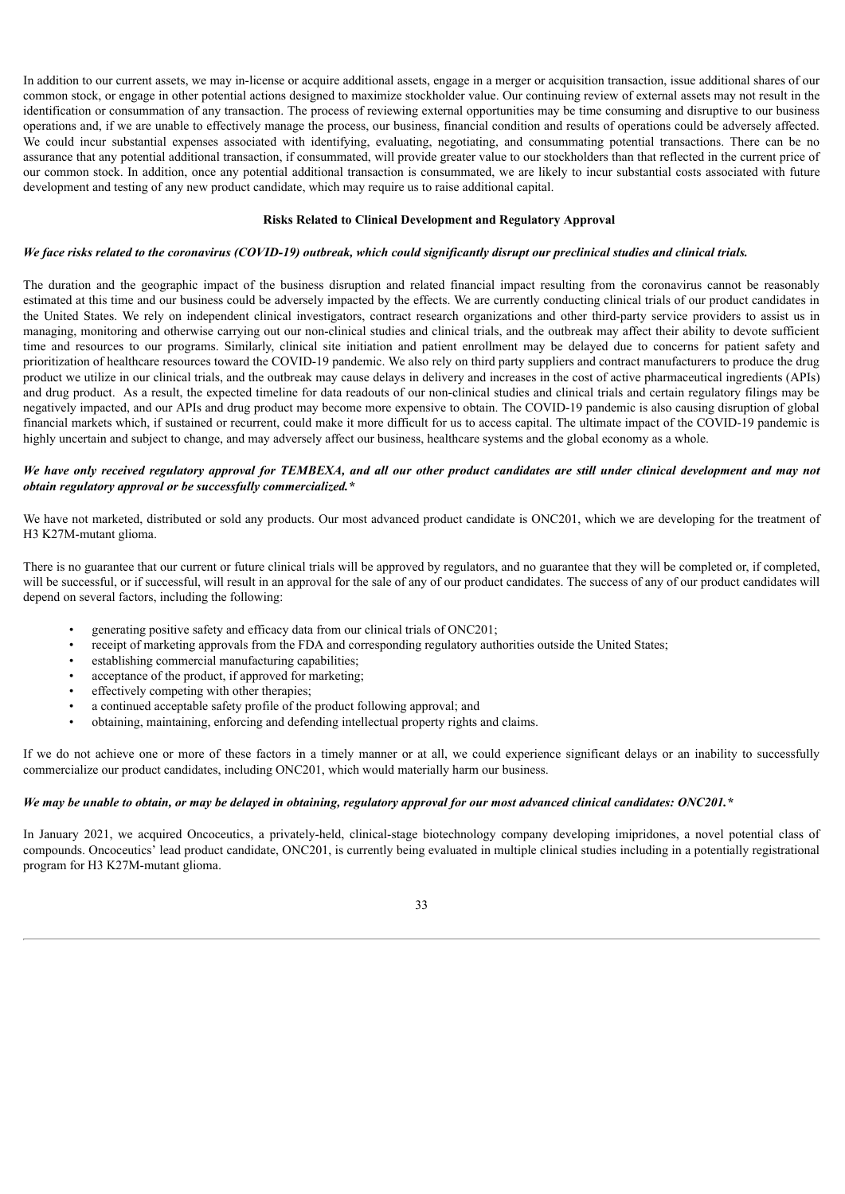In addition to our current assets, we may in-license or acquire additional assets, engage in a merger or acquisition transaction, issue additional shares of our common stock, or engage in other potential actions designed to maximize stockholder value. Our continuing review of external assets may not result in the identification or consummation of any transaction. The process of reviewing external opportunities may be time consuming and disruptive to our business operations and, if we are unable to effectively manage the process, our business, financial condition and results of operations could be adversely affected. We could incur substantial expenses associated with identifying, evaluating, negotiating, and consummating potential transactions. There can be no assurance that any potential additional transaction, if consummated, will provide greater value to our stockholders than that reflected in the current price of our common stock. In addition, once any potential additional transaction is consummated, we are likely to incur substantial costs associated with future development and testing of any new product candidate, which may require us to raise additional capital.

**Risks Related to Clinical Development and Regulatory Approval**

***We face risks related to the coronavirus (COVID-19) outbreak, which could significantly disrupt our preclinical studies and clinical trials.***

The duration and the geographic impact of the business disruption and related financial impact resulting from the coronavirus cannot be reasonably estimated at this time and our business could be adversely impacted by the effects. We are currently conducting clinical trials of our product candidates in the United States. We rely on independent clinical investigators, contract research organizations and other third-party service providers to assist us in managing, monitoring and otherwise carrying out our non-clinical studies and clinical trials, and the outbreak may affect their ability to devote sufficient time and resources to our programs. Similarly, clinical site initiation and patient enrollment may be delayed due to concerns for patient safety and prioritization of healthcare resources toward the COVID-19 pandemic. We also rely on third party suppliers and contract manufacturers to produce the drug product we utilize in our clinical trials, and the outbreak may cause delays in delivery and increases in the cost of active pharmaceutical ingredients (APIs) and drug product. As a result, the expected timeline for data readouts of our non-clinical studies and clinical trials and certain regulatory filings may be negatively impacted, and our APIs and drug product may become more expensive to obtain. The COVID-19 pandemic is also causing disruption of global financial markets which, if sustained or recurrent, could make it more difficult for us to access capital. The ultimate impact of the COVID-19 pandemic is highly uncertain and subject to change, and may adversely affect our business, healthcare systems and the global economy as a whole.

***We have only received regulatory approval for TEMBEXA, and all our other product candidates are still under clinical development and may not obtain regulatory approval or be successfully commercialized.****

We have not marketed, distributed or sold any products. Our most advanced product candidate is ONC201, which we are developing for the treatment of H3 K27M-mutant glioma.

There is no guarantee that our current or future clinical trials will be approved by regulators, and no guarantee that they will be completed or, if completed, will be successful, or if successful, will result in an approval for the sale of any of our product candidates. The success of any of our product candidates will depend on several factors, including the following:

- generating positive safety and efficacy data from our clinical trials of ONC201;
- receipt of marketing approvals from the FDA and corresponding regulatory authorities outside the United States;
- establishing commercial manufacturing capabilities;
- acceptance of the product, if approved for marketing;
- effectively competing with other therapies;
- a continued acceptable safety profile of the product following approval; and
- obtaining, maintaining, enforcing and defending intellectual property rights and claims.

If we do not achieve one or more of these factors in a timely manner or at all, we could experience significant delays or an inability to successfully commercialize our product candidates, including ONC201, which would materially harm our business.

***We may be unable to obtain, or may be delayed in obtaining, regulatory approval for our most advanced clinical candidates: ONC201.****

In January 2021, we acquired Oncoceutics, a privately-held, clinical-stage biotechnology company developing imipridones, a novel potential class of compounds. Oncoceutics' lead product candidate, ONC201, is currently being evaluated in multiple clinical studies including in a potentially registrational program for H3 K27M-mutant glioma.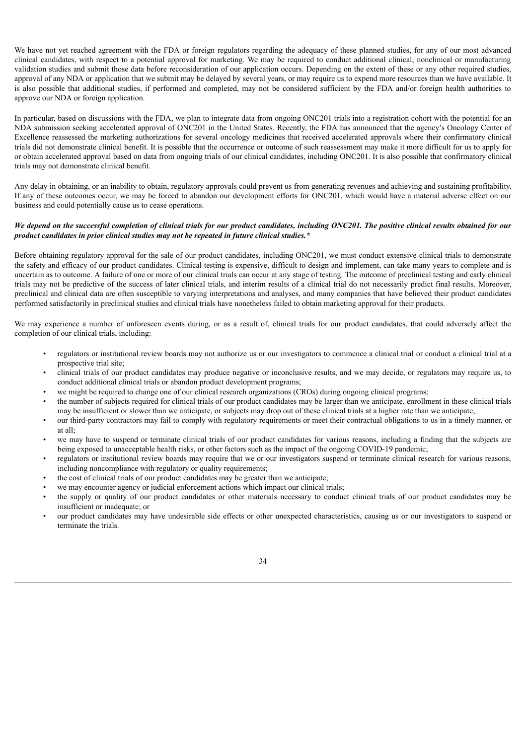We have not yet reached agreement with the FDA or foreign regulators regarding the adequacy of these planned studies, for any of our most advanced clinical candidates, with respect to a potential approval for marketing. We may be required to conduct additional clinical, nonclinical or manufacturing validation studies and submit those data before reconsideration of our application occurs. Depending on the extent of these or any other required studies, approval of any NDA or application that we submit may be delayed by several years, or may require us to expend more resources than we have available. It is also possible that additional studies, if performed and completed, may not be considered sufficient by the FDA and/or foreign health authorities to approve our NDA or foreign application.

In particular, based on discussions with the FDA, we plan to integrate data from ongoing ONC201 trials into a registration cohort with the potential for an NDA submission seeking accelerated approval of ONC201 in the United States. Recently, the FDA has announced that the agency's Oncology Center of Excellence reassessed the marketing authorizations for several oncology medicines that received accelerated approvals where their confirmatory clinical trials did not demonstrate clinical benefit. It is possible that the occurrence or outcome of such reassessment may make it more difficult for us to apply for or obtain accelerated approval based on data from ongoing trials of our clinical candidates, including ONC201. It is also possible that confirmatory clinical trials may not demonstrate clinical benefit.

Any delay in obtaining, or an inability to obtain, regulatory approvals could prevent us from generating revenues and achieving and sustaining profitability. If any of these outcomes occur, we may be forced to abandon our development efforts for ONC201, which would have a material adverse effect on our business and could potentially cause us to cease operations.

***We depend on the successful completion of clinical trials for our product candidates, including ONC201. The positive clinical results obtained for our product candidates in prior clinical studies may not be repeated in future clinical studies.****

Before obtaining regulatory approval for the sale of our product candidates, including ONC201, we must conduct extensive clinical trials to demonstrate the safety and efficacy of our product candidates. Clinical testing is expensive, difficult to design and implement, can take many years to complete and is uncertain as to outcome. A failure of one or more of our clinical trials can occur at any stage of testing. The outcome of preclinical testing and early clinical trials may not be predictive of the success of later clinical trials, and interim results of a clinical trial do not necessarily predict final results. Moreover, preclinical and clinical data are often susceptible to varying interpretations and analyses, and many companies that have believed their product candidates performed satisfactorily in preclinical studies and clinical trials have nonetheless failed to obtain marketing approval for their products.

We may experience a number of unforeseen events during, or as a result of, clinical trials for our product candidates, that could adversely affect the completion of our clinical trials, including:

- regulators or institutional review boards may not authorize us or our investigators to commence a clinical trial or conduct a clinical trial at a prospective trial site;
- clinical trials of our product candidates may produce negative or inconclusive results, and we may decide, or regulators may require us, to conduct additional clinical trials or abandon product development programs;
- we might be required to change one of our clinical research organizations (CROs) during ongoing clinical programs;
- the number of subjects required for clinical trials of our product candidates may be larger than we anticipate, enrollment in these clinical trials may be insufficient or slower than we anticipate, or subjects may drop out of these clinical trials at a higher rate than we anticipate;
- our third-party contractors may fail to comply with regulatory requirements or meet their contractual obligations to us in a timely manner, or at all;
- we may have to suspend or terminate clinical trials of our product candidates for various reasons, including a finding that the subjects are being exposed to unacceptable health risks, or other factors such as the impact of the ongoing COVID-19 pandemic;
- regulators or institutional review boards may require that we or our investigators suspend or terminate clinical research for various reasons, including noncompliance with regulatory or quality requirements;
- the cost of clinical trials of our product candidates may be greater than we anticipate;
- we may encounter agency or judicial enforcement actions which impact our clinical trials;
- the supply or quality of our product candidates or other materials necessary to conduct clinical trials of our product candidates may be insufficient or inadequate; or
- our product candidates may have undesirable side effects or other unexpected characteristics, causing us or our investigators to suspend or terminate the trials.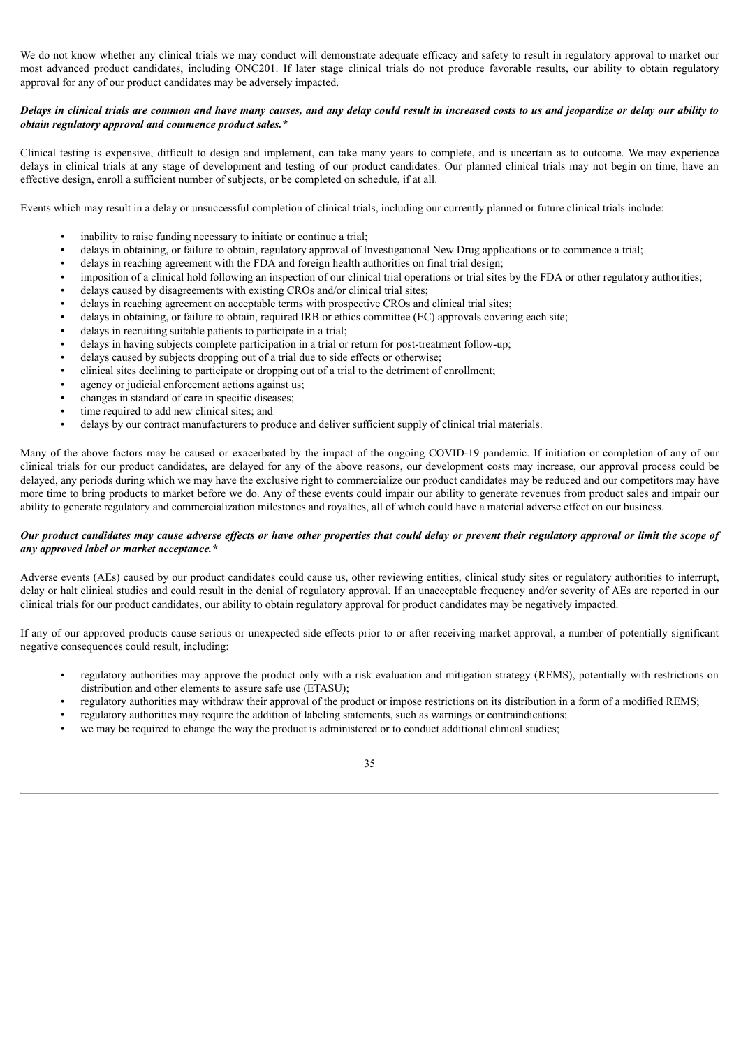We do not know whether any clinical trials we may conduct will demonstrate adequate efficacy and safety to result in regulatory approval to market our most advanced product candidates, including ONC201. If later stage clinical trials do not produce favorable results, our ability to obtain regulatory approval for any of our product candidates may be adversely impacted.

***Delays in clinical trials are common and have many causes, and any delay could result in increased costs to us and jeopardize or delay our ability to obtain regulatory approval and commence product sales.****

Clinical testing is expensive, difficult to design and implement, can take many years to complete, and is uncertain as to outcome. We may experience delays in clinical trials at any stage of development and testing of our product candidates. Our planned clinical trials may not begin on time, have an effective design, enroll a sufficient number of subjects, or be completed on schedule, if at all.

Events which may result in a delay or unsuccessful completion of clinical trials, including our currently planned or future clinical trials include:

- inability to raise funding necessary to initiate or continue a trial;
- delays in obtaining, or failure to obtain, regulatory approval of Investigational New Drug applications or to commence a trial;
- delays in reaching agreement with the FDA and foreign health authorities on final trial design;
- imposition of a clinical hold following an inspection of our clinical trial operations or trial sites by the FDA or other regulatory authorities;
- delays caused by disagreements with existing CROs and/or clinical trial sites;
- delays in reaching agreement on acceptable terms with prospective CROs and clinical trial sites;
- delays in obtaining, or failure to obtain, required IRB or ethics committee (EC) approvals covering each site;
- delays in recruiting suitable patients to participate in a trial;
- delays in having subjects complete participation in a trial or return for post-treatment follow-up;
- delays caused by subjects dropping out of a trial due to side effects or otherwise;
- clinical sites declining to participate or dropping out of a trial to the detriment of enrollment;
- agency or judicial enforcement actions against us;
- changes in standard of care in specific diseases;
- time required to add new clinical sites; and
- delays by our contract manufacturers to produce and deliver sufficient supply of clinical trial materials.

Many of the above factors may be caused or exacerbated by the impact of the ongoing COVID-19 pandemic. If initiation or completion of any of our clinical trials for our product candidates, are delayed for any of the above reasons, our development costs may increase, our approval process could be delayed, any periods during which we may have the exclusive right to commercialize our product candidates may be reduced and our competitors may have more time to bring products to market before we do. Any of these events could impair our ability to generate revenues from product sales and impair our ability to generate regulatory and commercialization milestones and royalties, all of which could have a material adverse effect on our business.

***Our product candidates may cause adverse effects or have other properties that could delay or prevent their regulatory approval or limit the scope of any approved label or market acceptance.****

Adverse events (AEs) caused by our product candidates could cause us, other reviewing entities, clinical study sites or regulatory authorities to interrupt, delay or halt clinical studies and could result in the denial of regulatory approval. If an unacceptable frequency and/or severity of AEs are reported in our clinical trials for our product candidates, our ability to obtain regulatory approval for product candidates may be negatively impacted.

If any of our approved products cause serious or unexpected side effects prior to or after receiving market approval, a number of potentially significant negative consequences could result, including:

- regulatory authorities may approve the product only with a risk evaluation and mitigation strategy (REMS), potentially with restrictions on distribution and other elements to assure safe use (ETASU);
- regulatory authorities may withdraw their approval of the product or impose restrictions on its distribution in a form of a modified REMS;
- regulatory authorities may require the addition of labeling statements, such as warnings or contraindications;
- we may be required to change the way the product is administered or to conduct additional clinical studies;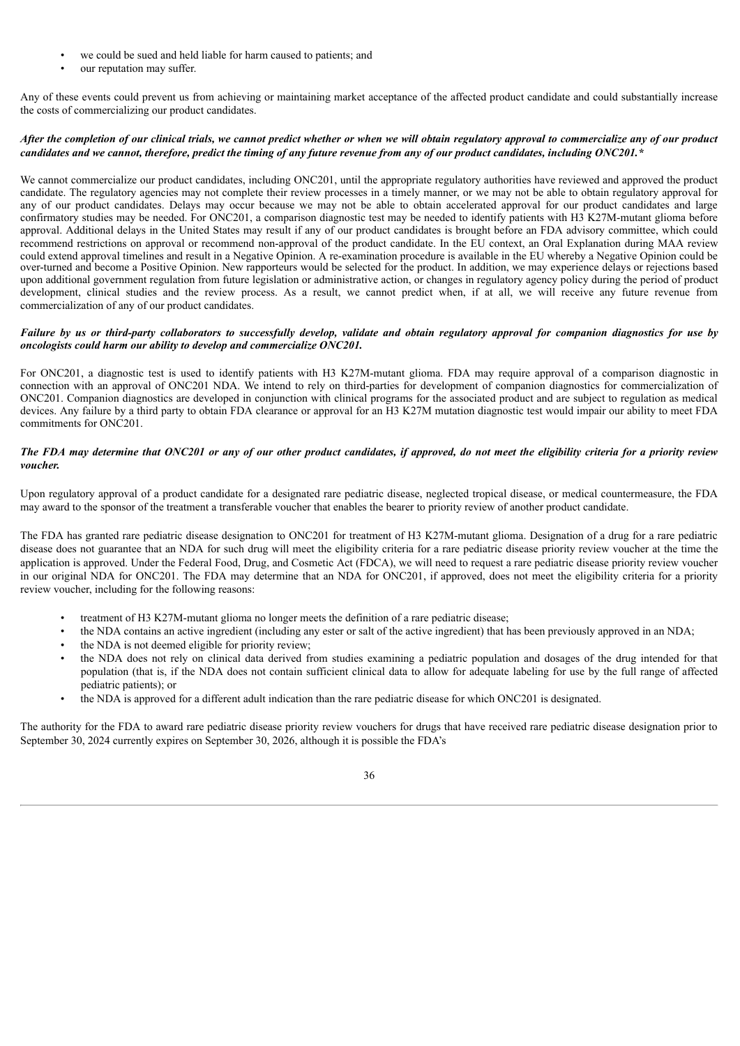- we could be sued and held liable for harm caused to patients; and
- our reputation may suffer.

Any of these events could prevent us from achieving or maintaining market acceptance of the affected product candidate and could substantially increase the costs of commercializing our product candidates.

***After the completion of our clinical trials, we cannot predict whether or when we will obtain regulatory approval to commercialize any of our product candidates and we cannot, therefore, predict the timing of any future revenue from any of our product candidates, including ONC201.****

We cannot commercialize our product candidates, including ONC201, until the appropriate regulatory authorities have reviewed and approved the product candidate. The regulatory agencies may not complete their review processes in a timely manner, or we may not be able to obtain regulatory approval for any of our product candidates. Delays may occur because we may not be able to obtain accelerated approval for our product candidates and large confirmatory studies may be needed. For ONC201, a comparison diagnostic test may be needed to identify patients with H3 K27M-mutant glioma before approval. Additional delays in the United States may result if any of our product candidates is brought before an FDA advisory committee, which could recommend restrictions on approval or recommend non-approval of the product candidate. In the EU context, an Oral Explanation during MAA review could extend approval timelines and result in a Negative Opinion. A re-examination procedure is available in the EU whereby a Negative Opinion could be over-turned and become a Positive Opinion. New rapporteurs would be selected for the product. In addition, we may experience delays or rejections based upon additional government regulation from future legislation or administrative action, or changes in regulatory agency policy during the period of product development, clinical studies and the review process. As a result, we cannot predict when, if at all, we will receive any future revenue from commercialization of any of our product candidates.

***Failure by us or third-party collaborators to successfully develop, validate and obtain regulatory approval for companion diagnostics for use by oncologists could harm our ability to develop and commercialize ONC201.***

For ONC201, a diagnostic test is used to identify patients with H3 K27M-mutant glioma. FDA may require approval of a comparison diagnostic in connection with an approval of ONC201 NDA. We intend to rely on third-parties for development of companion diagnostics for commercialization of ONC201. Companion diagnostics are developed in conjunction with clinical programs for the associated product and are subject to regulation as medical devices. Any failure by a third party to obtain FDA clearance or approval for an H3 K27M mutation diagnostic test would impair our ability to meet FDA commitments for ONC201.

***The FDA may determine that ONC201 or any of our other product candidates, if approved, do not meet the eligibility criteria for a priority review voucher.***

Upon regulatory approval of a product candidate for a designated rare pediatric disease, neglected tropical disease, or medical countermeasure, the FDA may award to the sponsor of the treatment a transferable voucher that enables the bearer to priority review of another product candidate.

The FDA has granted rare pediatric disease designation to ONC201 for treatment of H3 K27M-mutant glioma. Designation of a drug for a rare pediatric disease does not guarantee that an NDA for such drug will meet the eligibility criteria for a rare pediatric disease priority review voucher at the time the application is approved. Under the Federal Food, Drug, and Cosmetic Act (FDCA), we will need to request a rare pediatric disease priority review voucher in our original NDA for ONC201. The FDA may determine that an NDA for ONC201, if approved, does not meet the eligibility criteria for a priority review voucher, including for the following reasons:

- treatment of H3 K27M-mutant glioma no longer meets the definition of a rare pediatric disease;
- the NDA contains an active ingredient (including any ester or salt of the active ingredient) that has been previously approved in an NDA;
- the NDA is not deemed eligible for priority review;
- the NDA does not rely on clinical data derived from studies examining a pediatric population and dosages of the drug intended for that population (that is, if the NDA does not contain sufficient clinical data to allow for adequate labeling for use by the full range of affected pediatric patients); or
- the NDA is approved for a different adult indication than the rare pediatric disease for which ONC201 is designated.

The authority for the FDA to award rare pediatric disease priority review vouchers for drugs that have received rare pediatric disease designation prior to September 30, 2024 currently expires on September 30, 2026, although it is possible the FDA's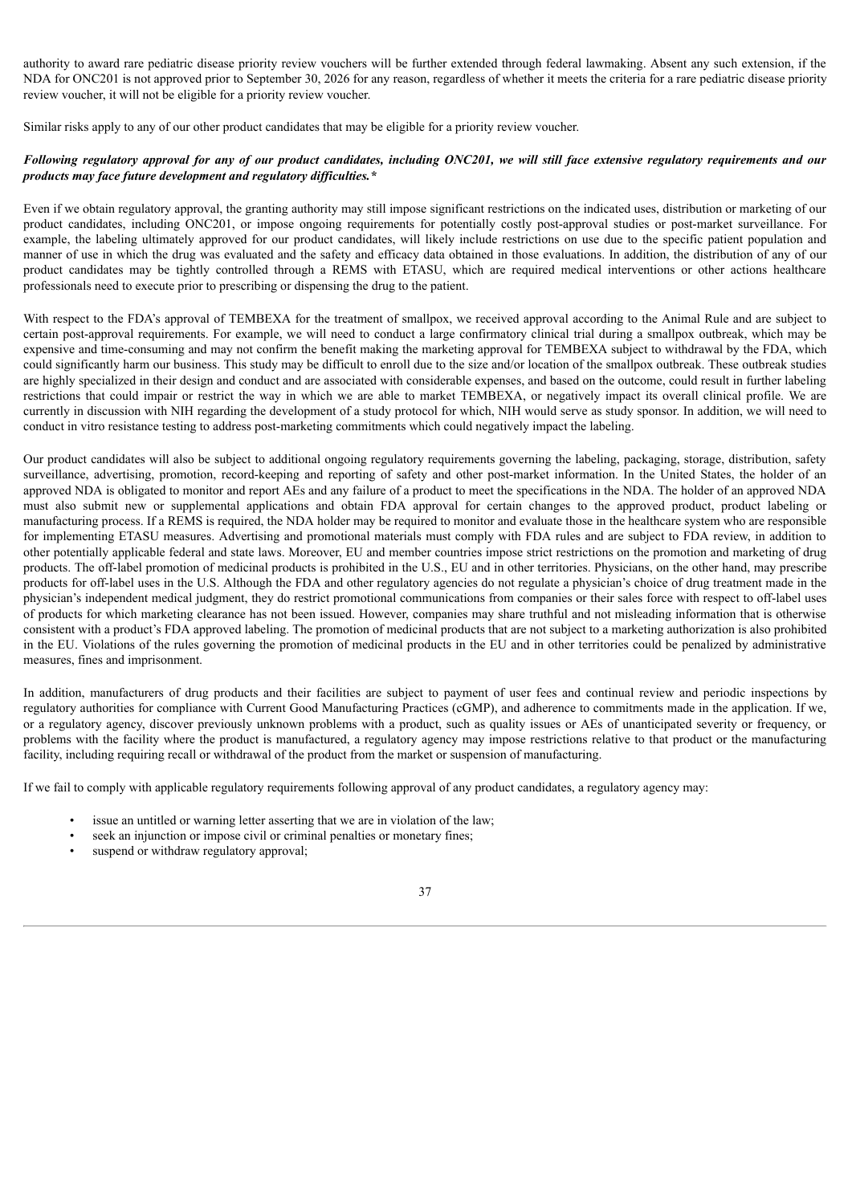authority to award rare pediatric disease priority review vouchers will be further extended through federal lawmaking. Absent any such extension, if the NDA for ONC201 is not approved prior to September 30, 2026 for any reason, regardless of whether it meets the criteria for a rare pediatric disease priority review voucher, it will not be eligible for a priority review voucher.

Similar risks apply to any of our other product candidates that may be eligible for a priority review voucher.

***Following regulatory approval for any of our product candidates, including ONC201, we will still face extensive regulatory requirements and our products may face future development and regulatory difficulties.****

Even if we obtain regulatory approval, the granting authority may still impose significant restrictions on the indicated uses, distribution or marketing of our product candidates, including ONC201, or impose ongoing requirements for potentially costly post-approval studies or post-market surveillance. For example, the labeling ultimately approved for our product candidates, will likely include restrictions on use due to the specific patient population and manner of use in which the drug was evaluated and the safety and efficacy data obtained in those evaluations. In addition, the distribution of any of our product candidates may be tightly controlled through a REMS with ETASU, which are required medical interventions or other actions healthcare professionals need to execute prior to prescribing or dispensing the drug to the patient.

With respect to the FDA's approval of TEMBEXA for the treatment of smallpox, we received approval according to the Animal Rule and are subject to certain post-approval requirements. For example, we will need to conduct a large confirmatory clinical trial during a smallpox outbreak, which may be expensive and time-consuming and may not confirm the benefit making the marketing approval for TEMBEXA subject to withdrawal by the FDA, which could significantly harm our business. This study may be difficult to enroll due to the size and/or location of the smallpox outbreak. These outbreak studies are highly specialized in their design and conduct and are associated with considerable expenses, and based on the outcome, could result in further labeling restrictions that could impair or restrict the way in which we are able to market TEMBEXA, or negatively impact its overall clinical profile. We are currently in discussion with NIH regarding the development of a study protocol for which, NIH would serve as study sponsor. In addition, we will need to conduct in vitro resistance testing to address post-marketing commitments which could negatively impact the labeling.

Our product candidates will also be subject to additional ongoing regulatory requirements governing the labeling, packaging, storage, distribution, safety surveillance, advertising, promotion, record-keeping and reporting of safety and other post-market information. In the United States, the holder of an approved NDA is obligated to monitor and report AEs and any failure of a product to meet the specifications in the NDA. The holder of an approved NDA must also submit new or supplemental applications and obtain FDA approval for certain changes to the approved product, product labeling or manufacturing process. If a REMS is required, the NDA holder may be required to monitor and evaluate those in the healthcare system who are responsible for implementing ETASU measures. Advertising and promotional materials must comply with FDA rules and are subject to FDA review, in addition to other potentially applicable federal and state laws. Moreover, EU and member countries impose strict restrictions on the promotion and marketing of drug products. The off-label promotion of medicinal products is prohibited in the U.S., EU and in other territories. Physicians, on the other hand, may prescribe products for off-label uses in the U.S. Although the FDA and other regulatory agencies do not regulate a physician's choice of drug treatment made in the physician's independent medical judgment, they do restrict promotional communications from companies or their sales force with respect to off-label uses of products for which marketing clearance has not been issued. However, companies may share truthful and not misleading information that is otherwise consistent with a product's FDA approved labeling. The promotion of medicinal products that are not subject to a marketing authorization is also prohibited in the EU. Violations of the rules governing the promotion of medicinal products in the EU and in other territories could be penalized by administrative measures, fines and imprisonment.

In addition, manufacturers of drug products and their facilities are subject to payment of user fees and continual review and periodic inspections by regulatory authorities for compliance with Current Good Manufacturing Practices (cGMP), and adherence to commitments made in the application. If we, or a regulatory agency, discover previously unknown problems with a product, such as quality issues or AEs of unanticipated severity or frequency, or problems with the facility where the product is manufactured, a regulatory agency may impose restrictions relative to that product or the manufacturing facility, including requiring recall or withdrawal of the product from the market or suspension of manufacturing.

If we fail to comply with applicable regulatory requirements following approval of any product candidates, a regulatory agency may:

- issue an untitled or warning letter asserting that we are in violation of the law;
- seek an injunction or impose civil or criminal penalties or monetary fines;
- suspend or withdraw regulatory approval;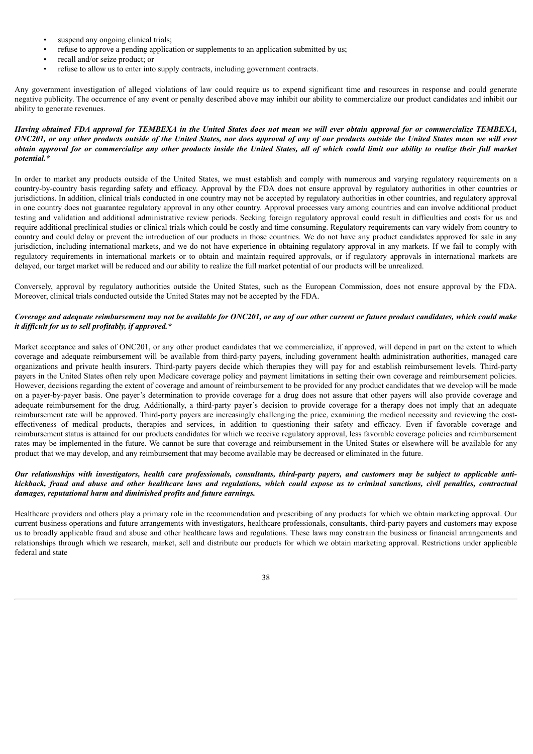- suspend any ongoing clinical trials;
- refuse to approve a pending application or supplements to an application submitted by us;
- recall and/or seize product; or
- refuse to allow us to enter into supply contracts, including government contracts.

Any government investigation of alleged violations of law could require us to expend significant time and resources in response and could generate negative publicity. The occurrence of any event or penalty described above may inhibit our ability to commercialize our product candidates and inhibit our ability to generate revenues.

***Having obtained FDA approval for TEMBEXA in the United States does not mean we will ever obtain approval for or commercialize TEMBEXA, ONC201, or any other products outside of the United States, nor does approval of any of our products outside the United States mean we will ever obtain approval for or commercialize any other products inside the United States, all of which could limit our ability to realize their full market potential.****

In order to market any products outside of the United States, we must establish and comply with numerous and varying regulatory requirements on a country-by-country basis regarding safety and efficacy. Approval by the FDA does not ensure approval by regulatory authorities in other countries or jurisdictions. In addition, clinical trials conducted in one country may not be accepted by regulatory authorities in other countries, and regulatory approval in one country does not guarantee regulatory approval in any other country. Approval processes vary among countries and can involve additional product testing and validation and additional administrative review periods. Seeking foreign regulatory approval could result in difficulties and costs for us and require additional preclinical studies or clinical trials which could be costly and time consuming. Regulatory requirements can vary widely from country to country and could delay or prevent the introduction of our products in those countries. We do not have any product candidates approved for sale in any jurisdiction, including international markets, and we do not have experience in obtaining regulatory approval in any markets. If we fail to comply with regulatory requirements in international markets or to obtain and maintain required approvals, or if regulatory approvals in international markets are delayed, our target market will be reduced and our ability to realize the full market potential of our products will be unrealized.

Conversely, approval by regulatory authorities outside the United States, such as the European Commission, does not ensure approval by the FDA. Moreover, clinical trials conducted outside the United States may not be accepted by the FDA.

***Coverage and adequate reimbursement may not be available for ONC201, or any of our other current or future product candidates, which could make it difficult for us to sell profitably, if approved.****

Market acceptance and sales of ONC201, or any other product candidates that we commercialize, if approved, will depend in part on the extent to which coverage and adequate reimbursement will be available from third-party payers, including government health administration authorities, managed care organizations and private health insurers. Third-party payers decide which therapies they will pay for and establish reimbursement levels. Third-party payers in the United States often rely upon Medicare coverage policy and payment limitations in setting their own coverage and reimbursement policies. However, decisions regarding the extent of coverage and amount of reimbursement to be provided for any product candidates that we develop will be made on a payer-by-payer basis. One payer's determination to provide coverage for a drug does not assure that other payers will also provide coverage and adequate reimbursement for the drug. Additionally, a third-party payer's decision to provide coverage for a therapy does not imply that an adequate reimbursement rate will be approved. Third-party payers are increasingly challenging the price, examining the medical necessity and reviewing the cost-effectiveness of medical products, therapies and services, in addition to questioning their safety and efficacy. Even if favorable coverage and reimbursement status is attained for our products candidates for which we receive regulatory approval, less favorable coverage policies and reimbursement rates may be implemented in the future. We cannot be sure that coverage and reimbursement in the United States or elsewhere will be available for any product that we may develop, and any reimbursement that may become available may be decreased or eliminated in the future.

***Our relationships with investigators, health care professionals, consultants, third-party payers, and customers may be subject to applicable anti-kickback, fraud and abuse and other healthcare laws and regulations, which could expose us to criminal sanctions, civil penalties, contractual damages, reputational harm and diminished profits and future earnings.***

Healthcare providers and others play a primary role in the recommendation and prescribing of any products for which we obtain marketing approval. Our current business operations and future arrangements with investigators, healthcare professionals, consultants, third-party payers and customers may expose us to broadly applicable fraud and abuse and other healthcare laws and regulations. These laws may constrain the business or financial arrangements and relationships through which we research, market, sell and distribute our products for which we obtain marketing approval. Restrictions under applicable federal and state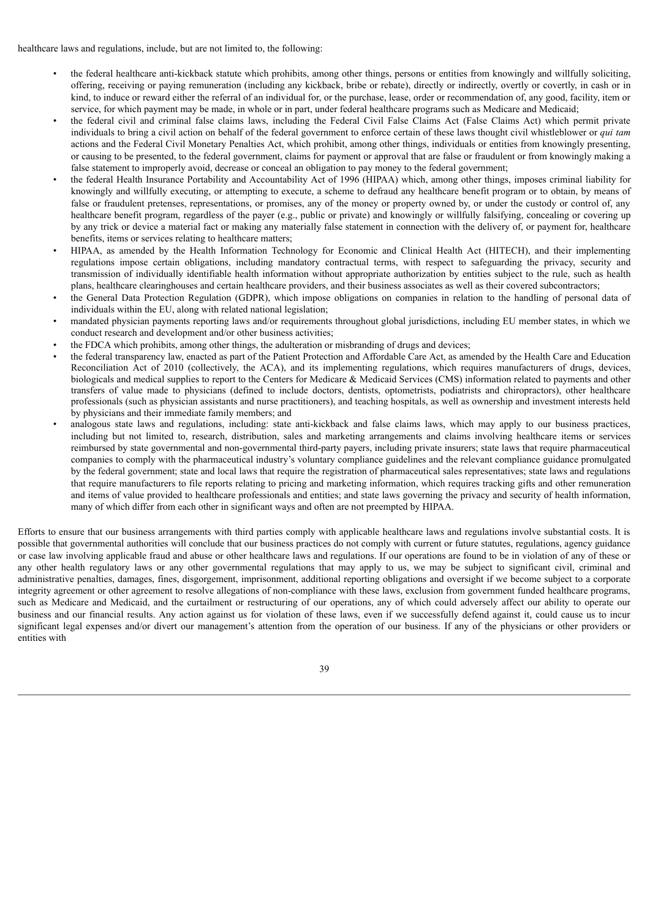healthcare laws and regulations, include, but are not limited to, the following:

- the federal healthcare anti-kickback statute which prohibits, among other things, persons or entities from knowingly and willfully soliciting, offering, receiving or paying remuneration (including any kickback, bribe or rebate), directly or indirectly, overtly or covertly, in cash or in kind, to induce or reward either the referral of an individual for, or the purchase, lease, order or recommendation of, any good, facility, item or service, for which payment may be made, in whole or in part, under federal healthcare programs such as Medicare and Medicaid;
- the federal civil and criminal false claims laws, including the Federal Civil False Claims Act (False Claims Act) which permit private individuals to bring a civil action on behalf of the federal government to enforce certain of these laws thought civil whistleblower or *qui tam* actions and the Federal Civil Monetary Penalties Act, which prohibit, among other things, individuals or entities from knowingly presenting, or causing to be presented, to the federal government, claims for payment or approval that are false or fraudulent or from knowingly making a false statement to improperly avoid, decrease or conceal an obligation to pay money to the federal government;
- the federal Health Insurance Portability and Accountability Act of 1996 (HIPAA) which, among other things, imposes criminal liability for knowingly and willfully executing, or attempting to execute, a scheme to defraud any healthcare benefit program or to obtain, by means of false or fraudulent pretenses, representations, or promises, any of the money or property owned by, or under the custody or control of, any healthcare benefit program, regardless of the payer (e.g., public or private) and knowingly or willfully falsifying, concealing or covering up by any trick or device a material fact or making any materially false statement in connection with the delivery of, or payment for, healthcare benefits, items or services relating to healthcare matters;
- HIPAA, as amended by the Health Information Technology for Economic and Clinical Health Act (HITECH), and their implementing regulations impose certain obligations, including mandatory contractual terms, with respect to safeguarding the privacy, security and transmission of individually identifiable health information without appropriate authorization by entities subject to the rule, such as health plans, healthcare clearinghouses and certain healthcare providers, and their business associates as well as their covered subcontractors;
- the General Data Protection Regulation (GDPR), which impose obligations on companies in relation to the handling of personal data of individuals within the EU, along with related national legislation;
- mandated physician payments reporting laws and/or requirements throughout global jurisdictions, including EU member states, in which we conduct research and development and/or other business activities;
- the FDCA which prohibits, among other things, the adulteration or misbranding of drugs and devices;
- the federal transparency law, enacted as part of the Patient Protection and Affordable Care Act, as amended by the Health Care and Education Reconciliation Act of 2010 (collectively, the ACA), and its implementing regulations, which requires manufacturers of drugs, devices, biologicals and medical supplies to report to the Centers for Medicare & Medicaid Services (CMS) information related to payments and other transfers of value made to physicians (defined to include doctors, dentists, optometrists, podiatrists and chiropractors), other healthcare professionals (such as physician assistants and nurse practitioners), and teaching hospitals, as well as ownership and investment interests held by physicians and their immediate family members; and
- analogous state laws and regulations, including: state anti-kickback and false claims laws, which may apply to our business practices, including but not limited to, research, distribution, sales and marketing arrangements and claims involving healthcare items or services reimbursed by state governmental and non-governmental third-party payers, including private insurers; state laws that require pharmaceutical companies to comply with the pharmaceutical industry's voluntary compliance guidelines and the relevant compliance guidance promulgated by the federal government; state and local laws that require the registration of pharmaceutical sales representatives; state laws and regulations that require manufacturers to file reports relating to pricing and marketing information, which requires tracking gifts and other remuneration and items of value provided to healthcare professionals and entities; and state laws governing the privacy and security of health information, many of which differ from each other in significant ways and often are not preempted by HIPAA.

Efforts to ensure that our business arrangements with third parties comply with applicable healthcare laws and regulations involve substantial costs. It is possible that governmental authorities will conclude that our business practices do not comply with current or future statutes, regulations, agency guidance or case law involving applicable fraud and abuse or other healthcare laws and regulations. If our operations are found to be in violation of any of these or any other health regulatory laws or any other governmental regulations that may apply to us, we may be subject to significant civil, criminal and administrative penalties, damages, fines, disgorgement, imprisonment, additional reporting obligations and oversight if we become subject to a corporate integrity agreement or other agreement to resolve allegations of non-compliance with these laws, exclusion from government funded healthcare programs, such as Medicare and Medicaid, and the curtailment or restructuring of our operations, any of which could adversely affect our ability to operate our business and our financial results. Any action against us for violation of these laws, even if we successfully defend against it, could cause us to incur significant legal expenses and/or divert our management's attention from the operation of our business. If any of the physicians or other providers or entities with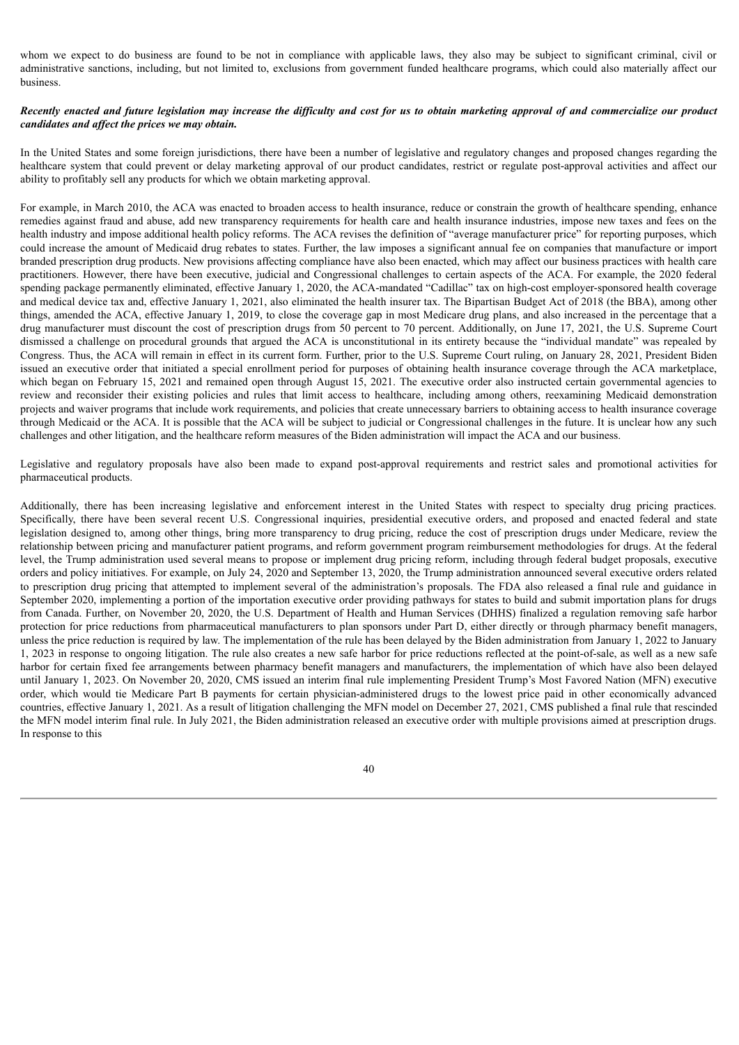whom we expect to do business are found to be not in compliance with applicable laws, they also may be subject to significant criminal, civil or administrative sanctions, including, but not limited to, exclusions from government funded healthcare programs, which could also materially affect our business.

***Recently enacted and future legislation may increase the difficulty and cost for us to obtain marketing approval of and commercialize our product candidates and affect the prices we may obtain.***

In the United States and some foreign jurisdictions, there have been a number of legislative and regulatory changes and proposed changes regarding the healthcare system that could prevent or delay marketing approval of our product candidates, restrict or regulate post-approval activities and affect our ability to profitably sell any products for which we obtain marketing approval.

For example, in March 2010, the ACA was enacted to broaden access to health insurance, reduce or constrain the growth of healthcare spending, enhance remedies against fraud and abuse, add new transparency requirements for health care and health insurance industries, impose new taxes and fees on the health industry and impose additional health policy reforms. The ACA revises the definition of "average manufacturer price" for reporting purposes, which could increase the amount of Medicaid drug rebates to states. Further, the law imposes a significant annual fee on companies that manufacture or import branded prescription drug products. New provisions affecting compliance have also been enacted, which may affect our business practices with health care practitioners. However, there have been executive, judicial and Congressional challenges to certain aspects of the ACA. For example, the 2020 federal spending package permanently eliminated, effective January 1, 2020, the ACA-mandated "Cadillac" tax on high-cost employer-sponsored health coverage and medical device tax and, effective January 1, 2021, also eliminated the health insurer tax. The Bipartisan Budget Act of 2018 (the BBA), among other things, amended the ACA, effective January 1, 2019, to close the coverage gap in most Medicare drug plans, and also increased in the percentage that a drug manufacturer must discount the cost of prescription drugs from 50 percent to 70 percent. Additionally, on June 17, 2021, the U.S. Supreme Court dismissed a challenge on procedural grounds that argued the ACA is unconstitutional in its entirety because the "individual mandate" was repealed by Congress. Thus, the ACA will remain in effect in its current form. Further, prior to the U.S. Supreme Court ruling, on January 28, 2021, President Biden issued an executive order that initiated a special enrollment period for purposes of obtaining health insurance coverage through the ACA marketplace, which began on February 15, 2021 and remained open through August 15, 2021. The executive order also instructed certain governmental agencies to review and reconsider their existing policies and rules that limit access to healthcare, including among others, reexamining Medicaid demonstration projects and waiver programs that include work requirements, and policies that create unnecessary barriers to obtaining access to health insurance coverage through Medicaid or the ACA. It is possible that the ACA will be subject to judicial or Congressional challenges in the future. It is unclear how any such challenges and other litigation, and the healthcare reform measures of the Biden administration will impact the ACA and our business.

Legislative and regulatory proposals have also been made to expand post-approval requirements and restrict sales and promotional activities for pharmaceutical products.

Additionally, there has been increasing legislative and enforcement interest in the United States with respect to specialty drug pricing practices. Specifically, there have been several recent U.S. Congressional inquiries, presidential executive orders, and proposed and enacted federal and state legislation designed to, among other things, bring more transparency to drug pricing, reduce the cost of prescription drugs under Medicare, review the relationship between pricing and manufacturer patient programs, and reform government program reimbursement methodologies for drugs. At the federal level, the Trump administration used several means to propose or implement drug pricing reform, including through federal budget proposals, executive orders and policy initiatives. For example, on July 24, 2020 and September 13, 2020, the Trump administration announced several executive orders related to prescription drug pricing that attempted to implement several of the administration's proposals. The FDA also released a final rule and guidance in September 2020, implementing a portion of the importation executive order providing pathways for states to build and submit importation plans for drugs from Canada. Further, on November 20, 2020, the U.S. Department of Health and Human Services (DHHS) finalized a regulation removing safe harbor protection for price reductions from pharmaceutical manufacturers to plan sponsors under Part D, either directly or through pharmacy benefit managers, unless the price reduction is required by law. The implementation of the rule has been delayed by the Biden administration from January 1, 2022 to January 1, 2023 in response to ongoing litigation. The rule also creates a new safe harbor for price reductions reflected at the point-of-sale, as well as a new safe harbor for certain fixed fee arrangements between pharmacy benefit managers and manufacturers, the implementation of which have also been delayed until January 1, 2023. On November 20, 2020, CMS issued an interim final rule implementing President Trump's Most Favored Nation (MFN) executive order, which would tie Medicare Part B payments for certain physician-administered drugs to the lowest price paid in other economically advanced countries, effective January 1, 2021. As a result of litigation challenging the MFN model on December 27, 2021, CMS published a final rule that rescinded the MFN model interim final rule. In July 2021, the Biden administration released an executive order with multiple provisions aimed at prescription drugs. In response to this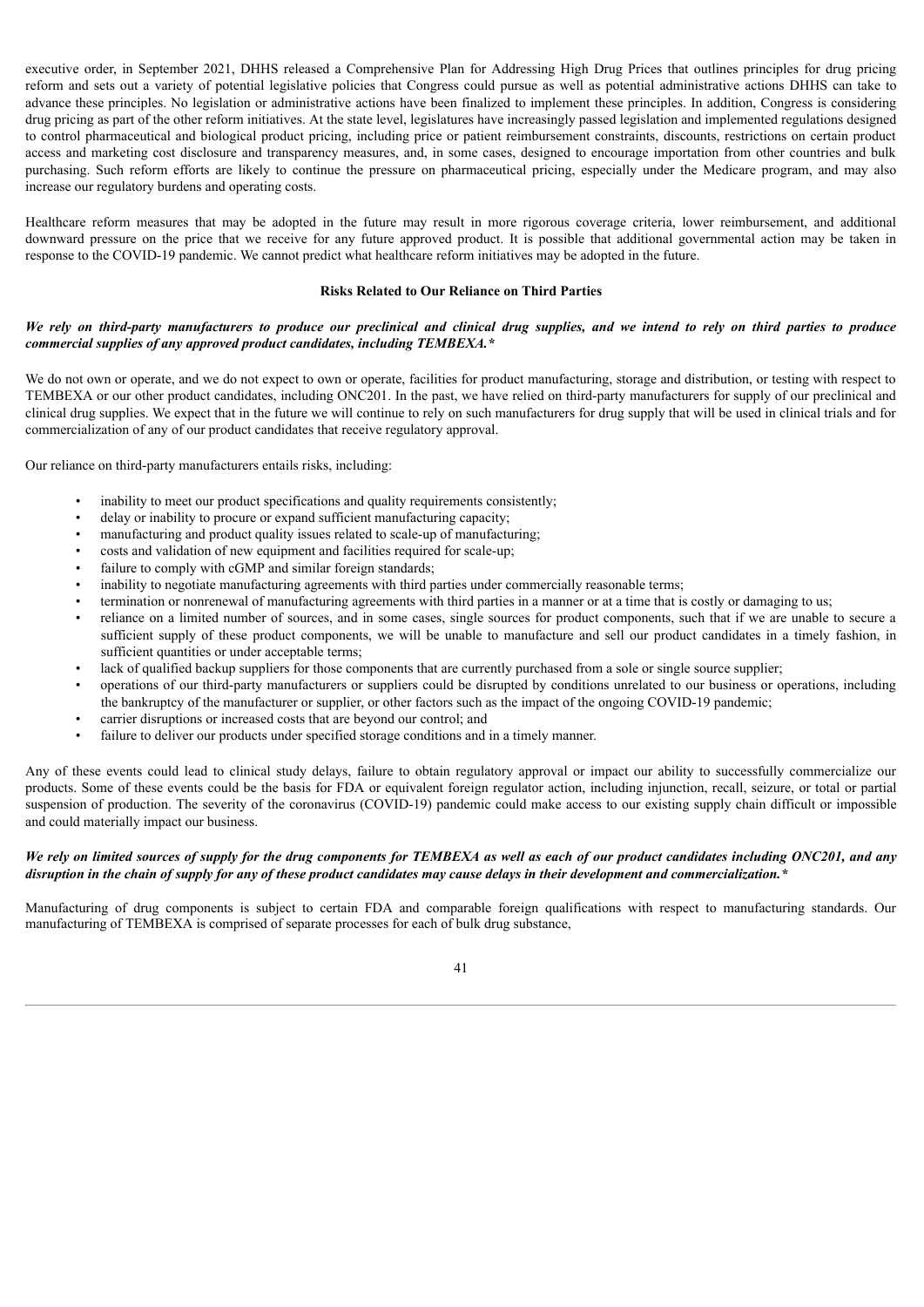executive order, in September 2021, DHHS released a Comprehensive Plan for Addressing High Drug Prices that outlines principles for drug pricing reform and sets out a variety of potential legislative policies that Congress could pursue as well as potential administrative actions DHHS can take to advance these principles. No legislation or administrative actions have been finalized to implement these principles. In addition, Congress is considering drug pricing as part of the other reform initiatives. At the state level, legislatures have increasingly passed legislation and implemented regulations designed to control pharmaceutical and biological product pricing, including price or patient reimbursement constraints, discounts, restrictions on certain product access and marketing cost disclosure and transparency measures, and, in some cases, designed to encourage importation from other countries and bulk purchasing. Such reform efforts are likely to continue the pressure on pharmaceutical pricing, especially under the Medicare program, and may also increase our regulatory burdens and operating costs.

Healthcare reform measures that may be adopted in the future may result in more rigorous coverage criteria, lower reimbursement, and additional downward pressure on the price that we receive for any future approved product. It is possible that additional governmental action may be taken in response to the COVID-19 pandemic. We cannot predict what healthcare reform initiatives may be adopted in the future.

### Risks Related to Our Reliance on Third Parties

***We rely on third-party manufacturers to produce our preclinical and clinical drug supplies, and we intend to rely on third parties to produce commercial supplies of any approved product candidates, including TEMBEXA.****

We do not own or operate, and we do not expect to own or operate, facilities for product manufacturing, storage and distribution, or testing with respect to TEMBEXA or our other product candidates, including ONC201. In the past, we have relied on third-party manufacturers for supply of our preclinical and clinical drug supplies. We expect that in the future we will continue to rely on such manufacturers for drug supply that will be used in clinical trials and for commercialization of any of our product candidates that receive regulatory approval.

Our reliance on third-party manufacturers entails risks, including:

- inability to meet our product specifications and quality requirements consistently;
- delay or inability to procure or expand sufficient manufacturing capacity;
- manufacturing and product quality issues related to scale-up of manufacturing;
- costs and validation of new equipment and facilities required for scale-up;
- failure to comply with cGMP and similar foreign standards;
- inability to negotiate manufacturing agreements with third parties under commercially reasonable terms;
- termination or nonrenewal of manufacturing agreements with third parties in a manner or at a time that is costly or damaging to us;
- reliance on a limited number of sources, and in some cases, single sources for product components, such that if we are unable to secure a sufficient supply of these product components, we will be unable to manufacture and sell our product candidates in a timely fashion, in sufficient quantities or under acceptable terms;
- lack of qualified backup suppliers for those components that are currently purchased from a sole or single source supplier;
- operations of our third-party manufacturers or suppliers could be disrupted by conditions unrelated to our business or operations, including the bankruptcy of the manufacturer or supplier, or other factors such as the impact of the ongoing COVID-19 pandemic;
- carrier disruptions or increased costs that are beyond our control; and
- failure to deliver our products under specified storage conditions and in a timely manner.

Any of these events could lead to clinical study delays, failure to obtain regulatory approval or impact our ability to successfully commercialize our products. Some of these events could be the basis for FDA or equivalent foreign regulator action, including injunction, recall, seizure, or total or partial suspension of production. The severity of the coronavirus (COVID-19) pandemic could make access to our existing supply chain difficult or impossible and could materially impact our business.

***We rely on limited sources of supply for the drug components for TEMBEXA as well as each of our product candidates including ONC201, and any disruption in the chain of supply for any of these product candidates may cause delays in their development and commercialization.****

Manufacturing of drug components is subject to certain FDA and comparable foreign qualifications with respect to manufacturing standards. Our manufacturing of TEMBEXA is comprised of separate processes for each of bulk drug substance,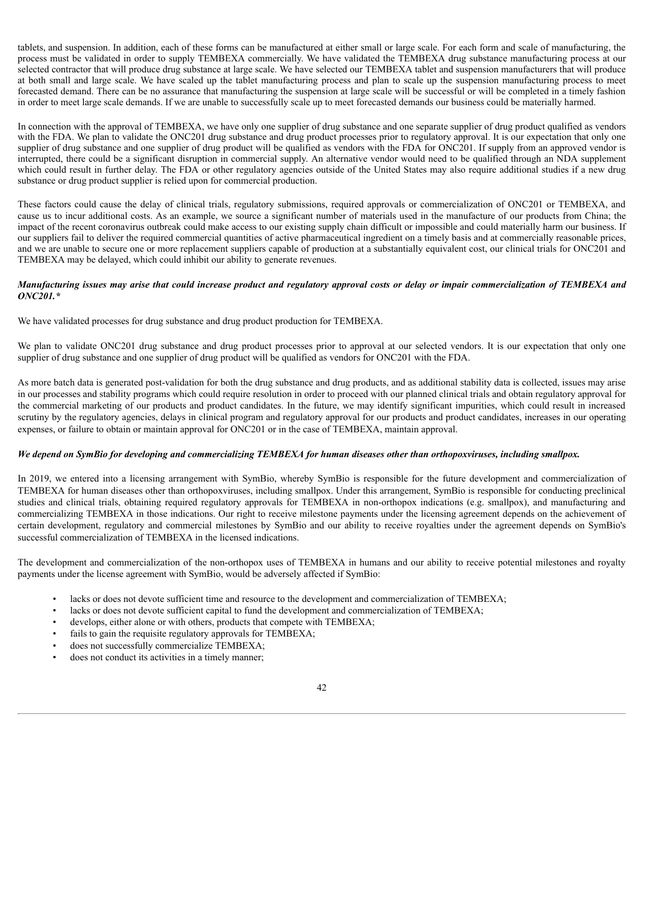tablets, and suspension. In addition, each of these forms can be manufactured at either small or large scale. For each form and scale of manufacturing, the process must be validated in order to supply TEMBEXA commercially. We have validated the TEMBEXA drug substance manufacturing process at our selected contractor that will produce drug substance at large scale. We have selected our TEMBEXA tablet and suspension manufacturers that will produce at both small and large scale. We have scaled up the tablet manufacturing process and plan to scale up the suspension manufacturing process to meet forecasted demand. There can be no assurance that manufacturing the suspension at large scale will be successful or will be completed in a timely fashion in order to meet large scale demands. If we are unable to successfully scale up to meet forecasted demands our business could be materially harmed.

In connection with the approval of TEMBEXA, we have only one supplier of drug substance and one separate supplier of drug product qualified as vendors with the FDA. We plan to validate the ONC201 drug substance and drug product processes prior to regulatory approval. It is our expectation that only one supplier of drug substance and one supplier of drug product will be qualified as vendors with the FDA for ONC201. If supply from an approved vendor is interrupted, there could be a significant disruption in commercial supply. An alternative vendor would need to be qualified through an NDA supplement which could result in further delay. The FDA or other regulatory agencies outside of the United States may also require additional studies if a new drug substance or drug product supplier is relied upon for commercial production.

These factors could cause the delay of clinical trials, regulatory submissions, required approvals or commercialization of ONC201 or TEMBEXA, and cause us to incur additional costs. As an example, we source a significant number of materials used in the manufacture of our products from China; the impact of the recent coronavirus outbreak could make access to our existing supply chain difficult or impossible and could materially harm our business. If our suppliers fail to deliver the required commercial quantities of active pharmaceutical ingredient on a timely basis and at commercially reasonable prices, and we are unable to secure one or more replacement suppliers capable of production at a substantially equivalent cost, our clinical trials for ONC201 and TEMBEXA may be delayed, which could inhibit our ability to generate revenues.

***Manufacturing issues may arise that could increase product and regulatory approval costs or delay or impair commercialization of TEMBEXA and ONC201.****

We have validated processes for drug substance and drug product production for TEMBEXA.

We plan to validate ONC201 drug substance and drug product processes prior to approval at our selected vendors. It is our expectation that only one supplier of drug substance and one supplier of drug product will be qualified as vendors for ONC201 with the FDA.

As more batch data is generated post-validation for both the drug substance and drug products, and as additional stability data is collected, issues may arise in our processes and stability programs which could require resolution in order to proceed with our planned clinical trials and obtain regulatory approval for the commercial marketing of our products and product candidates. In the future, we may identify significant impurities, which could result in increased scrutiny by the regulatory agencies, delays in clinical program and regulatory approval for our products and product candidates, increases in our operating expenses, or failure to obtain or maintain approval for ONC201 or in the case of TEMBEXA, maintain approval.

***We depend on SymBio for developing and commercializing TEMBEXA for human diseases other than orthopoxviruses, including smallpox.***

In 2019, we entered into a licensing arrangement with SymBio, whereby SymBio is responsible for the future development and commercialization of TEMBEXA for human diseases other than orthopoxviruses, including smallpox. Under this arrangement, SymBio is responsible for conducting preclinical studies and clinical trials, obtaining required regulatory approvals for TEMBEXA in non-orthopox indications (e.g. smallpox), and manufacturing and commercializing TEMBEXA in those indications. Our right to receive milestone payments under the licensing agreement depends on the achievement of certain development, regulatory and commercial milestones by SymBio and our ability to receive royalties under the agreement depends on SymBio's successful commercialization of TEMBEXA in the licensed indications.

The development and commercialization of the non-orthopox uses of TEMBEXA in humans and our ability to receive potential milestones and royalty payments under the license agreement with SymBio, would be adversely affected if SymBio:

- lacks or does not devote sufficient time and resource to the development and commercialization of TEMBEXA;
- lacks or does not devote sufficient capital to fund the development and commercialization of TEMBEXA;
- develops, either alone or with others, products that compete with TEMBEXA;
- fails to gain the requisite regulatory approvals for TEMBEXA;
- does not successfully commercialize TEMBEXA;
- does not conduct its activities in a timely manner;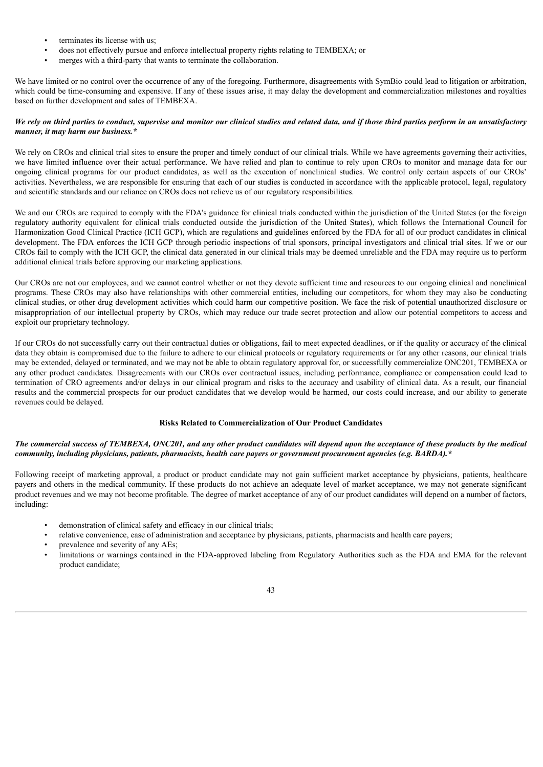- terminates its license with us;
- does not effectively pursue and enforce intellectual property rights relating to TEMBEXA; or
- merges with a third-party that wants to terminate the collaboration.

We have limited or no control over the occurrence of any of the foregoing. Furthermore, disagreements with SymBio could lead to litigation or arbitration, which could be time-consuming and expensive. If any of these issues arise, it may delay the development and commercialization milestones and royalties based on further development and sales of TEMBEXA.

***We rely on third parties to conduct, supervise and monitor our clinical studies and related data, and if those third parties perform in an unsatisfactory manner, it may harm our business.****

We rely on CROs and clinical trial sites to ensure the proper and timely conduct of our clinical trials. While we have agreements governing their activities, we have limited influence over their actual performance. We have relied and plan to continue to rely upon CROs to monitor and manage data for our ongoing clinical programs for our product candidates, as well as the execution of nonclinical studies. We control only certain aspects of our CROs' activities. Nevertheless, we are responsible for ensuring that each of our studies is conducted in accordance with the applicable protocol, legal, regulatory and scientific standards and our reliance on CROs does not relieve us of our regulatory responsibilities.

We and our CROs are required to comply with the FDA's guidance for clinical trials conducted within the jurisdiction of the United States (or the foreign regulatory authority equivalent for clinical trials conducted outside the jurisdiction of the United States), which follows the International Council for Harmonization Good Clinical Practice (ICH GCP), which are regulations and guidelines enforced by the FDA for all of our product candidates in clinical development. The FDA enforces the ICH GCP through periodic inspections of trial sponsors, principal investigators and clinical trial sites. If we or our CROs fail to comply with the ICH GCP, the clinical data generated in our clinical trials may be deemed unreliable and the FDA may require us to perform additional clinical trials before approving our marketing applications.

Our CROs are not our employees, and we cannot control whether or not they devote sufficient time and resources to our ongoing clinical and nonclinical programs. These CROs may also have relationships with other commercial entities, including our competitors, for whom they may also be conducting clinical studies, or other drug development activities which could harm our competitive position. We face the risk of potential unauthorized disclosure or misappropriation of our intellectual property by CROs, which may reduce our trade secret protection and allow our potential competitors to access and exploit our proprietary technology.

If our CROs do not successfully carry out their contractual duties or obligations, fail to meet expected deadlines, or if the quality or accuracy of the clinical data they obtain is compromised due to the failure to adhere to our clinical protocols or regulatory requirements or for any other reasons, our clinical trials may be extended, delayed or terminated, and we may not be able to obtain regulatory approval for, or successfully commercialize ONC201, TEMBEXA or any other product candidates. Disagreements with our CROs over contractual issues, including performance, compliance or compensation could lead to termination of CRO agreements and/or delays in our clinical program and risks to the accuracy and usability of clinical data. As a result, our financial results and the commercial prospects for our product candidates that we develop would be harmed, our costs could increase, and our ability to generate revenues could be delayed.

**Risks Related to Commercialization of Our Product Candidates**

***The commercial success of TEMBEXA, ONC201, and any other product candidates will depend upon the acceptance of these products by the medical community, including physicians, patients, pharmacists, health care payers or government procurement agencies (e.g. BARDA).****

Following receipt of marketing approval, a product or product candidate may not gain sufficient market acceptance by physicians, patients, healthcare payers and others in the medical community. If these products do not achieve an adequate level of market acceptance, we may not generate significant product revenues and we may not become profitable. The degree of market acceptance of any of our product candidates will depend on a number of factors, including:

- demonstration of clinical safety and efficacy in our clinical trials;
- relative convenience, ease of administration and acceptance by physicians, patients, pharmacists and health care payers;
- prevalence and severity of any AEs;
- limitations or warnings contained in the FDA-approved labeling from Regulatory Authorities such as the FDA and EMA for the relevant product candidate;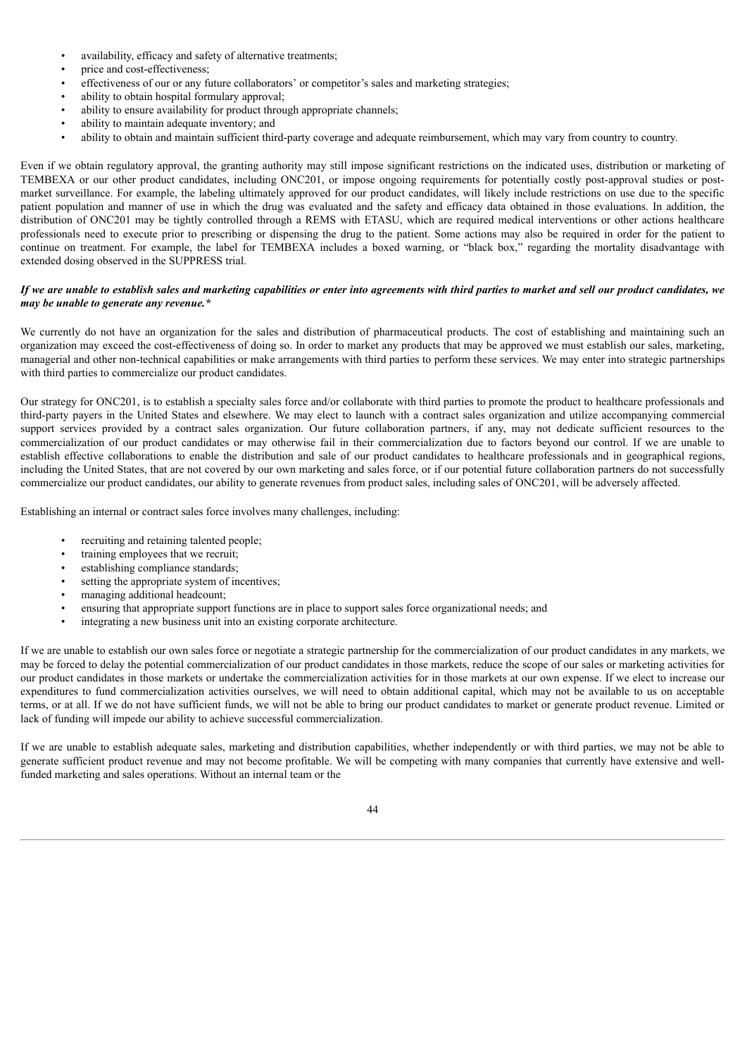- availability, efficacy and safety of alternative treatments;
- price and cost-effectiveness;
- effectiveness of our or any future collaborators' or competitor's sales and marketing strategies;
- ability to obtain hospital formulary approval;
- ability to ensure availability for product through appropriate channels;
- ability to maintain adequate inventory; and
- ability to obtain and maintain sufficient third-party coverage and adequate reimbursement, which may vary from country to country.

Even if we obtain regulatory approval, the granting authority may still impose significant restrictions on the indicated uses, distribution or marketing of TEMBEXA or our other product candidates, including ONC201, or impose ongoing requirements for potentially costly post-approval studies or post-market surveillance. For example, the labeling ultimately approved for our product candidates, will likely include restrictions on use due to the specific patient population and manner of use in which the drug was evaluated and the safety and efficacy data obtained in those evaluations. In addition, the distribution of ONC201 may be tightly controlled through a REMS with ETASU, which are required medical interventions or other actions healthcare professionals need to execute prior to prescribing or dispensing the drug to the patient. Some actions may also be required in order for the patient to continue on treatment. For example, the label for TEMBEXA includes a boxed warning, or "black box," regarding the mortality disadvantage with extended dosing observed in the SUPPRESS trial.

***If we are unable to establish sales and marketing capabilities or enter into agreements with third parties to market and sell our product candidates, we may be unable to generate any revenue.****

We currently do not have an organization for the sales and distribution of pharmaceutical products. The cost of establishing and maintaining such an organization may exceed the cost-effectiveness of doing so. In order to market any products that may be approved we must establish our sales, marketing, managerial and other non-technical capabilities or make arrangements with third parties to perform these services. We may enter into strategic partnerships with third parties to commercialize our product candidates.

Our strategy for ONC201, is to establish a specialty sales force and/or collaborate with third parties to promote the product to healthcare professionals and third-party payers in the United States and elsewhere. We may elect to launch with a contract sales organization and utilize accompanying commercial support services provided by a contract sales organization. Our future collaboration partners, if any, may not dedicate sufficient resources to the commercialization of our product candidates or may otherwise fail in their commercialization due to factors beyond our control. If we are unable to establish effective collaborations to enable the distribution and sale of our product candidates to healthcare professionals and in geographical regions, including the United States, that are not covered by our own marketing and sales force, or if our potential future collaboration partners do not successfully commercialize our product candidates, our ability to generate revenues from product sales, including sales of ONC201, will be adversely affected.

Establishing an internal or contract sales force involves many challenges, including:

- recruiting and retaining talented people;
- training employees that we recruit;
- establishing compliance standards;
- setting the appropriate system of incentives;
- managing additional headcount;
- ensuring that appropriate support functions are in place to support sales force organizational needs; and
- integrating a new business unit into an existing corporate architecture.

If we are unable to establish our own sales force or negotiate a strategic partnership for the commercialization of our product candidates in any markets, we may be forced to delay the potential commercialization of our product candidates in those markets, reduce the scope of our sales or marketing activities for our product candidates in those markets or undertake the commercialization activities for in those markets at our own expense. If we elect to increase our expenditures to fund commercialization activities ourselves, we will need to obtain additional capital, which may not be available to us on acceptable terms, or at all. If we do not have sufficient funds, we will not be able to bring our product candidates to market or generate product revenue. Limited or lack of funding will impede our ability to achieve successful commercialization.

If we are unable to establish adequate sales, marketing and distribution capabilities, whether independently or with third parties, we may not be able to generate sufficient product revenue and may not become profitable. We will be competing with many companies that currently have extensive and well-funded marketing and sales operations. Without an internal team or the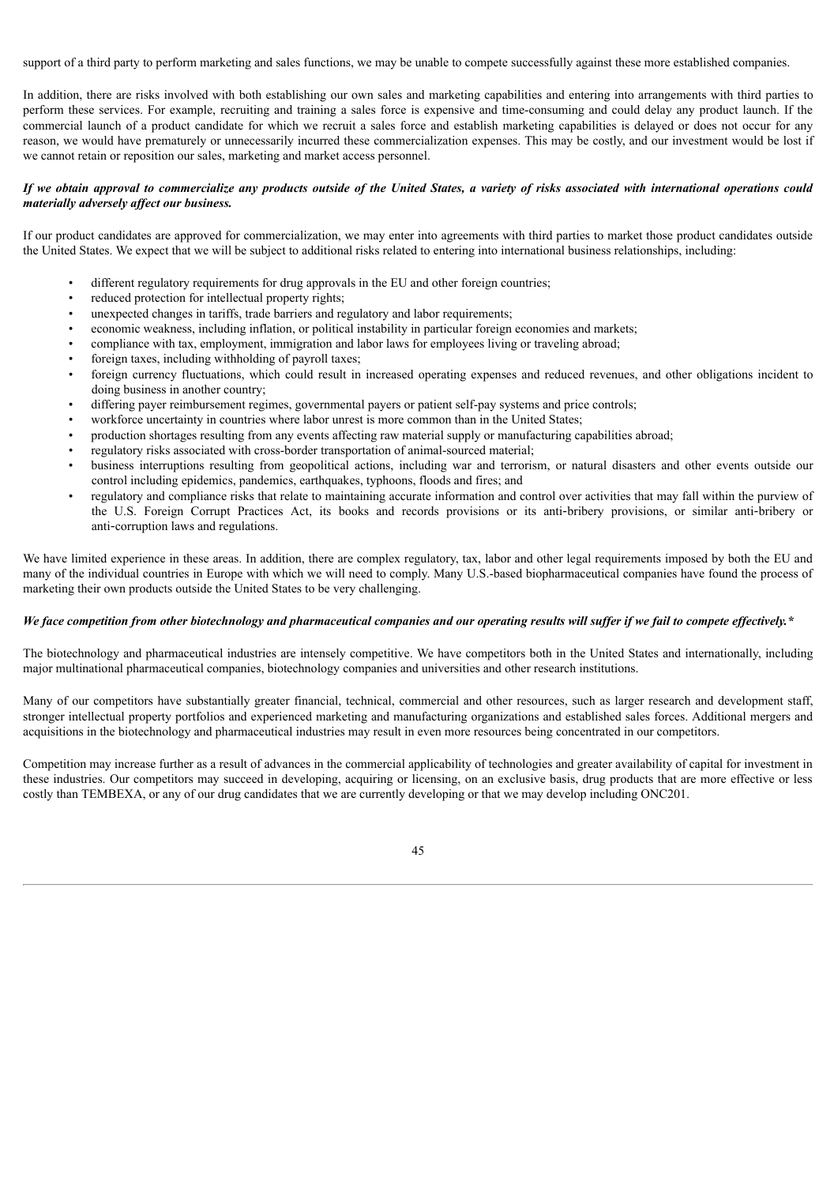support of a third party to perform marketing and sales functions, we may be unable to compete successfully against these more established companies.

In addition, there are risks involved with both establishing our own sales and marketing capabilities and entering into arrangements with third parties to perform these services. For example, recruiting and training a sales force is expensive and time-consuming and could delay any product launch. If the commercial launch of a product candidate for which we recruit a sales force and establish marketing capabilities is delayed or does not occur for any reason, we would have prematurely or unnecessarily incurred these commercialization expenses. This may be costly, and our investment would be lost if we cannot retain or reposition our sales, marketing and market access personnel.

***If we obtain approval to commercialize any products outside of the United States, a variety of risks associated with international operations could materially adversely affect our business.***

If our product candidates are approved for commercialization, we may enter into agreements with third parties to market those product candidates outside the United States. We expect that we will be subject to additional risks related to entering into international business relationships, including:

- different regulatory requirements for drug approvals in the EU and other foreign countries;
- reduced protection for intellectual property rights;
- unexpected changes in tariffs, trade barriers and regulatory and labor requirements;
- economic weakness, including inflation, or political instability in particular foreign economies and markets;
- compliance with tax, employment, immigration and labor laws for employees living or traveling abroad;
- foreign taxes, including withholding of payroll taxes;
- foreign currency fluctuations, which could result in increased operating expenses and reduced revenues, and other obligations incident to doing business in another country;
- differing payer reimbursement regimes, governmental payers or patient self-pay systems and price controls;
- workforce uncertainty in countries where labor unrest is more common than in the United States;
- production shortages resulting from any events affecting raw material supply or manufacturing capabilities abroad;
- regulatory risks associated with cross-border transportation of animal-sourced material;
- business interruptions resulting from geopolitical actions, including war and terrorism, or natural disasters and other events outside our control including epidemics, pandemics, earthquakes, typhoons, floods and fires; and
- regulatory and compliance risks that relate to maintaining accurate information and control over activities that may fall within the purview of the U.S. Foreign Corrupt Practices Act, its books and records provisions or its anti-bribery provisions, or similar anti-bribery or anti-corruption laws and regulations.

We have limited experience in these areas. In addition, there are complex regulatory, tax, labor and other legal requirements imposed by both the EU and many of the individual countries in Europe with which we will need to comply. Many U.S.-based biopharmaceutical companies have found the process of marketing their own products outside the United States to be very challenging.

***We face competition from other biotechnology and pharmaceutical companies and our operating results will suffer if we fail to compete effectively.****

The biotechnology and pharmaceutical industries are intensely competitive. We have competitors both in the United States and internationally, including major multinational pharmaceutical companies, biotechnology companies and universities and other research institutions.

Many of our competitors have substantially greater financial, technical, commercial and other resources, such as larger research and development staff, stronger intellectual property portfolios and experienced marketing and manufacturing organizations and established sales forces. Additional mergers and acquisitions in the biotechnology and pharmaceutical industries may result in even more resources being concentrated in our competitors.

Competition may increase further as a result of advances in the commercial applicability of technologies and greater availability of capital for investment in these industries. Our competitors may succeed in developing, acquiring or licensing, on an exclusive basis, drug products that are more effective or less costly than TEMBEXA, or any of our drug candidates that we are currently developing or that we may develop including ONC201.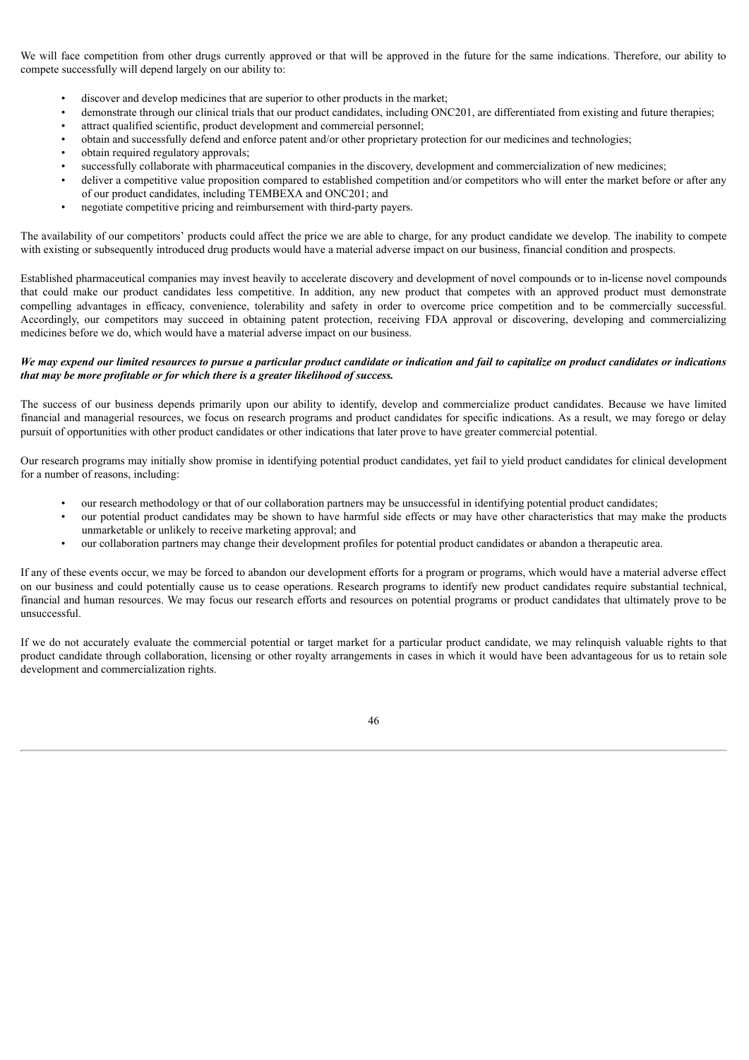We will face competition from other drugs currently approved or that will be approved in the future for the same indications. Therefore, our ability to compete successfully will depend largely on our ability to:

- discover and develop medicines that are superior to other products in the market;
- demonstrate through our clinical trials that our product candidates, including ONC201, are differentiated from existing and future therapies;
- attract qualified scientific, product development and commercial personnel;
- obtain and successfully defend and enforce patent and/or other proprietary protection for our medicines and technologies;
- obtain required regulatory approvals;
- successfully collaborate with pharmaceutical companies in the discovery, development and commercialization of new medicines;
- deliver a competitive value proposition compared to established competition and/or competitors who will enter the market before or after any of our product candidates, including TEMBEXA and ONC201; and
- negotiate competitive pricing and reimbursement with third-party payers.

The availability of our competitors' products could affect the price we are able to charge, for any product candidate we develop. The inability to compete with existing or subsequently introduced drug products would have a material adverse impact on our business, financial condition and prospects.

Established pharmaceutical companies may invest heavily to accelerate discovery and development of novel compounds or to in-license novel compounds that could make our product candidates less competitive. In addition, any new product that competes with an approved product must demonstrate compelling advantages in efficacy, convenience, tolerability and safety in order to overcome price competition and to be commercially successful. Accordingly, our competitors may succeed in obtaining patent protection, receiving FDA approval or discovering, developing and commercializing medicines before we do, which would have a material adverse impact on our business.

***We may expend our limited resources to pursue a particular product candidate or indication and fail to capitalize on product candidates or indications that may be more profitable or for which there is a greater likelihood of success.***

The success of our business depends primarily upon our ability to identify, develop and commercialize product candidates. Because we have limited financial and managerial resources, we focus on research programs and product candidates for specific indications. As a result, we may forego or delay pursuit of opportunities with other product candidates or other indications that later prove to have greater commercial potential.

Our research programs may initially show promise in identifying potential product candidates, yet fail to yield product candidates for clinical development for a number of reasons, including:

- our research methodology or that of our collaboration partners may be unsuccessful in identifying potential product candidates;
- our potential product candidates may be shown to have harmful side effects or may have other characteristics that may make the products unmarketable or unlikely to receive marketing approval; and
- our collaboration partners may change their development profiles for potential product candidates or abandon a therapeutic area.

If any of these events occur, we may be forced to abandon our development efforts for a program or programs, which would have a material adverse effect on our business and could potentially cause us to cease operations. Research programs to identify new product candidates require substantial technical, financial and human resources. We may focus our research efforts and resources on potential programs or product candidates that ultimately prove to be unsuccessful.

If we do not accurately evaluate the commercial potential or target market for a particular product candidate, we may relinquish valuable rights to that product candidate through collaboration, licensing or other royalty arrangements in cases in which it would have been advantageous for us to retain sole development and commercialization rights.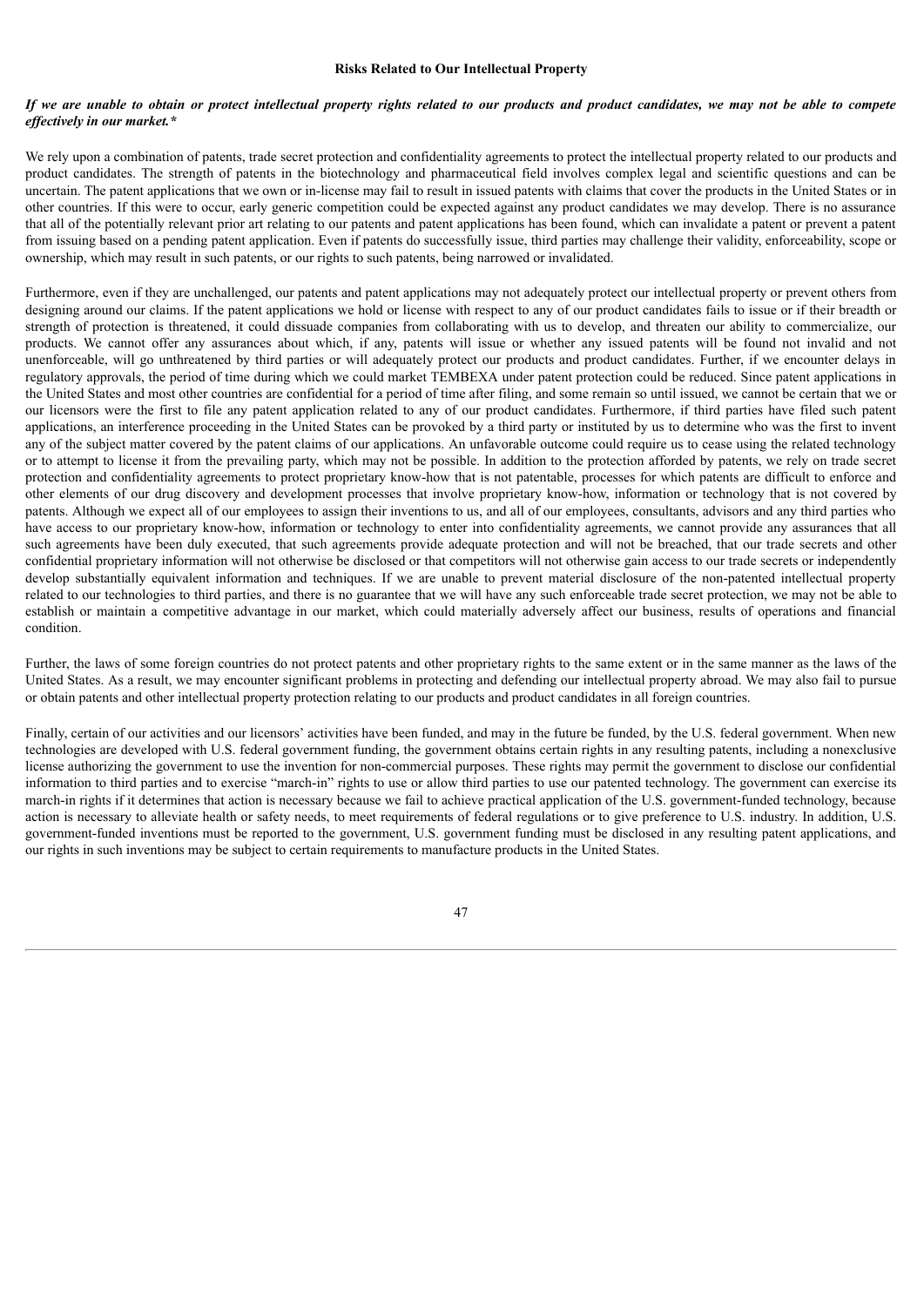### Risks Related to Our Intellectual Property

***If we are unable to obtain or protect intellectual property rights related to our products and product candidates, we may not be able to compete effectively in our market.****

We rely upon a combination of patents, trade secret protection and confidentiality agreements to protect the intellectual property related to our products and product candidates. The strength of patents in the biotechnology and pharmaceutical field involves complex legal and scientific questions and can be uncertain. The patent applications that we own or in-license may fail to result in issued patents with claims that cover the products in the United States or in other countries. If this were to occur, early generic competition could be expected against any product candidates we may develop. There is no assurance that all of the potentially relevant prior art relating to our patents and patent applications has been found, which can invalidate a patent or prevent a patent from issuing based on a pending patent application. Even if patents do successfully issue, third parties may challenge their validity, enforceability, scope or ownership, which may result in such patents, or our rights to such patents, being narrowed or invalidated.

Furthermore, even if they are unchallenged, our patents and patent applications may not adequately protect our intellectual property or prevent others from designing around our claims. If the patent applications we hold or license with respect to any of our product candidates fails to issue or if their breadth or strength of protection is threatened, it could dissuade companies from collaborating with us to develop, and threaten our ability to commercialize, our products. We cannot offer any assurances about which, if any, patents will issue or whether any issued patents will be found not invalid and not unenforceable, will go unthreatened by third parties or will adequately protect our products and product candidates. Further, if we encounter delays in regulatory approvals, the period of time during which we could market TEMBEXA under patent protection could be reduced. Since patent applications in the United States and most other countries are confidential for a period of time after filing, and some remain so until issued, we cannot be certain that we or our licensors were the first to file any patent application related to any of our product candidates. Furthermore, if third parties have filed such patent applications, an interference proceeding in the United States can be provoked by a third party or instituted by us to determine who was the first to invent any of the subject matter covered by the patent claims of our applications. An unfavorable outcome could require us to cease using the related technology or to attempt to license it from the prevailing party, which may not be possible. In addition to the protection afforded by patents, we rely on trade secret protection and confidentiality agreements to protect proprietary know-how that is not patentable, processes for which patents are difficult to enforce and other elements of our drug discovery and development processes that involve proprietary know-how, information or technology that is not covered by patents. Although we expect all of our employees to assign their inventions to us, and all of our employees, consultants, advisors and any third parties who have access to our proprietary know-how, information or technology to enter into confidentiality agreements, we cannot provide any assurances that all such agreements have been duly executed, that such agreements provide adequate protection and will not be breached, that our trade secrets and other confidential proprietary information will not otherwise be disclosed or that competitors will not otherwise gain access to our trade secrets or independently develop substantially equivalent information and techniques. If we are unable to prevent material disclosure of the non-patented intellectual property related to our technologies to third parties, and there is no guarantee that we will have any such enforceable trade secret protection, we may not be able to establish or maintain a competitive advantage in our market, which could materially adversely affect our business, results of operations and financial condition.

Further, the laws of some foreign countries do not protect patents and other proprietary rights to the same extent or in the same manner as the laws of the United States. As a result, we may encounter significant problems in protecting and defending our intellectual property abroad. We may also fail to pursue or obtain patents and other intellectual property protection relating to our products and product candidates in all foreign countries.

Finally, certain of our activities and our licensors' activities have been funded, and may in the future be funded, by the U.S. federal government. When new technologies are developed with U.S. federal government funding, the government obtains certain rights in any resulting patents, including a nonexclusive license authorizing the government to use the invention for non-commercial purposes. These rights may permit the government to disclose our confidential information to third parties and to exercise "march-in" rights to use or allow third parties to use our patented technology. The government can exercise its march-in rights if it determines that action is necessary because we fail to achieve practical application of the U.S. government-funded technology, because action is necessary to alleviate health or safety needs, to meet requirements of federal regulations or to give preference to U.S. industry. In addition, U.S. government-funded inventions must be reported to the government, U.S. government funding must be disclosed in any resulting patent applications, and our rights in such inventions may be subject to certain requirements to manufacture products in the United States.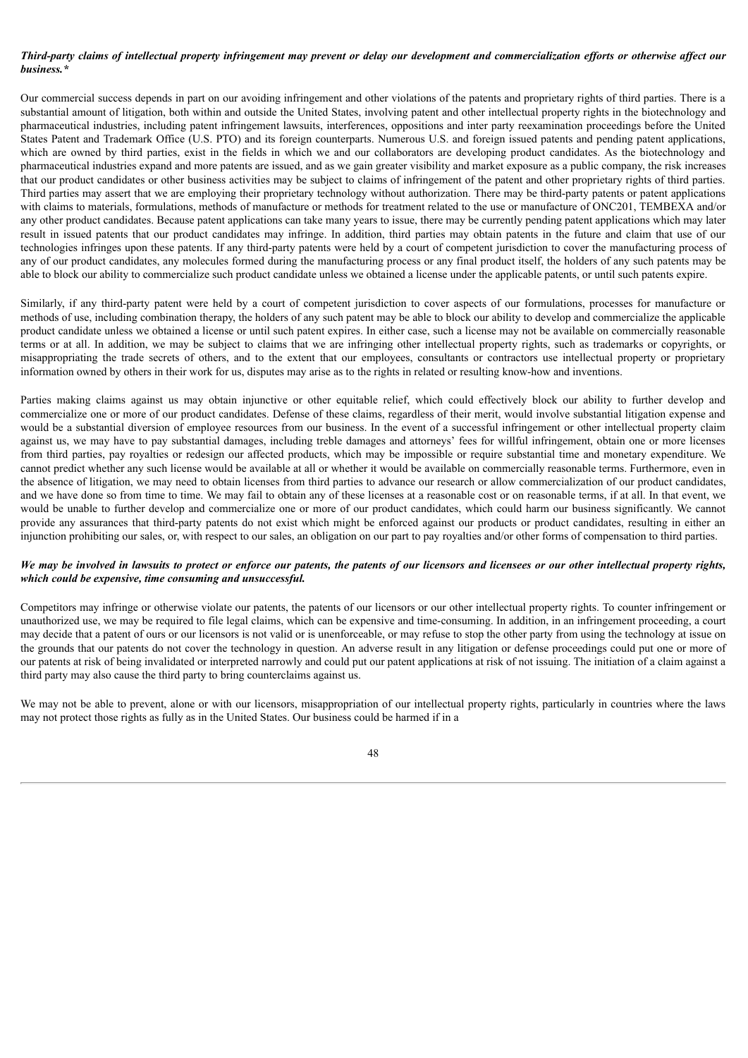***Third-party claims of intellectual property infringement may prevent or delay our development and commercialization efforts or otherwise affect our business.****

Our commercial success depends in part on our avoiding infringement and other violations of the patents and proprietary rights of third parties. There is a substantial amount of litigation, both within and outside the United States, involving patent and other intellectual property rights in the biotechnology and pharmaceutical industries, including patent infringement lawsuits, interferences, oppositions and inter party reexamination proceedings before the United States Patent and Trademark Office (U.S. PTO) and its foreign counterparts. Numerous U.S. and foreign issued patents and pending patent applications, which are owned by third parties, exist in the fields in which we and our collaborators are developing product candidates. As the biotechnology and pharmaceutical industries expand and more patents are issued, and as we gain greater visibility and market exposure as a public company, the risk increases that our product candidates or other business activities may be subject to claims of infringement of the patent and other proprietary rights of third parties. Third parties may assert that we are employing their proprietary technology without authorization. There may be third-party patents or patent applications with claims to materials, formulations, methods of manufacture or methods for treatment related to the use or manufacture of ONC201, TEMBEXA and/or any other product candidates. Because patent applications can take many years to issue, there may be currently pending patent applications which may later result in issued patents that our product candidates may infringe. In addition, third parties may obtain patents in the future and claim that use of our technologies infringes upon these patents. If any third-party patents were held by a court of competent jurisdiction to cover the manufacturing process of any of our product candidates, any molecules formed during the manufacturing process or any final product itself, the holders of any such patents may be able to block our ability to commercialize such product candidate unless we obtained a license under the applicable patents, or until such patents expire.

Similarly, if any third-party patent were held by a court of competent jurisdiction to cover aspects of our formulations, processes for manufacture or methods of use, including combination therapy, the holders of any such patent may be able to block our ability to develop and commercialize the applicable product candidate unless we obtained a license or until such patent expires. In either case, such a license may not be available on commercially reasonable terms or at all. In addition, we may be subject to claims that we are infringing other intellectual property rights, such as trademarks or copyrights, or misappropriating the trade secrets of others, and to the extent that our employees, consultants or contractors use intellectual property or proprietary information owned by others in their work for us, disputes may arise as to the rights in related or resulting know-how and inventions.

Parties making claims against us may obtain injunctive or other equitable relief, which could effectively block our ability to further develop and commercialize one or more of our product candidates. Defense of these claims, regardless of their merit, would involve substantial litigation expense and would be a substantial diversion of employee resources from our business. In the event of a successful infringement or other intellectual property claim against us, we may have to pay substantial damages, including treble damages and attorneys' fees for willful infringement, obtain one or more licenses from third parties, pay royalties or redesign our affected products, which may be impossible or require substantial time and monetary expenditure. We cannot predict whether any such license would be available at all or whether it would be available on commercially reasonable terms. Furthermore, even in the absence of litigation, we may need to obtain licenses from third parties to advance our research or allow commercialization of our product candidates, and we have done so from time to time. We may fail to obtain any of these licenses at a reasonable cost or on reasonable terms, if at all. In that event, we would be unable to further develop and commercialize one or more of our product candidates, which could harm our business significantly. We cannot provide any assurances that third-party patents do not exist which might be enforced against our products or product candidates, resulting in either an injunction prohibiting our sales, or, with respect to our sales, an obligation on our part to pay royalties and/or other forms of compensation to third parties.

***We may be involved in lawsuits to protect or enforce our patents, the patents of our licensors and licensees or our other intellectual property rights, which could be expensive, time consuming and unsuccessful.***

Competitors may infringe or otherwise violate our patents, the patents of our licensors or our other intellectual property rights. To counter infringement or unauthorized use, we may be required to file legal claims, which can be expensive and time-consuming. In addition, in an infringement proceeding, a court may decide that a patent of ours or our licensors is not valid or is unenforceable, or may refuse to stop the other party from using the technology at issue on the grounds that our patents do not cover the technology in question. An adverse result in any litigation or defense proceedings could put one or more of our patents at risk of being invalidated or interpreted narrowly and could put our patent applications at risk of not issuing. The initiation of a claim against a third party may also cause the third party to bring counterclaims against us.

We may not be able to prevent, alone or with our licensors, misappropriation of our intellectual property rights, particularly in countries where the laws may not protect those rights as fully as in the United States. Our business could be harmed if in a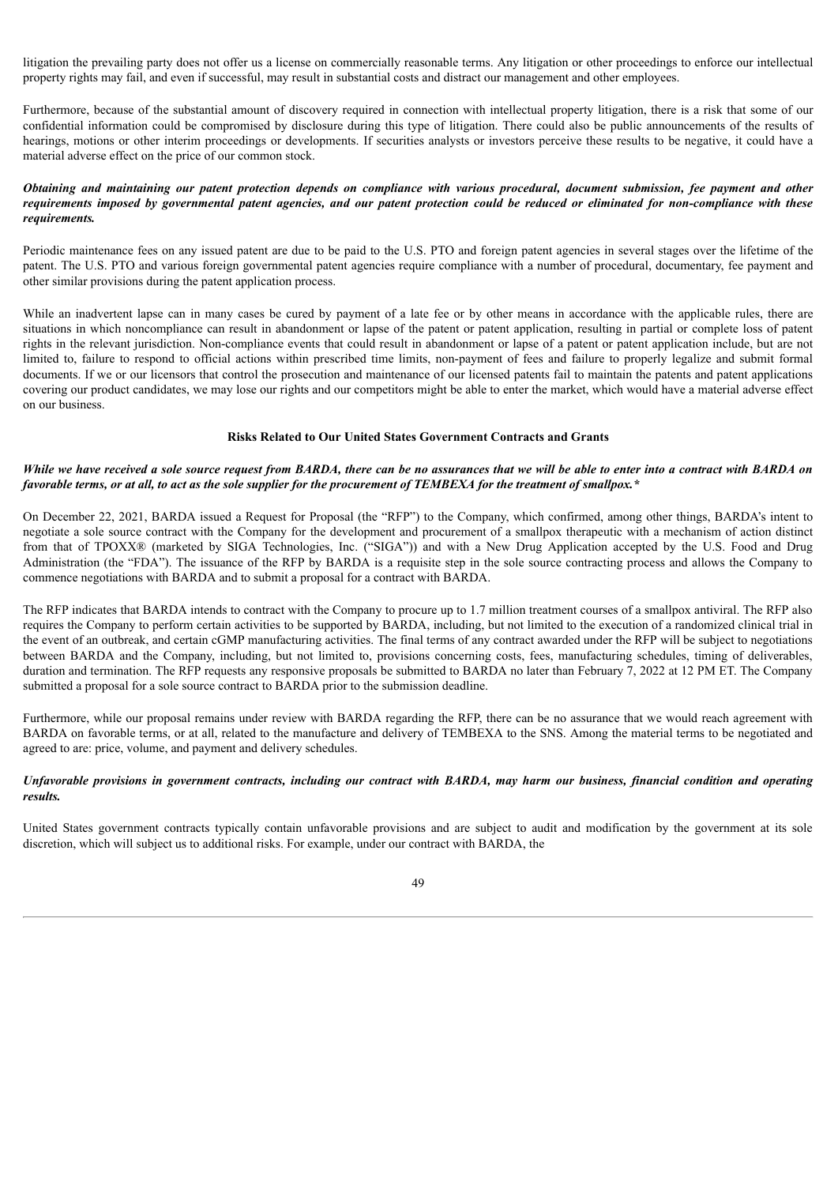litigation the prevailing party does not offer us a license on commercially reasonable terms. Any litigation or other proceedings to enforce our intellectual property rights may fail, and even if successful, may result in substantial costs and distract our management and other employees.

Furthermore, because of the substantial amount of discovery required in connection with intellectual property litigation, there is a risk that some of our confidential information could be compromised by disclosure during this type of litigation. There could also be public announcements of the results of hearings, motions or other interim proceedings or developments. If securities analysts or investors perceive these results to be negative, it could have a material adverse effect on the price of our common stock.

***Obtaining and maintaining our patent protection depends on compliance with various procedural, document submission, fee payment and other requirements imposed by governmental patent agencies, and our patent protection could be reduced or eliminated for non-compliance with these requirements.***

Periodic maintenance fees on any issued patent are due to be paid to the U.S. PTO and foreign patent agencies in several stages over the lifetime of the patent. The U.S. PTO and various foreign governmental patent agencies require compliance with a number of procedural, documentary, fee payment and other similar provisions during the patent application process.

While an inadvertent lapse can in many cases be cured by payment of a late fee or by other means in accordance with the applicable rules, there are situations in which noncompliance can result in abandonment or lapse of the patent or patent application, resulting in partial or complete loss of patent rights in the relevant jurisdiction. Non-compliance events that could result in abandonment or lapse of a patent or patent application include, but are not limited to, failure to respond to official actions within prescribed time limits, non-payment of fees and failure to properly legalize and submit formal documents. If we or our licensors that control the prosecution and maintenance of our licensed patents fail to maintain the patents and patent applications covering our product candidates, we may lose our rights and our competitors might be able to enter the market, which would have a material adverse effect on our business.

**Risks Related to Our United States Government Contracts and Grants**

***While we have received a sole source request from BARDA, there can be no assurances that we will be able to enter into a contract with BARDA on favorable terms, or at all, to act as the sole supplier for the procurement of TEMBEXA for the treatment of smallpox.****

On December 22, 2021, BARDA issued a Request for Proposal (the "RFP") to the Company, which confirmed, among other things, BARDA's intent to negotiate a sole source contract with the Company for the development and procurement of a smallpox therapeutic with a mechanism of action distinct from that of TPOXX® (marketed by SIGA Technologies, Inc. ("SIGA")) and with a New Drug Application accepted by the U.S. Food and Drug Administration (the "FDA"). The issuance of the RFP by BARDA is a requisite step in the sole source contracting process and allows the Company to commence negotiations with BARDA and to submit a proposal for a contract with BARDA.

The RFP indicates that BARDA intends to contract with the Company to procure up to 1.7 million treatment courses of a smallpox antiviral. The RFP also requires the Company to perform certain activities to be supported by BARDA, including, but not limited to the execution of a randomized clinical trial in the event of an outbreak, and certain cGMP manufacturing activities. The final terms of any contract awarded under the RFP will be subject to negotiations between BARDA and the Company, including, but not limited to, provisions concerning costs, fees, manufacturing schedules, timing of deliverables, duration and termination. The RFP requests any responsive proposals be submitted to BARDA no later than February 7, 2022 at 12 PM ET. The Company submitted a proposal for a sole source contract to BARDA prior to the submission deadline.

Furthermore, while our proposal remains under review with BARDA regarding the RFP, there can be no assurance that we would reach agreement with BARDA on favorable terms, or at all, related to the manufacture and delivery of TEMBEXA to the SNS. Among the material terms to be negotiated and agreed to are: price, volume, and payment and delivery schedules.

***Unfavorable provisions in government contracts, including our contract with BARDA, may harm our business, financial condition and operating results.***

United States government contracts typically contain unfavorable provisions and are subject to audit and modification by the government at its sole discretion, which will subject us to additional risks. For example, under our contract with BARDA, the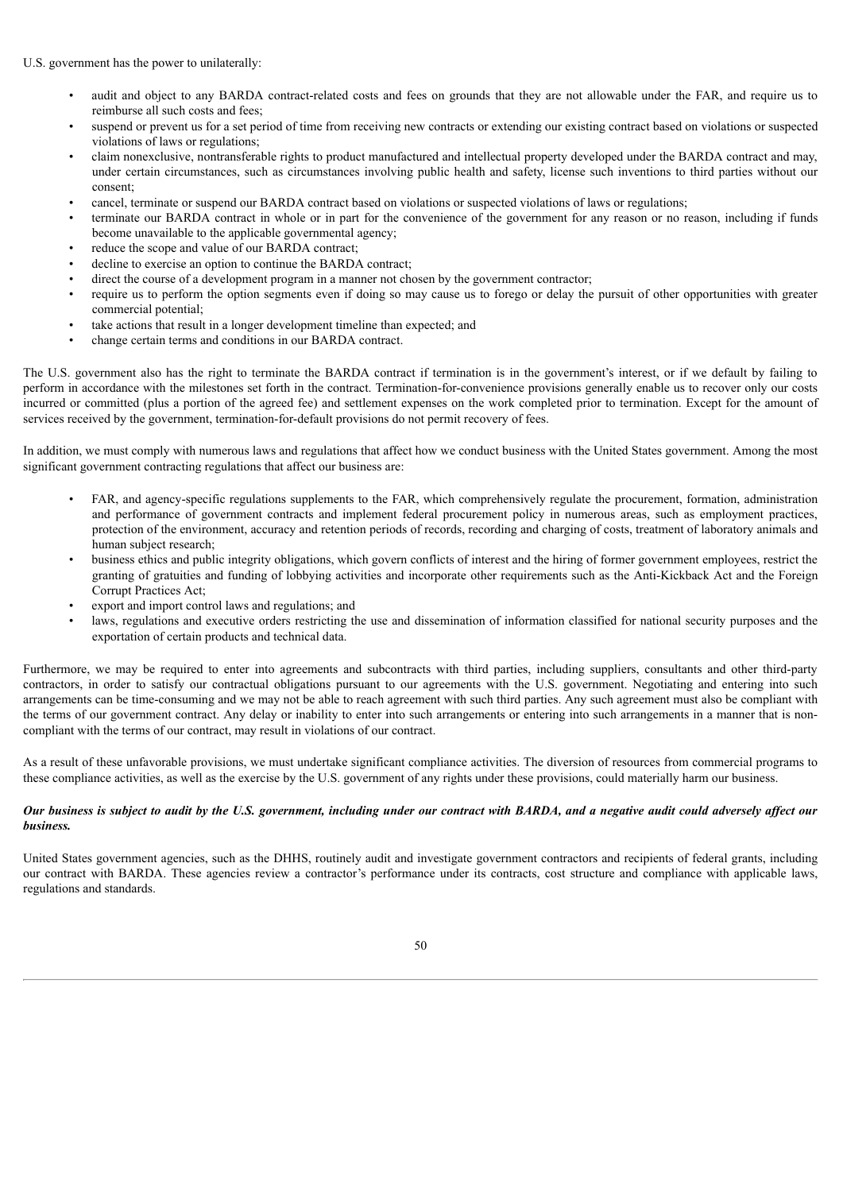U.S. government has the power to unilaterally:

- audit and object to any BARDA contract-related costs and fees on grounds that they are not allowable under the FAR, and require us to reimburse all such costs and fees;
- suspend or prevent us for a set period of time from receiving new contracts or extending our existing contract based on violations or suspected violations of laws or regulations;
- claim nonexclusive, nontransferable rights to product manufactured and intellectual property developed under the BARDA contract and may, under certain circumstances, such as circumstances involving public health and safety, license such inventions to third parties without our consent;
- cancel, terminate or suspend our BARDA contract based on violations or suspected violations of laws or regulations;
- terminate our BARDA contract in whole or in part for the convenience of the government for any reason or no reason, including if funds become unavailable to the applicable governmental agency;
- reduce the scope and value of our BARDA contract;
- decline to exercise an option to continue the BARDA contract;
- direct the course of a development program in a manner not chosen by the government contractor;
- require us to perform the option segments even if doing so may cause us to forego or delay the pursuit of other opportunities with greater commercial potential;
- take actions that result in a longer development timeline than expected; and
- change certain terms and conditions in our BARDA contract.

The U.S. government also has the right to terminate the BARDA contract if termination is in the government's interest, or if we default by failing to perform in accordance with the milestones set forth in the contract. Termination-for-convenience provisions generally enable us to recover only our costs incurred or committed (plus a portion of the agreed fee) and settlement expenses on the work completed prior to termination. Except for the amount of services received by the government, termination-for-default provisions do not permit recovery of fees.

In addition, we must comply with numerous laws and regulations that affect how we conduct business with the United States government. Among the most significant government contracting regulations that affect our business are:

- FAR, and agency-specific regulations supplements to the FAR, which comprehensively regulate the procurement, formation, administration and performance of government contracts and implement federal procurement policy in numerous areas, such as employment practices, protection of the environment, accuracy and retention periods of records, recording and charging of costs, treatment of laboratory animals and human subject research;
- business ethics and public integrity obligations, which govern conflicts of interest and the hiring of former government employees, restrict the granting of gratuities and funding of lobbying activities and incorporate other requirements such as the Anti-Kickback Act and the Foreign Corrupt Practices Act;
- export and import control laws and regulations; and
- laws, regulations and executive orders restricting the use and dissemination of information classified for national security purposes and the exportation of certain products and technical data.

Furthermore, we may be required to enter into agreements and subcontracts with third parties, including suppliers, consultants and other third-party contractors, in order to satisfy our contractual obligations pursuant to our agreements with the U.S. government. Negotiating and entering into such arrangements can be time-consuming and we may not be able to reach agreement with such third parties. Any such agreement must also be compliant with the terms of our government contract. Any delay or inability to enter into such arrangements or entering into such arrangements in a manner that is non-compliant with the terms of our contract, may result in violations of our contract.

As a result of these unfavorable provisions, we must undertake significant compliance activities. The diversion of resources from commercial programs to these compliance activities, as well as the exercise by the U.S. government of any rights under these provisions, could materially harm our business.

***Our business is subject to audit by the U.S. government, including under our contract with BARDA, and a negative audit could adversely affect our business.***

United States government agencies, such as the DHHS, routinely audit and investigate government contractors and recipients of federal grants, including our contract with BARDA. These agencies review a contractor's performance under its contracts, cost structure and compliance with applicable laws, regulations and standards.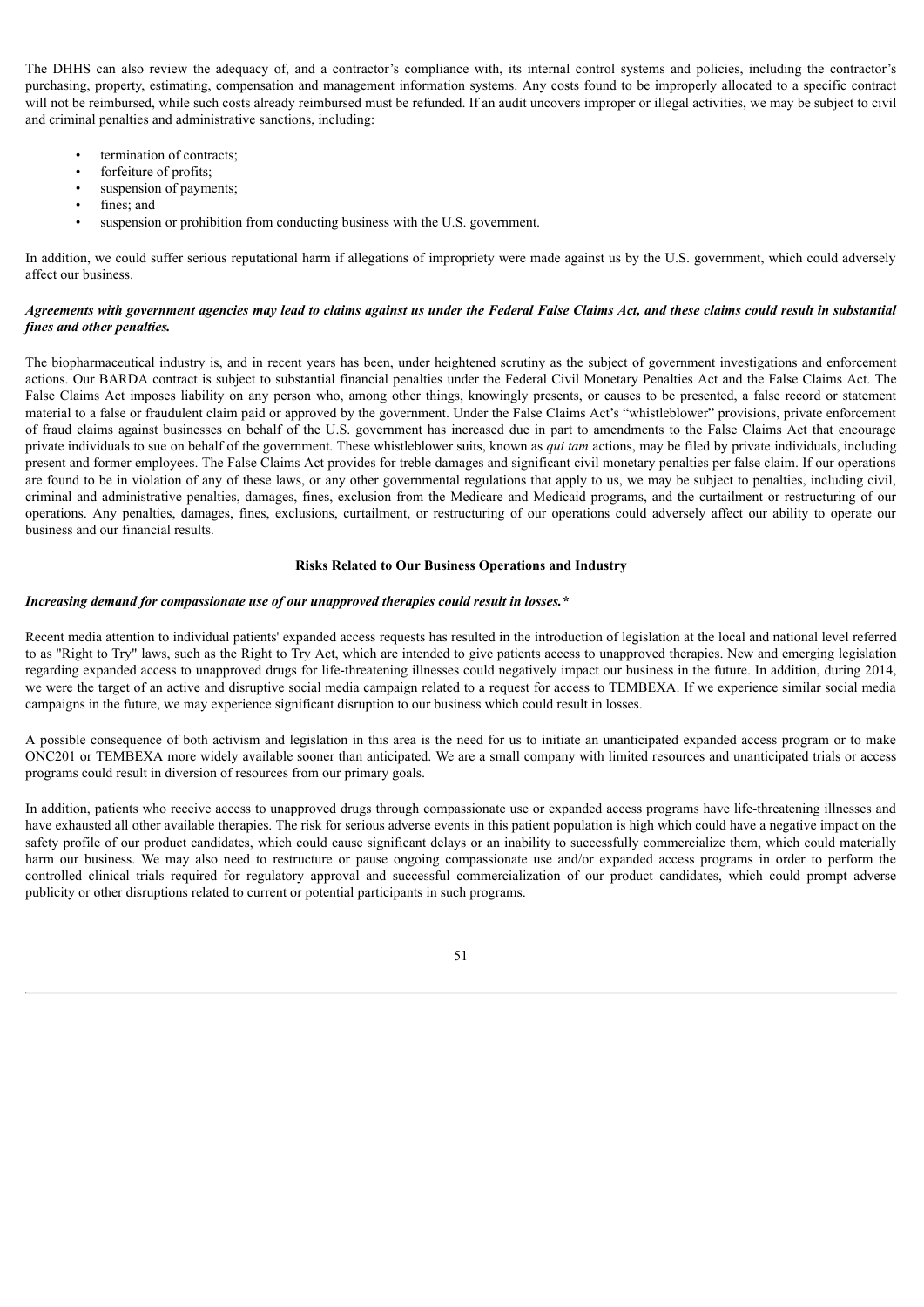The DHHS can also review the adequacy of, and a contractor's compliance with, its internal control systems and policies, including the contractor's purchasing, property, estimating, compensation and management information systems. Any costs found to be improperly allocated to a specific contract will not be reimbursed, while such costs already reimbursed must be refunded. If an audit uncovers improper or illegal activities, we may be subject to civil and criminal penalties and administrative sanctions, including:

- termination of contracts;
- forfeiture of profits;
- suspension of payments;
- fines; and
- suspension or prohibition from conducting business with the U.S. government.

In addition, we could suffer serious reputational harm if allegations of impropriety were made against us by the U.S. government, which could adversely affect our business.

***Agreements with government agencies may lead to claims against us under the Federal False Claims Act, and these claims could result in substantial fines and other penalties.***

The biopharmaceutical industry is, and in recent years has been, under heightened scrutiny as the subject of government investigations and enforcement actions. Our BARDA contract is subject to substantial financial penalties under the Federal Civil Monetary Penalties Act and the False Claims Act. The False Claims Act imposes liability on any person who, among other things, knowingly presents, or causes to be presented, a false record or statement material to a false or fraudulent claim paid or approved by the government. Under the False Claims Act's "whistleblower" provisions, private enforcement of fraud claims against businesses on behalf of the U.S. government has increased due in part to amendments to the False Claims Act that encourage private individuals to sue on behalf of the government. These whistleblower suits, known as *qui tam* actions, may be filed by private individuals, including present and former employees. The False Claims Act provides for treble damages and significant civil monetary penalties per false claim. If our operations are found to be in violation of any of these laws, or any other governmental regulations that apply to us, we may be subject to penalties, including civil, criminal and administrative penalties, damages, fines, exclusion from the Medicare and Medicaid programs, and the curtailment or restructuring of our operations. Any penalties, damages, fines, exclusions, curtailment, or restructuring of our operations could adversely affect our ability to operate our business and our financial results.

## Risks Related to Our Business Operations and Industry

***Increasing demand for compassionate use of our unapproved therapies could result in losses.****

Recent media attention to individual patients' expanded access requests has resulted in the introduction of legislation at the local and national level referred to as "Right to Try" laws, such as the Right to Try Act, which are intended to give patients access to unapproved therapies. New and emerging legislation regarding expanded access to unapproved drugs for life-threatening illnesses could negatively impact our business in the future. In addition, during 2014, we were the target of an active and disruptive social media campaign related to a request for access to TEMBEXA. If we experience similar social media campaigns in the future, we may experience significant disruption to our business which could result in losses.

A possible consequence of both activism and legislation in this area is the need for us to initiate an unanticipated expanded access program or to make ONC201 or TEMBEXA more widely available sooner than anticipated. We are a small company with limited resources and unanticipated trials or access programs could result in diversion of resources from our primary goals.

In addition, patients who receive access to unapproved drugs through compassionate use or expanded access programs have life-threatening illnesses and have exhausted all other available therapies. The risk for serious adverse events in this patient population is high which could have a negative impact on the safety profile of our product candidates, which could cause significant delays or an inability to successfully commercialize them, which could materially harm our business. We may also need to restructure or pause ongoing compassionate use and/or expanded access programs in order to perform the controlled clinical trials required for regulatory approval and successful commercialization of our product candidates, which could prompt adverse publicity or other disruptions related to current or potential participants in such programs.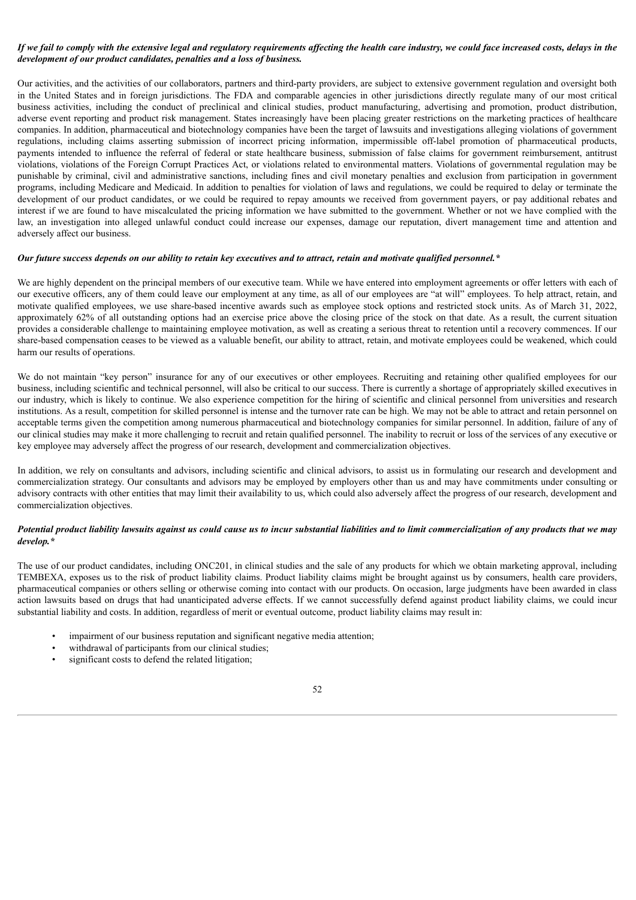***If we fail to comply with the extensive legal and regulatory requirements affecting the health care industry, we could face increased costs, delays in the development of our product candidates, penalties and a loss of business.***

Our activities, and the activities of our collaborators, partners and third-party providers, are subject to extensive government regulation and oversight both in the United States and in foreign jurisdictions. The FDA and comparable agencies in other jurisdictions directly regulate many of our most critical business activities, including the conduct of preclinical and clinical studies, product manufacturing, advertising and promotion, product distribution, adverse event reporting and product risk management. States increasingly have been placing greater restrictions on the marketing practices of healthcare companies. In addition, pharmaceutical and biotechnology companies have been the target of lawsuits and investigations alleging violations of government regulations, including claims asserting submission of incorrect pricing information, impermissible off-label promotion of pharmaceutical products, payments intended to influence the referral of federal or state healthcare business, submission of false claims for government reimbursement, antitrust violations, violations of the Foreign Corrupt Practices Act, or violations related to environmental matters. Violations of governmental regulation may be punishable by criminal, civil and administrative sanctions, including fines and civil monetary penalties and exclusion from participation in government programs, including Medicare and Medicaid. In addition to penalties for violation of laws and regulations, we could be required to delay or terminate the development of our product candidates, or we could be required to repay amounts we received from government payers, or pay additional rebates and interest if we are found to have miscalculated the pricing information we have submitted to the government. Whether or not we have complied with the law, an investigation into alleged unlawful conduct could increase our expenses, damage our reputation, divert management time and attention and adversely affect our business.

***Our future success depends on our ability to retain key executives and to attract, retain and motivate qualified personnel.****

We are highly dependent on the principal members of our executive team. While we have entered into employment agreements or offer letters with each of our executive officers, any of them could leave our employment at any time, as all of our employees are "at will" employees. To help attract, retain, and motivate qualified employees, we use share-based incentive awards such as employee stock options and restricted stock units. As of March 31, 2022, approximately 62% of all outstanding options had an exercise price above the closing price of the stock on that date. As a result, the current situation provides a considerable challenge to maintaining employee motivation, as well as creating a serious threat to retention until a recovery commences. If our share-based compensation ceases to be viewed as a valuable benefit, our ability to attract, retain, and motivate employees could be weakened, which could harm our results of operations.

We do not maintain "key person" insurance for any of our executives or other employees. Recruiting and retaining other qualified employees for our business, including scientific and technical personnel, will also be critical to our success. There is currently a shortage of appropriately skilled executives in our industry, which is likely to continue. We also experience competition for the hiring of scientific and clinical personnel from universities and research institutions. As a result, competition for skilled personnel is intense and the turnover rate can be high. We may not be able to attract and retain personnel on acceptable terms given the competition among numerous pharmaceutical and biotechnology companies for similar personnel. In addition, failure of any of our clinical studies may make it more challenging to recruit and retain qualified personnel. The inability to recruit or loss of the services of any executive or key employee may adversely affect the progress of our research, development and commercialization objectives.

In addition, we rely on consultants and advisors, including scientific and clinical advisors, to assist us in formulating our research and development and commercialization strategy. Our consultants and advisors may be employed by employers other than us and may have commitments under consulting or advisory contracts with other entities that may limit their availability to us, which could also adversely affect the progress of our research, development and commercialization objectives.

***Potential product liability lawsuits against us could cause us to incur substantial liabilities and to limit commercialization of any products that we may develop.****

The use of our product candidates, including ONC201, in clinical studies and the sale of any products for which we obtain marketing approval, including TEMBEXA, exposes us to the risk of product liability claims. Product liability claims might be brought against us by consumers, health care providers, pharmaceutical companies or others selling or otherwise coming into contact with our products. On occasion, large judgments have been awarded in class action lawsuits based on drugs that had unanticipated adverse effects. If we cannot successfully defend against product liability claims, we could incur substantial liability and costs. In addition, regardless of merit or eventual outcome, product liability claims may result in:

- impairment of our business reputation and significant negative media attention;
- withdrawal of participants from our clinical studies;
- significant costs to defend the related litigation;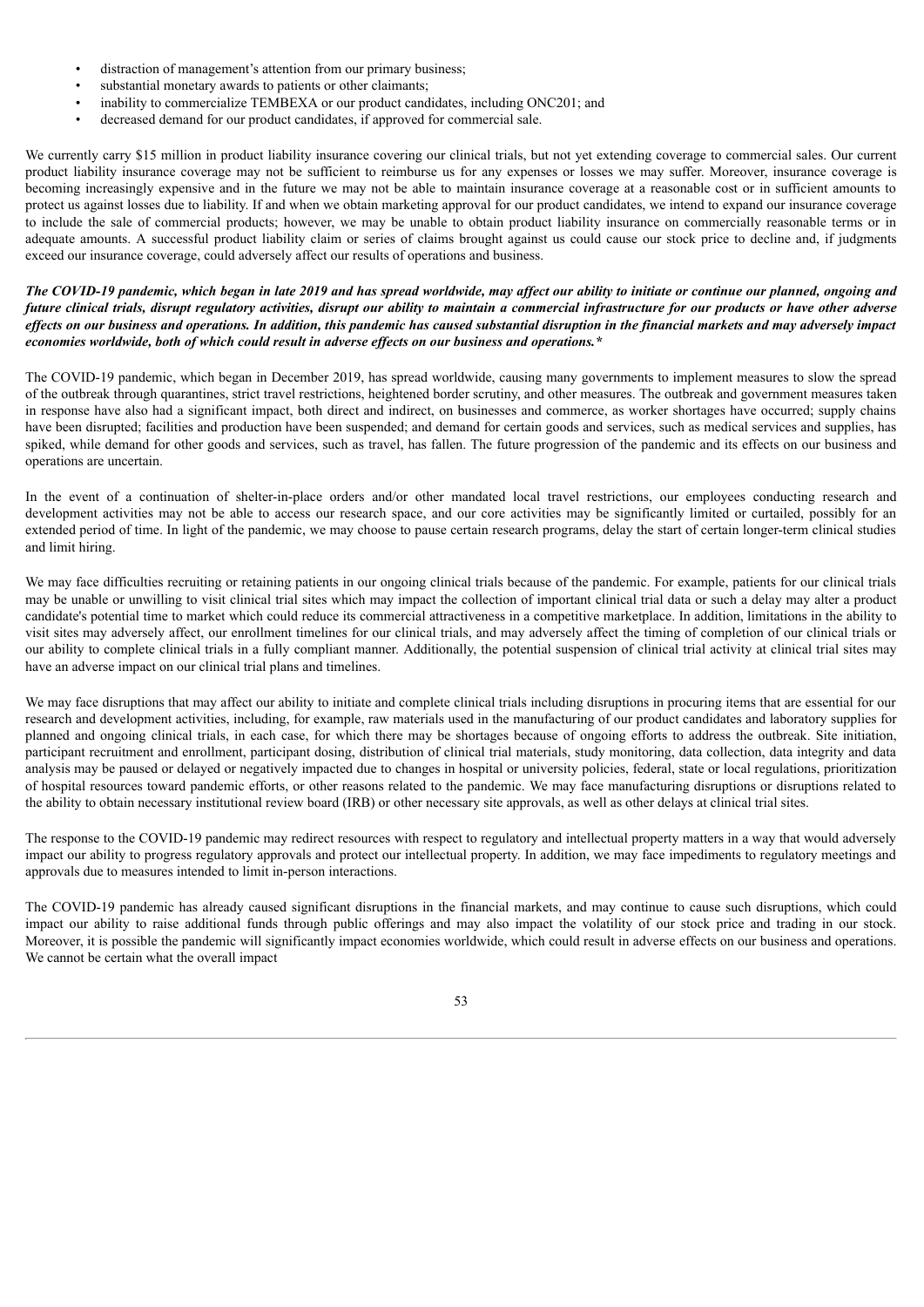- distraction of management's attention from our primary business;
- substantial monetary awards to patients or other claimants;
- inability to commercialize TEMBEXA or our product candidates, including ONC201; and
- decreased demand for our product candidates, if approved for commercial sale.

We currently carry $15 million in product liability insurance covering our clinical trials, but not yet extending coverage to commercial sales. Our current product liability insurance coverage may not be sufficient to reimburse us for any expenses or losses we may suffer. Moreover, insurance coverage is becoming increasingly expensive and in the future we may not be able to maintain insurance coverage at a reasonable cost or in sufficient amounts to protect us against losses due to liability. If and when we obtain marketing approval for our product candidates, we intend to expand our insurance coverage to include the sale of commercial products; however, we may be unable to obtain product liability insurance on commercially reasonable terms or in adequate amounts. A successful product liability claim or series of claims brought against us could cause our stock price to decline and, if judgments exceed our insurance coverage, could adversely affect our results of operations and business.

***The COVID-19 pandemic, which began in late 2019 and has spread worldwide, may affect our ability to initiate or continue our planned, ongoing and future clinical trials, disrupt regulatory activities, disrupt our ability to maintain a commercial infrastructure for our products or have other adverse effects on our business and operations. In addition, this pandemic has caused substantial disruption in the financial markets and may adversely impact economies worldwide, both of which could result in adverse effects on our business and operations.****

The COVID-19 pandemic, which began in December 2019, has spread worldwide, causing many governments to implement measures to slow the spread of the outbreak through quarantines, strict travel restrictions, heightened border scrutiny, and other measures. The outbreak and government measures taken in response have also had a significant impact, both direct and indirect, on businesses and commerce, as worker shortages have occurred; supply chains have been disrupted; facilities and production have been suspended; and demand for certain goods and services, such as medical services and supplies, has spiked, while demand for other goods and services, such as travel, has fallen. The future progression of the pandemic and its effects on our business and operations are uncertain.

In the event of a continuation of shelter-in-place orders and/or other mandated local travel restrictions, our employees conducting research and development activities may not be able to access our research space, and our core activities may be significantly limited or curtailed, possibly for an extended period of time. In light of the pandemic, we may choose to pause certain research programs, delay the start of certain longer-term clinical studies and limit hiring.

We may face difficulties recruiting or retaining patients in our ongoing clinical trials because of the pandemic. For example, patients for our clinical trials may be unable or unwilling to visit clinical trial sites which may impact the collection of important clinical trial data or such a delay may alter a product candidate's potential time to market which could reduce its commercial attractiveness in a competitive marketplace. In addition, limitations in the ability to visit sites may adversely affect, our enrollment timelines for our clinical trials, and may adversely affect the timing of completion of our clinical trials or our ability to complete clinical trials in a fully compliant manner. Additionally, the potential suspension of clinical trial activity at clinical trial sites may have an adverse impact on our clinical trial plans and timelines.

We may face disruptions that may affect our ability to initiate and complete clinical trials including disruptions in procuring items that are essential for our research and development activities, including, for example, raw materials used in the manufacturing of our product candidates and laboratory supplies for planned and ongoing clinical trials, in each case, for which there may be shortages because of ongoing efforts to address the outbreak. Site initiation, participant recruitment and enrollment, participant dosing, distribution of clinical trial materials, study monitoring, data collection, data integrity and data analysis may be paused or delayed or negatively impacted due to changes in hospital or university policies, federal, state or local regulations, prioritization of hospital resources toward pandemic efforts, or other reasons related to the pandemic. We may face manufacturing disruptions or disruptions related to the ability to obtain necessary institutional review board (IRB) or other necessary site approvals, as well as other delays at clinical trial sites.

The response to the COVID-19 pandemic may redirect resources with respect to regulatory and intellectual property matters in a way that would adversely impact our ability to progress regulatory approvals and protect our intellectual property. In addition, we may face impediments to regulatory meetings and approvals due to measures intended to limit in-person interactions.

The COVID-19 pandemic has already caused significant disruptions in the financial markets, and may continue to cause such disruptions, which could impact our ability to raise additional funds through public offerings and may also impact the volatility of our stock price and trading in our stock. Moreover, it is possible the pandemic will significantly impact economies worldwide, which could result in adverse effects on our business and operations. We cannot be certain what the overall impact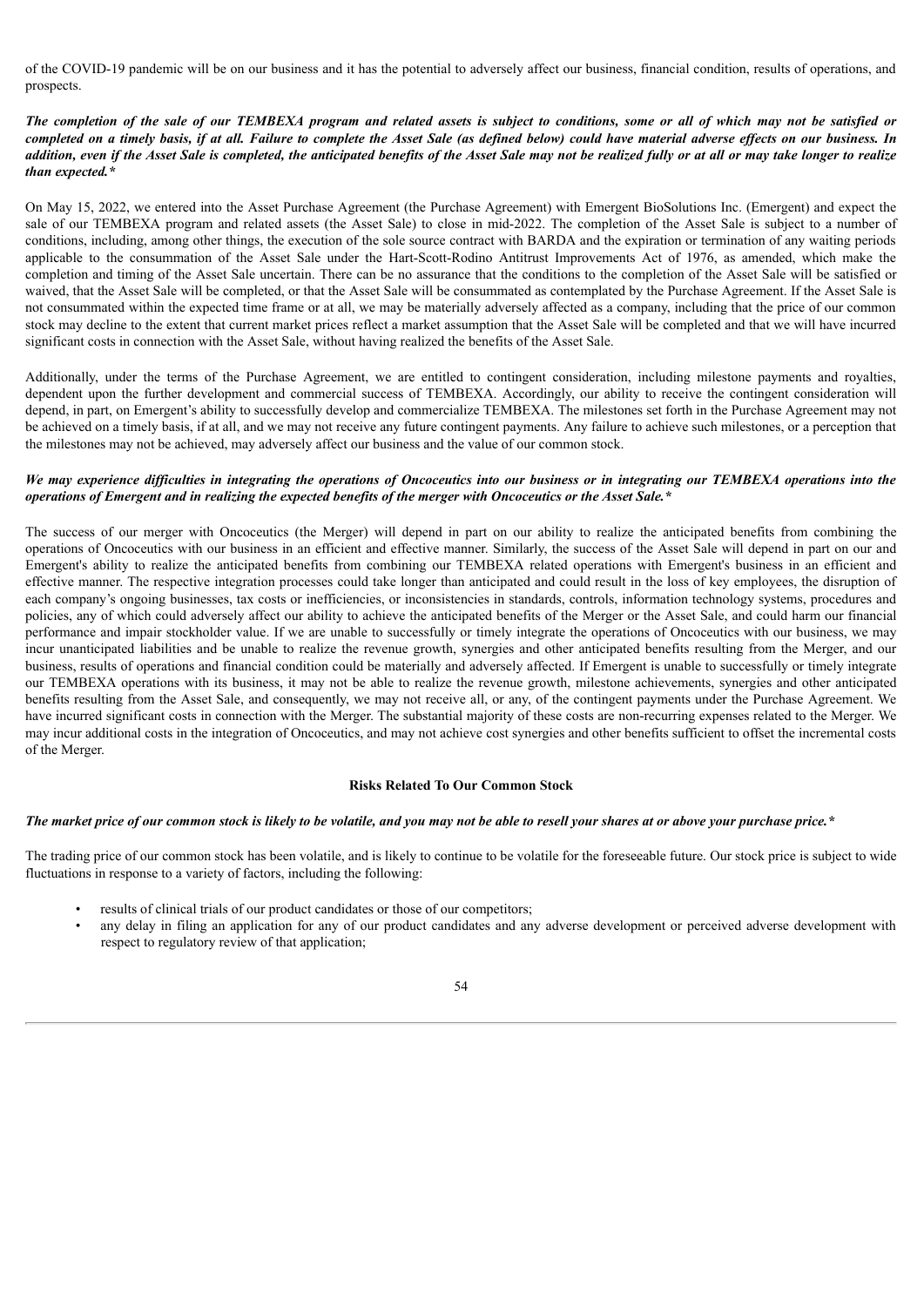of the COVID-19 pandemic will be on our business and it has the potential to adversely affect our business, financial condition, results of operations, and prospects.

***The completion of the sale of our TEMBEXA program and related assets is subject to conditions, some or all of which may not be satisfied or completed on a timely basis, if at all. Failure to complete the Asset Sale (as defined below) could have material adverse effects on our business. In addition, even if the Asset Sale is completed, the anticipated benefits of the Asset Sale may not be realized fully or at all or may take longer to realize than expected.****

On May 15, 2022, we entered into the Asset Purchase Agreement (the Purchase Agreement) with Emergent BioSolutions Inc. (Emergent) and expect the sale of our TEMBEXA program and related assets (the Asset Sale) to close in mid-2022. The completion of the Asset Sale is subject to a number of conditions, including, among other things, the execution of the sole source contract with BARDA and the expiration or termination of any waiting periods applicable to the consummation of the Asset Sale under the Hart-Scott-Rodino Antitrust Improvements Act of 1976, as amended, which make the completion and timing of the Asset Sale uncertain. There can be no assurance that the conditions to the completion of the Asset Sale will be satisfied or waived, that the Asset Sale will be completed, or that the Asset Sale will be consummated as contemplated by the Purchase Agreement. If the Asset Sale is not consummated within the expected time frame or at all, we may be materially adversely affected as a company, including that the price of our common stock may decline to the extent that current market prices reflect a market assumption that the Asset Sale will be completed and that we will have incurred significant costs in connection with the Asset Sale, without having realized the benefits of the Asset Sale.

Additionally, under the terms of the Purchase Agreement, we are entitled to contingent consideration, including milestone payments and royalties, dependent upon the further development and commercial success of TEMBEXA. Accordingly, our ability to receive the contingent consideration will depend, in part, on Emergent's ability to successfully develop and commercialize TEMBEXA. The milestones set forth in the Purchase Agreement may not be achieved on a timely basis, if at all, and we may not receive any future contingent payments. Any failure to achieve such milestones, or a perception that the milestones may not be achieved, may adversely affect our business and the value of our common stock.

***We may experience difficulties in integrating the operations of Oncoceutics into our business or in integrating our TEMBEXA operations into the operations of Emergent and in realizing the expected benefits of the merger with Oncoceutics or the Asset Sale.****

The success of our merger with Oncoceutics (the Merger) will depend in part on our ability to realize the anticipated benefits from combining the operations of Oncoceutics with our business in an efficient and effective manner. Similarly, the success of the Asset Sale will depend in part on our and Emergent's ability to realize the anticipated benefits from combining our TEMBEXA related operations with Emergent's business in an efficient and effective manner. The respective integration processes could take longer than anticipated and could result in the loss of key employees, the disruption of each company's ongoing businesses, tax costs or inefficiencies, or inconsistencies in standards, controls, information technology systems, procedures and policies, any of which could adversely affect our ability to achieve the anticipated benefits of the Merger or the Asset Sale, and could harm our financial performance and impair stockholder value. If we are unable to successfully or timely integrate the operations of Oncoceutics with our business, we may incur unanticipated liabilities and be unable to realize the revenue growth, synergies and other anticipated benefits resulting from the Merger, and our business, results of operations and financial condition could be materially and adversely affected. If Emergent is unable to successfully or timely integrate our TEMBEXA operations with its business, it may not be able to realize the revenue growth, milestone achievements, synergies and other anticipated benefits resulting from the Asset Sale, and consequently, we may not receive all, or any, of the contingent payments under the Purchase Agreement. We have incurred significant costs in connection with the Merger. The substantial majority of these costs are non-recurring expenses related to the Merger. We may incur additional costs in the integration of Oncoceutics, and may not achieve cost synergies and other benefits sufficient to offset the incremental costs of the Merger.

## Risks Related To Our Common Stock

***The market price of our common stock is likely to be volatile, and you may not be able to resell your shares at or above your purchase price.****

The trading price of our common stock has been volatile, and is likely to continue to be volatile for the foreseeable future. Our stock price is subject to wide fluctuations in response to a variety of factors, including the following:

- results of clinical trials of our product candidates or those of our competitors;
- any delay in filing an application for any of our product candidates and any adverse development or perceived adverse development with respect to regulatory review of that application;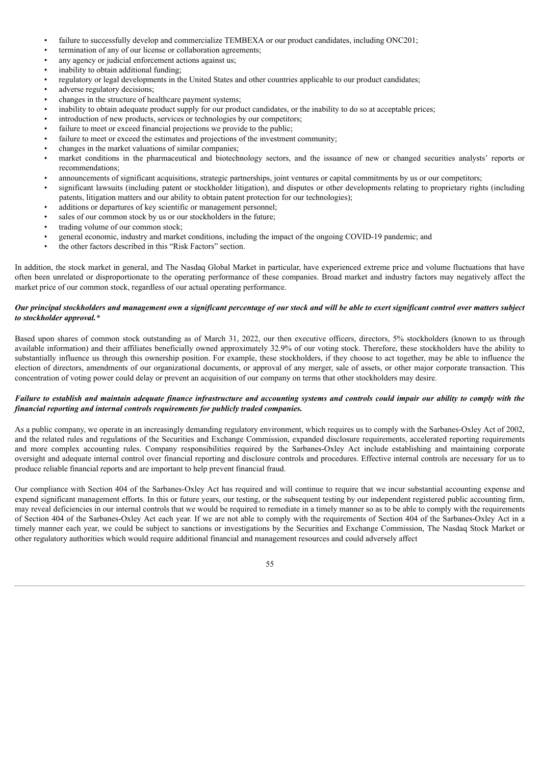- failure to successfully develop and commercialize TEMBEXA or our product candidates, including ONC201;
- termination of any of our license or collaboration agreements;
- any agency or judicial enforcement actions against us;
- inability to obtain additional funding;
- regulatory or legal developments in the United States and other countries applicable to our product candidates;
- adverse regulatory decisions;
- changes in the structure of healthcare payment systems;
- inability to obtain adequate product supply for our product candidates, or the inability to do so at acceptable prices;
- introduction of new products, services or technologies by our competitors;
- failure to meet or exceed financial projections we provide to the public;
- failure to meet or exceed the estimates and projections of the investment community;
- changes in the market valuations of similar companies;
- market conditions in the pharmaceutical and biotechnology sectors, and the issuance of new or changed securities analysts' reports or recommendations;
- announcements of significant acquisitions, strategic partnerships, joint ventures or capital commitments by us or our competitors;
- significant lawsuits (including patent or stockholder litigation), and disputes or other developments relating to proprietary rights (including patents, litigation matters and our ability to obtain patent protection for our technologies);
- additions or departures of key scientific or management personnel;
- sales of our common stock by us or our stockholders in the future;
- trading volume of our common stock;
- general economic, industry and market conditions, including the impact of the ongoing COVID-19 pandemic; and
- the other factors described in this "Risk Factors" section.

In addition, the stock market in general, and The Nasdaq Global Market in particular, have experienced extreme price and volume fluctuations that have often been unrelated or disproportionate to the operating performance of these companies. Broad market and industry factors may negatively affect the market price of our common stock, regardless of our actual operating performance.

***Our principal stockholders and management own a significant percentage of our stock and will be able to exert significant control over matters subject to stockholder approval.****

Based upon shares of common stock outstanding as of March 31, 2022, our then executive officers, directors, 5% stockholders (known to us through available information) and their affiliates beneficially owned approximately 32.9% of our voting stock. Therefore, these stockholders have the ability to substantially influence us through this ownership position. For example, these stockholders, if they choose to act together, may be able to influence the election of directors, amendments of our organizational documents, or approval of any merger, sale of assets, or other major corporate transaction. This concentration of voting power could delay or prevent an acquisition of our company on terms that other stockholders may desire.

***Failure to establish and maintain adequate finance infrastructure and accounting systems and controls could impair our ability to comply with the financial reporting and internal controls requirements for publicly traded companies.***

As a public company, we operate in an increasingly demanding regulatory environment, which requires us to comply with the Sarbanes-Oxley Act of 2002, and the related rules and regulations of the Securities and Exchange Commission, expanded disclosure requirements, accelerated reporting requirements and more complex accounting rules. Company responsibilities required by the Sarbanes-Oxley Act include establishing and maintaining corporate oversight and adequate internal control over financial reporting and disclosure controls and procedures. Effective internal controls are necessary for us to produce reliable financial reports and are important to help prevent financial fraud.

Our compliance with Section 404 of the Sarbanes-Oxley Act has required and will continue to require that we incur substantial accounting expense and expend significant management efforts. In this or future years, our testing, or the subsequent testing by our independent registered public accounting firm, may reveal deficiencies in our internal controls that we would be required to remediate in a timely manner so as to be able to comply with the requirements of Section 404 of the Sarbanes-Oxley Act each year. If we are not able to comply with the requirements of Section 404 of the Sarbanes-Oxley Act in a timely manner each year, we could be subject to sanctions or investigations by the Securities and Exchange Commission, The Nasdaq Stock Market or other regulatory authorities which would require additional financial and management resources and could adversely affect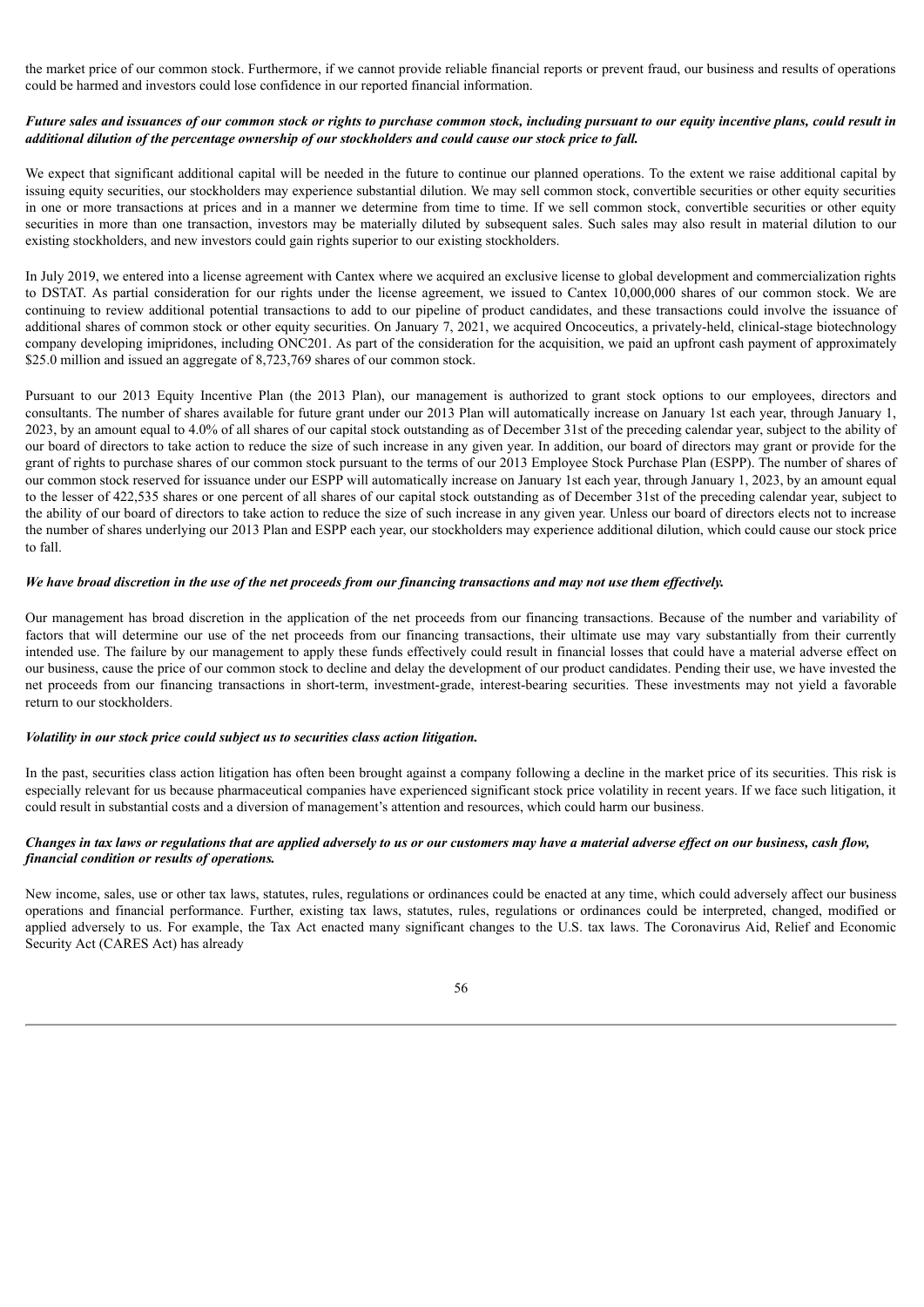the market price of our common stock. Furthermore, if we cannot provide reliable financial reports or prevent fraud, our business and results of operations could be harmed and investors could lose confidence in our reported financial information.

***Future sales and issuances of our common stock or rights to purchase common stock, including pursuant to our equity incentive plans, could result in additional dilution of the percentage ownership of our stockholders and could cause our stock price to fall.***

We expect that significant additional capital will be needed in the future to continue our planned operations. To the extent we raise additional capital by issuing equity securities, our stockholders may experience substantial dilution. We may sell common stock, convertible securities or other equity securities in one or more transactions at prices and in a manner we determine from time to time. If we sell common stock, convertible securities or other equity securities in more than one transaction, investors may be materially diluted by subsequent sales. Such sales may also result in material dilution to our existing stockholders, and new investors could gain rights superior to our existing stockholders.

In July 2019, we entered into a license agreement with Cantex where we acquired an exclusive license to global development and commercialization rights to DSTAT. As partial consideration for our rights under the license agreement, we issued to Cantex 10,000,000 shares of our common stock. We are continuing to review additional potential transactions to add to our pipeline of product candidates, and these transactions could involve the issuance of additional shares of common stock or other equity securities. On January 7, 2021, we acquired Oncoceutics, a privately-held, clinical-stage biotechnology company developing imipridones, including ONC201. As part of the consideration for the acquisition, we paid an upfront cash payment of approximately $25.0 million and issued an aggregate of 8,723,769 shares of our common stock.

Pursuant to our 2013 Equity Incentive Plan (the 2013 Plan), our management is authorized to grant stock options to our employees, directors and consultants. The number of shares available for future grant under our 2013 Plan will automatically increase on January 1st each year, through January 1, 2023, by an amount equal to 4.0% of all shares of our capital stock outstanding as of December 31st of the preceding calendar year, subject to the ability of our board of directors to take action to reduce the size of such increase in any given year. In addition, our board of directors may grant or provide for the grant of rights to purchase shares of our common stock pursuant to the terms of our 2013 Employee Stock Purchase Plan (ESPP). The number of shares of our common stock reserved for issuance under our ESPP will automatically increase on January 1st each year, through January 1, 2023, by an amount equal to the lesser of 422,535 shares or one percent of all shares of our capital stock outstanding as of December 31st of the preceding calendar year, subject to the ability of our board of directors to take action to reduce the size of such increase in any given year. Unless our board of directors elects not to increase the number of shares underlying our 2013 Plan and ESPP each year, our stockholders may experience additional dilution, which could cause our stock price to fall.

***We have broad discretion in the use of the net proceeds from our financing transactions and may not use them effectively.***

Our management has broad discretion in the application of the net proceeds from our financing transactions. Because of the number and variability of factors that will determine our use of the net proceeds from our financing transactions, their ultimate use may vary substantially from their currently intended use. The failure by our management to apply these funds effectively could result in financial losses that could have a material adverse effect on our business, cause the price of our common stock to decline and delay the development of our product candidates. Pending their use, we have invested the net proceeds from our financing transactions in short-term, investment-grade, interest-bearing securities. These investments may not yield a favorable return to our stockholders.

***Volatility in our stock price could subject us to securities class action litigation.***

In the past, securities class action litigation has often been brought against a company following a decline in the market price of its securities. This risk is especially relevant for us because pharmaceutical companies have experienced significant stock price volatility in recent years. If we face such litigation, it could result in substantial costs and a diversion of management's attention and resources, which could harm our business.

***Changes in tax laws or regulations that are applied adversely to us or our customers may have a material adverse effect on our business, cash flow, financial condition or results of operations.***

New income, sales, use or other tax laws, statutes, rules, regulations or ordinances could be enacted at any time, which could adversely affect our business operations and financial performance. Further, existing tax laws, statutes, rules, regulations or ordinances could be interpreted, changed, modified or applied adversely to us. For example, the Tax Act enacted many significant changes to the U.S. tax laws. The Coronavirus Aid, Relief and Economic Security Act (CARES Act) has already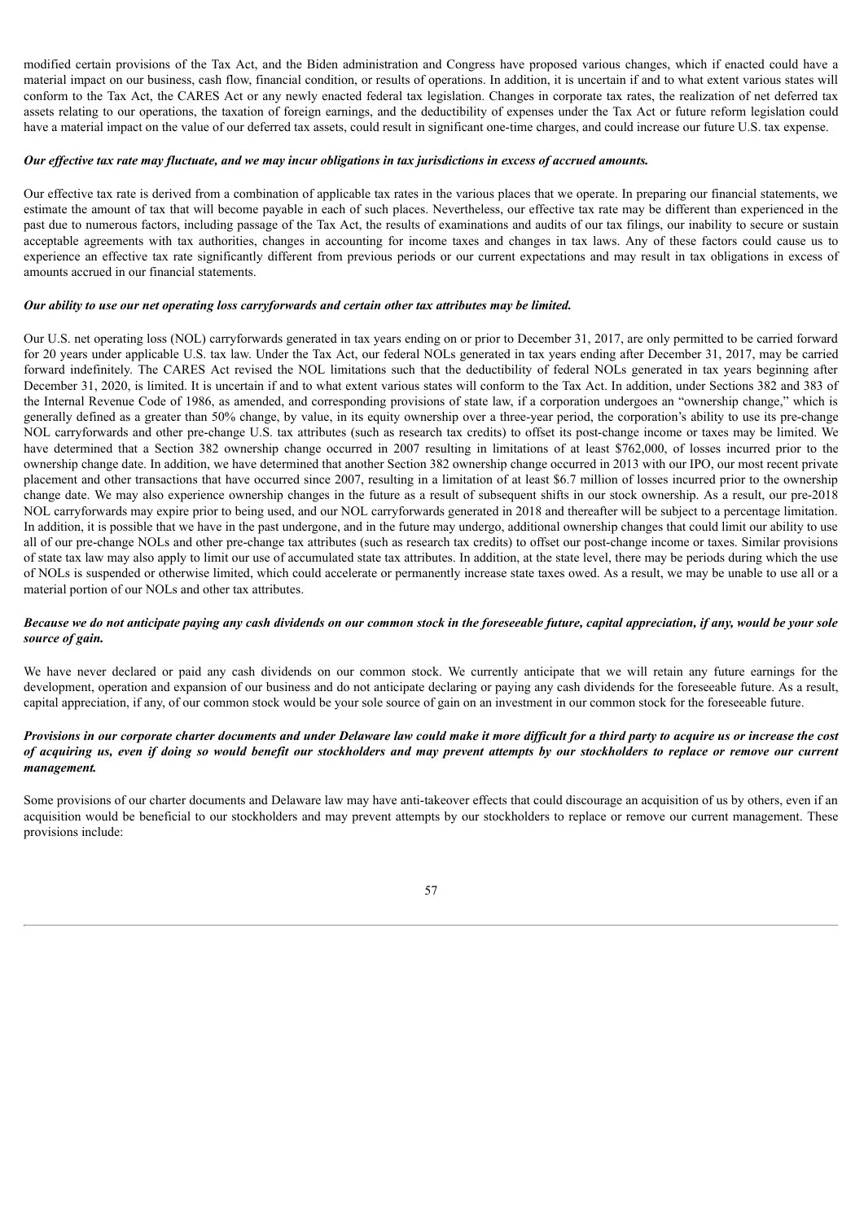modified certain provisions of the Tax Act, and the Biden administration and Congress have proposed various changes, which if enacted could have a material impact on our business, cash flow, financial condition, or results of operations. In addition, it is uncertain if and to what extent various states will conform to the Tax Act, the CARES Act or any newly enacted federal tax legislation. Changes in corporate tax rates, the realization of net deferred tax assets relating to our operations, the taxation of foreign earnings, and the deductibility of expenses under the Tax Act or future reform legislation could have a material impact on the value of our deferred tax assets, could result in significant one-time charges, and could increase our future U.S. tax expense.

***Our effective tax rate may fluctuate, and we may incur obligations in tax jurisdictions in excess of accrued amounts.***

Our effective tax rate is derived from a combination of applicable tax rates in the various places that we operate. In preparing our financial statements, we estimate the amount of tax that will become payable in each of such places. Nevertheless, our effective tax rate may be different than experienced in the past due to numerous factors, including passage of the Tax Act, the results of examinations and audits of our tax filings, our inability to secure or sustain acceptable agreements with tax authorities, changes in accounting for income taxes and changes in tax laws. Any of these factors could cause us to experience an effective tax rate significantly different from previous periods or our current expectations and may result in tax obligations in excess of amounts accrued in our financial statements.

***Our ability to use our net operating loss carryforwards and certain other tax attributes may be limited.***

Our U.S. net operating loss (NOL) carryforwards generated in tax years ending on or prior to December 31, 2017, are only permitted to be carried forward for 20 years under applicable U.S. tax law. Under the Tax Act, our federal NOLs generated in tax years ending after December 31, 2017, may be carried forward indefinitely. The CARES Act revised the NOL limitations such that the deductibility of federal NOLs generated in tax years beginning after December 31, 2020, is limited. It is uncertain if and to what extent various states will conform to the Tax Act. In addition, under Sections 382 and 383 of the Internal Revenue Code of 1986, as amended, and corresponding provisions of state law, if a corporation undergoes an "ownership change," which is generally defined as a greater than 50% change, by value, in its equity ownership over a three-year period, the corporation's ability to use its pre-change NOL carryforwards and other pre-change U.S. tax attributes (such as research tax credits) to offset its post-change income or taxes may be limited. We have determined that a Section 382 ownership change occurred in 2007 resulting in limitations of at least $762,000, of losses incurred prior to the ownership change date. In addition, we have determined that another Section 382 ownership change occurred in 2013 with our IPO, our most recent private placement and other transactions that have occurred since 2007, resulting in a limitation of at least $6.7 million of losses incurred prior to the ownership change date. We may also experience ownership changes in the future as a result of subsequent shifts in our stock ownership. As a result, our pre-2018 NOL carryforwards may expire prior to being used, and our NOL carryforwards generated in 2018 and thereafter will be subject to a percentage limitation. In addition, it is possible that we have in the past undergone, and in the future may undergo, additional ownership changes that could limit our ability to use all of our pre-change NOLs and other pre-change tax attributes (such as research tax credits) to offset our post-change income or taxes. Similar provisions of state tax law may also apply to limit our use of accumulated state tax attributes. In addition, at the state level, there may be periods during which the use of NOLs is suspended or otherwise limited, which could accelerate or permanently increase state taxes owed. As a result, we may be unable to use all or a material portion of our NOLs and other tax attributes.

***Because we do not anticipate paying any cash dividends on our common stock in the foreseeable future, capital appreciation, if any, would be your sole source of gain.***

We have never declared or paid any cash dividends on our common stock. We currently anticipate that we will retain any future earnings for the development, operation and expansion of our business and do not anticipate declaring or paying any cash dividends for the foreseeable future. As a result, capital appreciation, if any, of our common stock would be your sole source of gain on an investment in our common stock for the foreseeable future.

***Provisions in our corporate charter documents and under Delaware law could make it more difficult for a third party to acquire us or increase the cost of acquiring us, even if doing so would benefit our stockholders and may prevent attempts by our stockholders to replace or remove our current management.***

Some provisions of our charter documents and Delaware law may have anti-takeover effects that could discourage an acquisition of us by others, even if an acquisition would be beneficial to our stockholders and may prevent attempts by our stockholders to replace or remove our current management. These provisions include: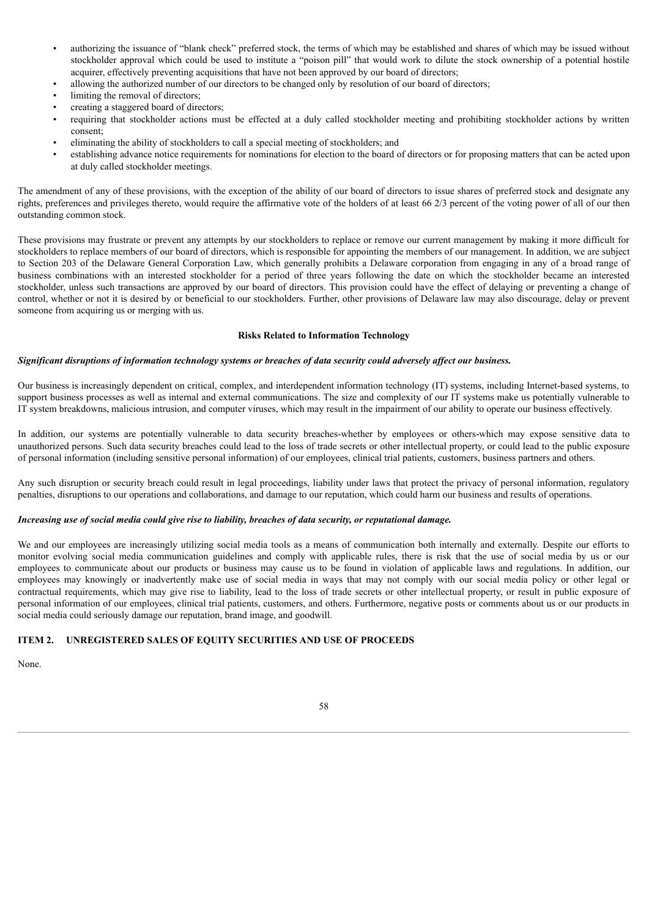- authorizing the issuance of "blank check" preferred stock, the terms of which may be established and shares of which may be issued without stockholder approval which could be used to institute a "poison pill" that would work to dilute the stock ownership of a potential hostile acquirer, effectively preventing acquisitions that have not been approved by our board of directors;
- allowing the authorized number of our directors to be changed only by resolution of our board of directors;
- limiting the removal of directors;
- creating a staggered board of directors;
- requiring that stockholder actions must be effected at a duly called stockholder meeting and prohibiting stockholder actions by written consent;
- eliminating the ability of stockholders to call a special meeting of stockholders; and
- establishing advance notice requirements for nominations for election to the board of directors or for proposing matters that can be acted upon at duly called stockholder meetings.

The amendment of any of these provisions, with the exception of the ability of our board of directors to issue shares of preferred stock and designate any rights, preferences and privileges thereto, would require the affirmative vote of the holders of at least 66 2/3 percent of the voting power of all of our then outstanding common stock.

These provisions may frustrate or prevent any attempts by our stockholders to replace or remove our current management by making it more difficult for stockholders to replace members of our board of directors, which is responsible for appointing the members of our management. In addition, we are subject to Section 203 of the Delaware General Corporation Law, which generally prohibits a Delaware corporation from engaging in any of a broad range of business combinations with an interested stockholder for a period of three years following the date on which the stockholder became an interested stockholder, unless such transactions are approved by our board of directors. This provision could have the effect of delaying or preventing a change of control, whether or not it is desired by or beneficial to our stockholders. Further, other provisions of Delaware law may also discourage, delay or prevent someone from acquiring us or merging with us.

**Risks Related to Information Technology**

***Significant disruptions of information technology systems or breaches of data security could adversely affect our business.***

Our business is increasingly dependent on critical, complex, and interdependent information technology (IT) systems, including Internet-based systems, to support business processes as well as internal and external communications. The size and complexity of our IT systems make us potentially vulnerable to IT system breakdowns, malicious intrusion, and computer viruses, which may result in the impairment of our ability to operate our business effectively.

In addition, our systems are potentially vulnerable to data security breaches-whether by employees or others-which may expose sensitive data to unauthorized persons. Such data security breaches could lead to the loss of trade secrets or other intellectual property, or could lead to the public exposure of personal information (including sensitive personal information) of our employees, clinical trial patients, customers, business partners and others.

Any such disruption or security breach could result in legal proceedings, liability under laws that protect the privacy of personal information, regulatory penalties, disruptions to our operations and collaborations, and damage to our reputation, which could harm our business and results of operations.

***Increasing use of social media could give rise to liability, breaches of data security, or reputational damage.***

We and our employees are increasingly utilizing social media tools as a means of communication both internally and externally. Despite our efforts to monitor evolving social media communication guidelines and comply with applicable rules, there is risk that the use of social media by us or our employees to communicate about our products or business may cause us to be found in violation of applicable laws and regulations. In addition, our employees may knowingly or inadvertently make use of social media in ways that may not comply with our social media policy or other legal or contractual requirements, which may give rise to liability, lead to the loss of trade secrets or other intellectual property, or result in public exposure of personal information of our employees, clinical trial patients, customers, and others. Furthermore, negative posts or comments about us or our products in social media could seriously damage our reputation, brand image, and goodwill.

## ITEM 2. UNREGISTERED SALES OF EQUITY SECURITIES AND USE OF PROCEEDS

None.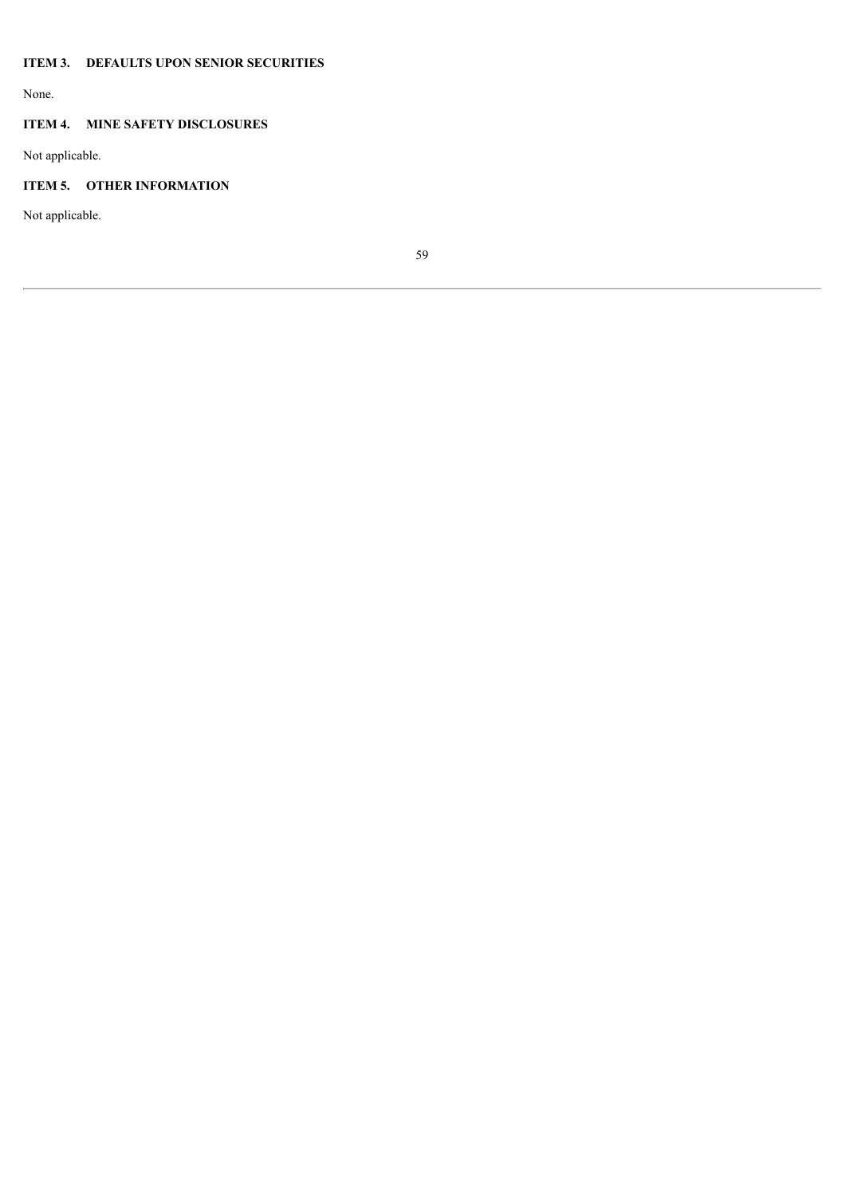## ITEM 3. DEFAULTS UPON SENIOR SECURITIES

None.

## ITEM 4. MINE SAFETY DISCLOSURES

Not applicable.

## ITEM 5. OTHER INFORMATION

Not applicable.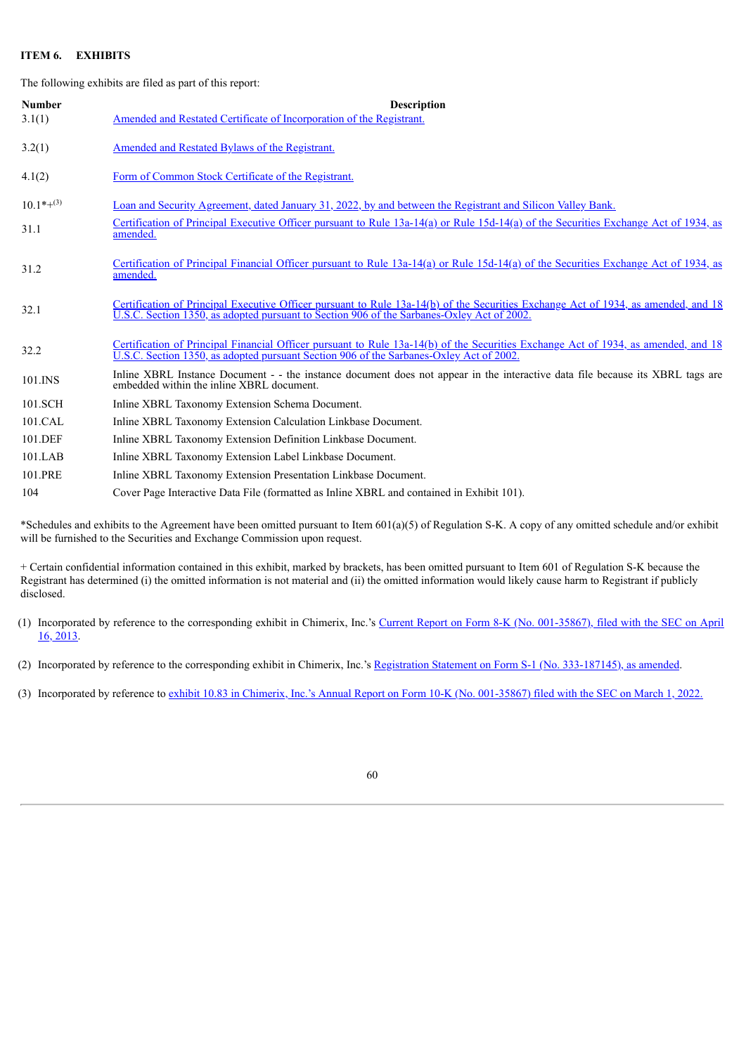## ITEM 6. EXHIBITS

The following exhibits are filed as part of this report:

| Number | Description |
|---|---|
| 3.1(1) | Amended and Restated Certificate of Incorporation of the Registrant. |
| 3.2(1) | Amended and Restated Bylaws of the Registrant. |
| 4.1(2) | Form of Common Stock Certificate of the Registrant. |
| 10.1*+(3) | Loan and Security Agreement, dated January 31, 2022, by and between the Registrant and Silicon Valley Bank. |
| 31.1 | Certification of Principal Executive Officer pursuant to Rule 13a-14(a) or Rule 15d-14(a) of the Securities Exchange Act of 1934, as amended. |
| 31.2 | Certification of Principal Financial Officer pursuant to Rule 13a-14(a) or Rule 15d-14(a) of the Securities Exchange Act of 1934, as amended. |
| 32.1 | Certification of Principal Executive Officer pursuant to Rule 13a-14(b) of the Securities Exchange Act of 1934, as amended, and 18 U.S.C. Section 1350, as adopted pursuant to Section 906 of the Sarbanes-Oxley Act of 2002. |
| 32.2 | Certification of Principal Financial Officer pursuant to Rule 13a-14(b) of the Securities Exchange Act of 1934, as amended, and 18 U.S.C. Section 1350, as adopted pursuant Section 906 of the Sarbanes-Oxley Act of 2002. |
| 101.INS | Inline XBRL Instance Document - - the instance document does not appear in the interactive data file because its XBRL tags are embedded within the inline XBRL document. |
| 101.SCH | Inline XBRL Taxonomy Extension Schema Document. |
| 101.CAL | Inline XBRL Taxonomy Extension Calculation Linkbase Document. |
| 101.DEF | Inline XBRL Taxonomy Extension Definition Linkbase Document. |
| 101.LAB | Inline XBRL Taxonomy Extension Label Linkbase Document. |
| 101.PRE | Inline XBRL Taxonomy Extension Presentation Linkbase Document. |
| 104 | Cover Page Interactive Data File (formatted as Inline XBRL and contained in Exhibit 101). |

*Schedules and exhibits to the Agreement have been omitted pursuant to Item 601(a)(5) of Regulation S-K. A copy of any omitted schedule and/or exhibit will be furnished to the Securities and Exchange Commission upon request.

+ Certain confidential information contained in this exhibit, marked by brackets, has been omitted pursuant to Item 601 of Regulation S-K because the Registrant has determined (i) the omitted information is not material and (ii) the omitted information would likely cause harm to Registrant if publicly disclosed.

(1) Incorporated by reference to the corresponding exhibit in Chimerix, Inc.'s Current Report on Form 8-K (No. 001-35867), filed with the SEC on April 16, 2013.

(2) Incorporated by reference to the corresponding exhibit in Chimerix, Inc.'s Registration Statement on Form S-1 (No. 333-187145), as amended.

(3) Incorporated by reference to exhibit 10.83 in Chimerix, Inc.'s Annual Report on Form 10-K (No. 001-35867) filed with the SEC on March 1, 2022.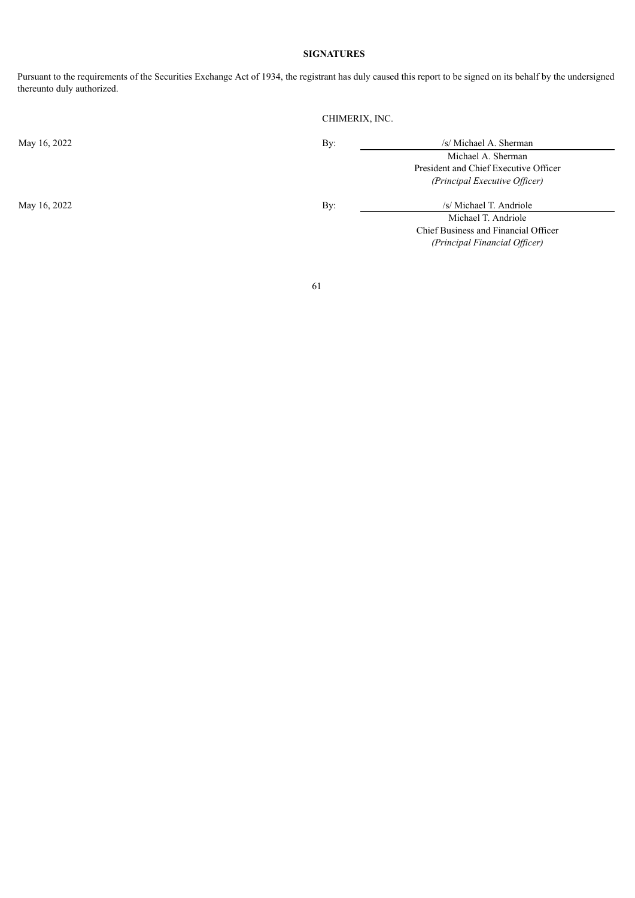**SIGNATURES**

Pursuant to the requirements of the Securities Exchange Act of 1934, the registrant has duly caused this report to be signed on its behalf by the undersigned thereunto duly authorized.

| | | CHIMERIX, INC. |
|---|---|---|
| May 16, 2022 | By: | /s/ Michael A. Sherman |
| | | Michael A. Sherman |
| | | President and Chief Executive Officer |
| | | *(Principal Executive Officer)* |
| May 16, 2022 | By: | /s/ Michael T. Andriole |
| | | Michael T. Andriole |
| | | Chief Business and Financial Officer |
| | | *(Principal Financial Officer)* |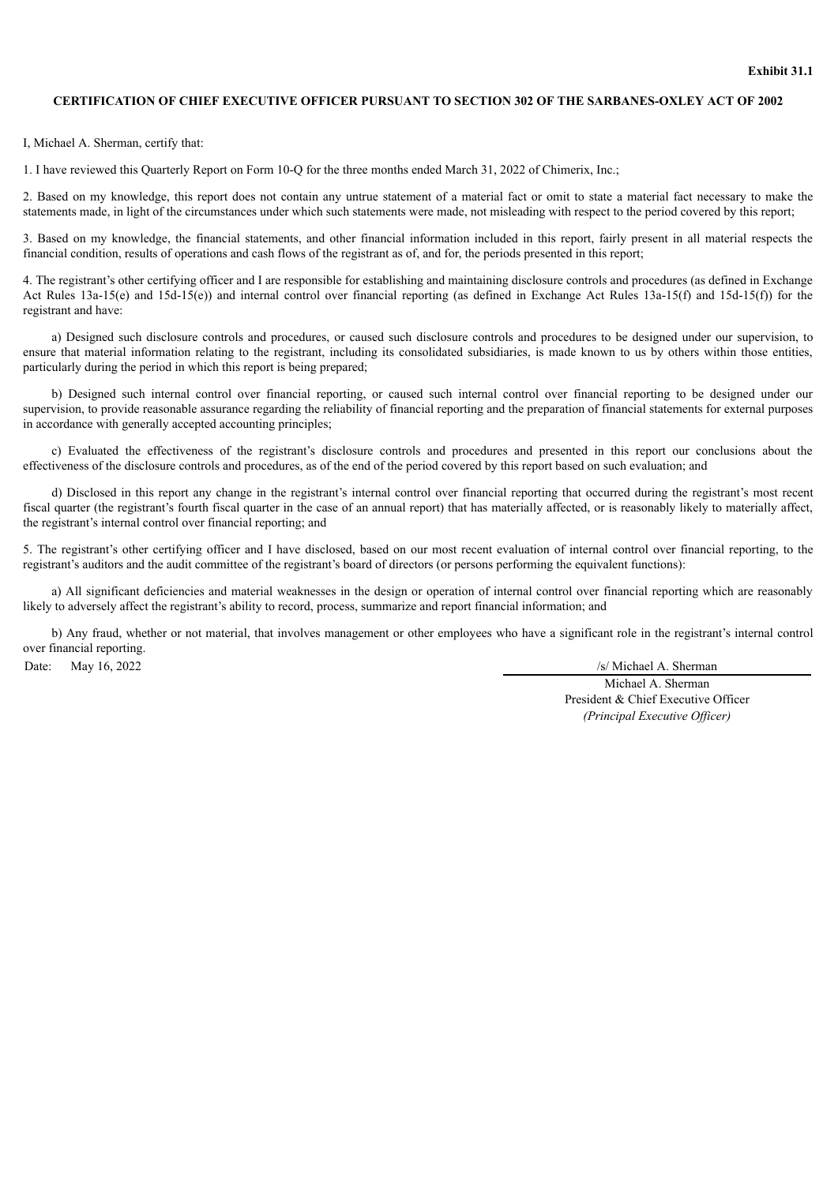**Exhibit 31.1**

**CERTIFICATION OF CHIEF EXECUTIVE OFFICER PURSUANT TO SECTION 302 OF THE SARBANES-OXLEY ACT OF 2002**

I, Michael A. Sherman, certify that:

1. I have reviewed this Quarterly Report on Form 10-Q for the three months ended March 31, 2022 of Chimerix, Inc.;

2. Based on my knowledge, this report does not contain any untrue statement of a material fact or omit to state a material fact necessary to make the statements made, in light of the circumstances under which such statements were made, not misleading with respect to the period covered by this report;

3. Based on my knowledge, the financial statements, and other financial information included in this report, fairly present in all material respects the financial condition, results of operations and cash flows of the registrant as of, and for, the periods presented in this report;

4. The registrant's other certifying officer and I are responsible for establishing and maintaining disclosure controls and procedures (as defined in Exchange Act Rules 13a-15(e) and 15d-15(e)) and internal control over financial reporting (as defined in Exchange Act Rules 13a-15(f) and 15d-15(f)) for the registrant and have:

a) Designed such disclosure controls and procedures, or caused such disclosure controls and procedures to be designed under our supervision, to ensure that material information relating to the registrant, including its consolidated subsidiaries, is made known to us by others within those entities, particularly during the period in which this report is being prepared;

b) Designed such internal control over financial reporting, or caused such internal control over financial reporting to be designed under our supervision, to provide reasonable assurance regarding the reliability of financial reporting and the preparation of financial statements for external purposes in accordance with generally accepted accounting principles;

c) Evaluated the effectiveness of the registrant's disclosure controls and procedures and presented in this report our conclusions about the effectiveness of the disclosure controls and procedures, as of the end of the period covered by this report based on such evaluation; and

d) Disclosed in this report any change in the registrant's internal control over financial reporting that occurred during the registrant's most recent fiscal quarter (the registrant's fourth fiscal quarter in the case of an annual report) that has materially affected, or is reasonably likely to materially affect, the registrant's internal control over financial reporting; and

5. The registrant's other certifying officer and I have disclosed, based on our most recent evaluation of internal control over financial reporting, to the registrant's auditors and the audit committee of the registrant's board of directors (or persons performing the equivalent functions):

a) All significant deficiencies and material weaknesses in the design or operation of internal control over financial reporting which are reasonably likely to adversely affect the registrant's ability to record, process, summarize and report financial information; and

b) Any fraud, whether or not material, that involves management or other employees who have a significant role in the registrant's internal control over financial reporting.

Date: May 16, 2022

/s/ Michael A. Sherman

Michael A. Sherman
President & Chief Executive Officer
*(Principal Executive Officer)*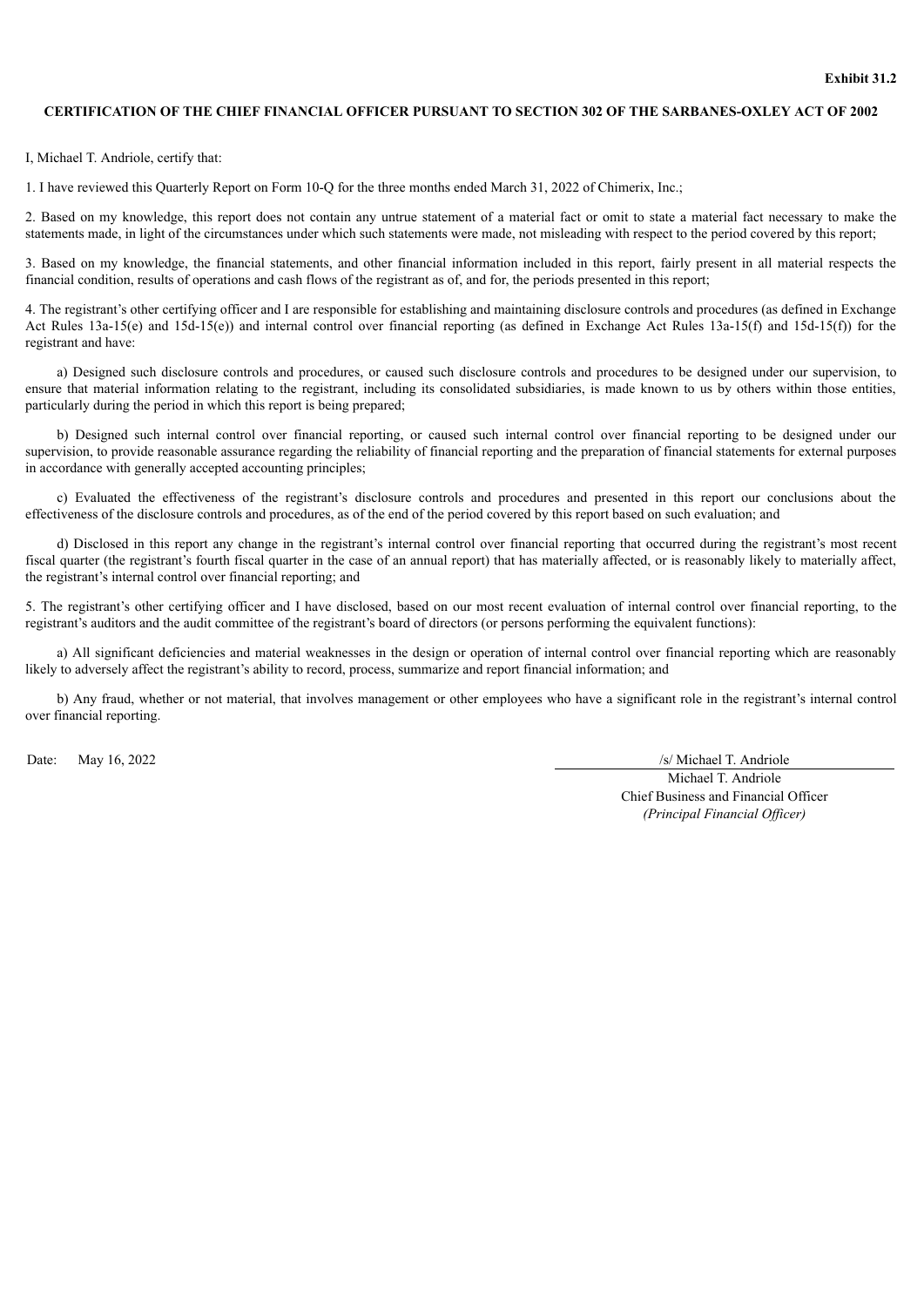**Exhibit 31.2**

**CERTIFICATION OF THE CHIEF FINANCIAL OFFICER PURSUANT TO SECTION 302 OF THE SARBANES-OXLEY ACT OF 2002**

I, Michael T. Andriole, certify that:

1. I have reviewed this Quarterly Report on Form 10-Q for the three months ended March 31, 2022 of Chimerix, Inc.;

2. Based on my knowledge, this report does not contain any untrue statement of a material fact or omit to state a material fact necessary to make the statements made, in light of the circumstances under which such statements were made, not misleading with respect to the period covered by this report;

3. Based on my knowledge, the financial statements, and other financial information included in this report, fairly present in all material respects the financial condition, results of operations and cash flows of the registrant as of, and for, the periods presented in this report;

4. The registrant's other certifying officer and I are responsible for establishing and maintaining disclosure controls and procedures (as defined in Exchange Act Rules 13a-15(e) and 15d-15(e)) and internal control over financial reporting (as defined in Exchange Act Rules 13a-15(f) and 15d-15(f)) for the registrant and have:

a) Designed such disclosure controls and procedures, or caused such disclosure controls and procedures to be designed under our supervision, to ensure that material information relating to the registrant, including its consolidated subsidiaries, is made known to us by others within those entities, particularly during the period in which this report is being prepared;

b) Designed such internal control over financial reporting, or caused such internal control over financial reporting to be designed under our supervision, to provide reasonable assurance regarding the reliability of financial reporting and the preparation of financial statements for external purposes in accordance with generally accepted accounting principles;

c) Evaluated the effectiveness of the registrant's disclosure controls and procedures and presented in this report our conclusions about the effectiveness of the disclosure controls and procedures, as of the end of the period covered by this report based on such evaluation; and

d) Disclosed in this report any change in the registrant's internal control over financial reporting that occurred during the registrant's most recent fiscal quarter (the registrant's fourth fiscal quarter in the case of an annual report) that has materially affected, or is reasonably likely to materially affect, the registrant's internal control over financial reporting; and

5. The registrant's other certifying officer and I have disclosed, based on our most recent evaluation of internal control over financial reporting, to the registrant's auditors and the audit committee of the registrant's board of directors (or persons performing the equivalent functions):

a) All significant deficiencies and material weaknesses in the design or operation of internal control over financial reporting which are reasonably likely to adversely affect the registrant's ability to record, process, summarize and report financial information; and

b) Any fraud, whether or not material, that involves management or other employees who have a significant role in the registrant's internal control over financial reporting.

Date: May 16, 2022

/s/ Michael T. Andriole
Michael T. Andriole
Chief Business and Financial Officer
*(Principal Financial Officer)*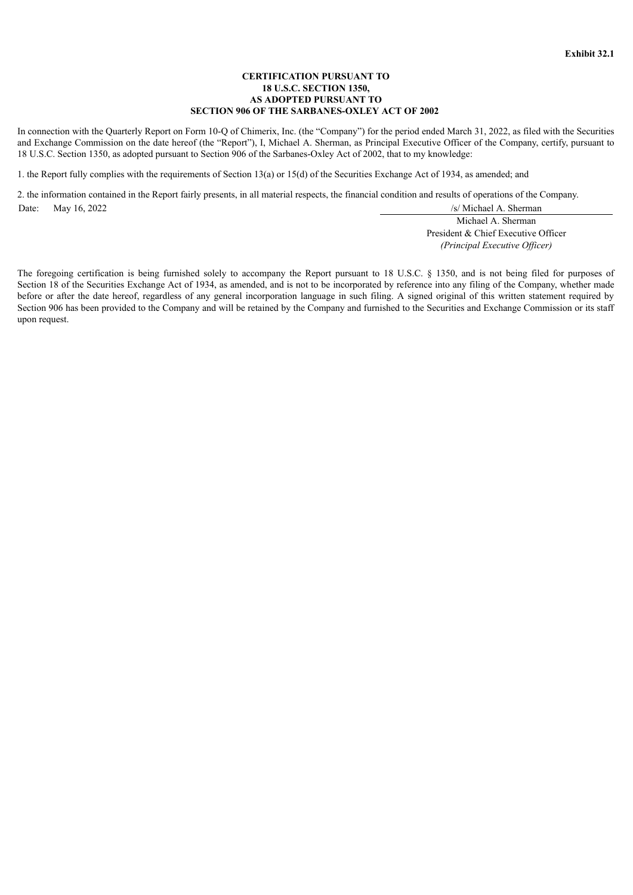**Exhibit 32.1**

**CERTIFICATION PURSUANT TO
18 U.S.C. SECTION 1350,
AS ADOPTED PURSUANT TO
SECTION 906 OF THE SARBANES-OXLEY ACT OF 2002**

In connection with the Quarterly Report on Form 10-Q of Chimerix, Inc. (the "Company") for the period ended March 31, 2022, as filed with the Securities and Exchange Commission on the date hereof (the "Report"), I, Michael A. Sherman, as Principal Executive Officer of the Company, certify, pursuant to 18 U.S.C. Section 1350, as adopted pursuant to Section 906 of the Sarbanes-Oxley Act of 2002, that to my knowledge:

1. the Report fully complies with the requirements of Section 13(a) or 15(d) of the Securities Exchange Act of 1934, as amended; and

2. the information contained in the Report fairly presents, in all material respects, the financial condition and results of operations of the Company.

Date: May 16, 2022

/s/ Michael A. Sherman
Michael A. Sherman
President & Chief Executive Officer
*(Principal Executive Officer)*

The foregoing certification is being furnished solely to accompany the Report pursuant to 18 U.S.C. § 1350, and is not being filed for purposes of Section 18 of the Securities Exchange Act of 1934, as amended, and is not to be incorporated by reference into any filing of the Company, whether made before or after the date hereof, regardless of any general incorporation language in such filing. A signed original of this written statement required by Section 906 has been provided to the Company and will be retained by the Company and furnished to the Securities and Exchange Commission or its staff upon request.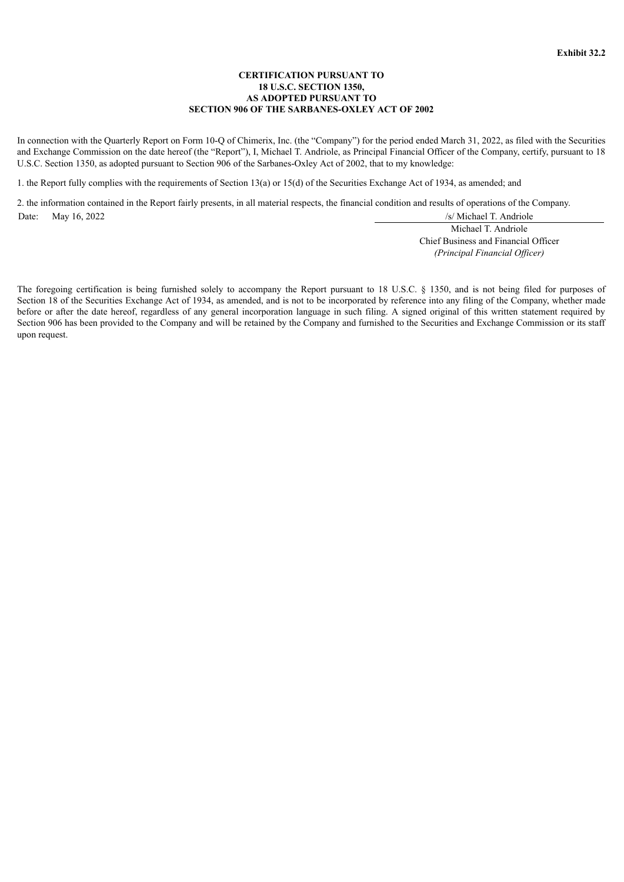**Exhibit 32.2**

**CERTIFICATION PURSUANT TO**
**18 U.S.C. SECTION 1350,**
**AS ADOPTED PURSUANT TO**
**SECTION 906 OF THE SARBANES-OXLEY ACT OF 2002**

In connection with the Quarterly Report on Form 10-Q of Chimerix, Inc. (the "Company") for the period ended March 31, 2022, as filed with the Securities and Exchange Commission on the date hereof (the "Report"), I, Michael T. Andriole, as Principal Financial Officer of the Company, certify, pursuant to 18 U.S.C. Section 1350, as adopted pursuant to Section 906 of the Sarbanes-Oxley Act of 2002, that to my knowledge:

1. the Report fully complies with the requirements of Section 13(a) or 15(d) of the Securities Exchange Act of 1934, as amended; and

2. the information contained in the Report fairly presents, in all material respects, the financial condition and results of operations of the Company.

Date: May 16, 2022

/s/ Michael T. Andriole

Michael T. Andriole
Chief Business and Financial Officer
*(Principal Financial Officer)*

The foregoing certification is being furnished solely to accompany the Report pursuant to 18 U.S.C. § 1350, and is not being filed for purposes of Section 18 of the Securities Exchange Act of 1934, as amended, and is not to be incorporated by reference into any filing of the Company, whether made before or after the date hereof, regardless of any general incorporation language in such filing. A signed original of this written statement required by Section 906 has been provided to the Company and will be retained by the Company and furnished to the Securities and Exchange Commission or its staff upon request.